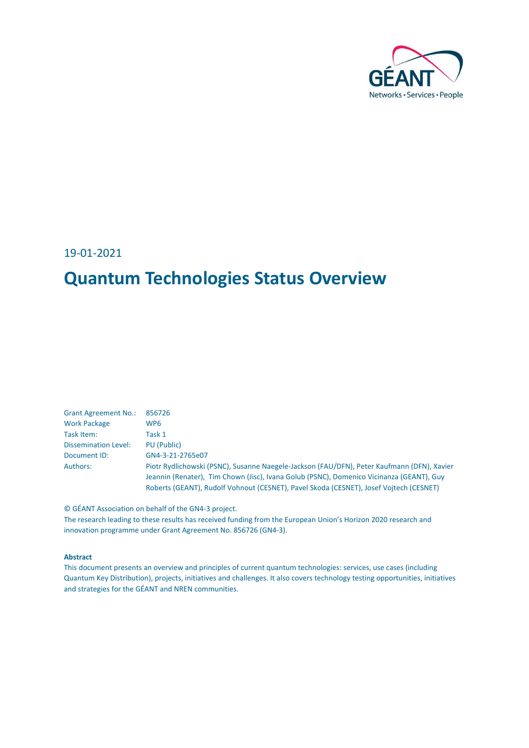19-01-2021

# Quantum Technologies Status Overview

| | |
|---|---|
| Grant Agreement No.: | 856726 |
| Work Package | WP6 |
| Task Item: | Task 1 |
| Dissemination Level: | PU (Public) |
| Document ID: | GN4-3-21-2765e07 |
| Authors: | Piotr Rydlichowski (PSNC), Susanne Naegele-Jackson (FAU/DFN), Peter Kaufmann (DFN), Xavier Jeannin (Renater), Tim Chown (Jisc), Ivana Golub (PSNC), Domenico Vicinanza (GEANT), Guy Roberts (GEANT), Rudolf Vohnout (CESNET), Pavel Skoda (CESNET), Josef Vojtech (CESNET) |

© GÉANT Association on behalf of the GN4-3 project.
The research leading to these results has received funding from the European Union's Horizon 2020 research and innovation programme under Grant Agreement No. 856726 (GN4-3).

**Abstract**

This document presents an overview and principles of current quantum technologies: services, use cases (including Quantum Key Distribution), projects, initiatives and challenges. It also covers technology testing opportunities, initiatives and strategies for the GÉANT and NREN communities.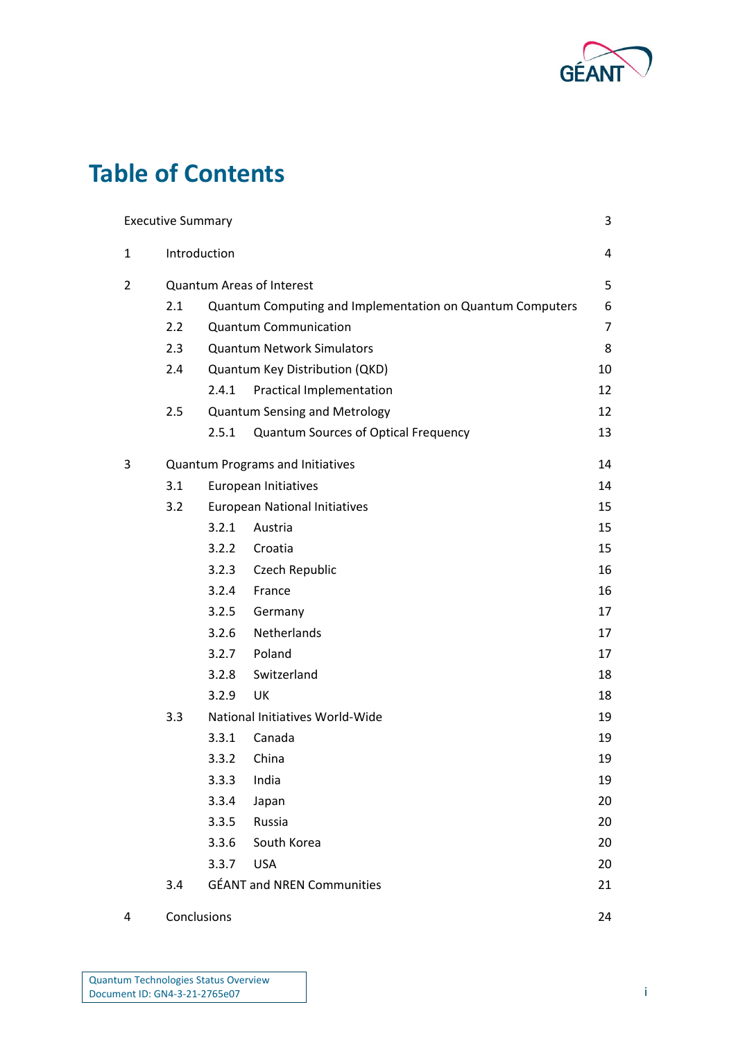# Table of Contents

| | | |
|---|---|---|
| Executive Summary | | 3 |
| 1 | Introduction | 4 |
| 2 | Quantum Areas of Interest | 5 |
| | 2.1 Quantum Computing and Implementation on Quantum Computers | 6 |
| | 2.2 Quantum Communication | 7 |
| | 2.3 Quantum Network Simulators | 8 |
| | 2.4 Quantum Key Distribution (QKD) | 10 |
| | 2.4.1 Practical Implementation | 12 |
| | 2.5 Quantum Sensing and Metrology | 12 |
| | 2.5.1 Quantum Sources of Optical Frequency | 13 |
| 3 | Quantum Programs and Initiatives | 14 |
| | 3.1 European Initiatives | 14 |
| | 3.2 European National Initiatives | 15 |
| | 3.2.1 Austria | 15 |
| | 3.2.2 Croatia | 15 |
| | 3.2.3 Czech Republic | 16 |
| | 3.2.4 France | 16 |
| | 3.2.5 Germany | 17 |
| | 3.2.6 Netherlands | 17 |
| | 3.2.7 Poland | 17 |
| | 3.2.8 Switzerland | 18 |
| | 3.2.9 UK | 18 |
| | 3.3 National Initiatives World-Wide | 19 |
| | 3.3.1 Canada | 19 |
| | 3.3.2 China | 19 |
| | 3.3.3 India | 19 |
| | 3.3.4 Japan | 20 |
| | 3.3.5 Russia | 20 |
| | 3.3.6 South Korea | 20 |
| | 3.3.7 USA | 20 |
| | 3.4 GÉANT and NREN Communities | 21 |
| 4 | Conclusions | 24 |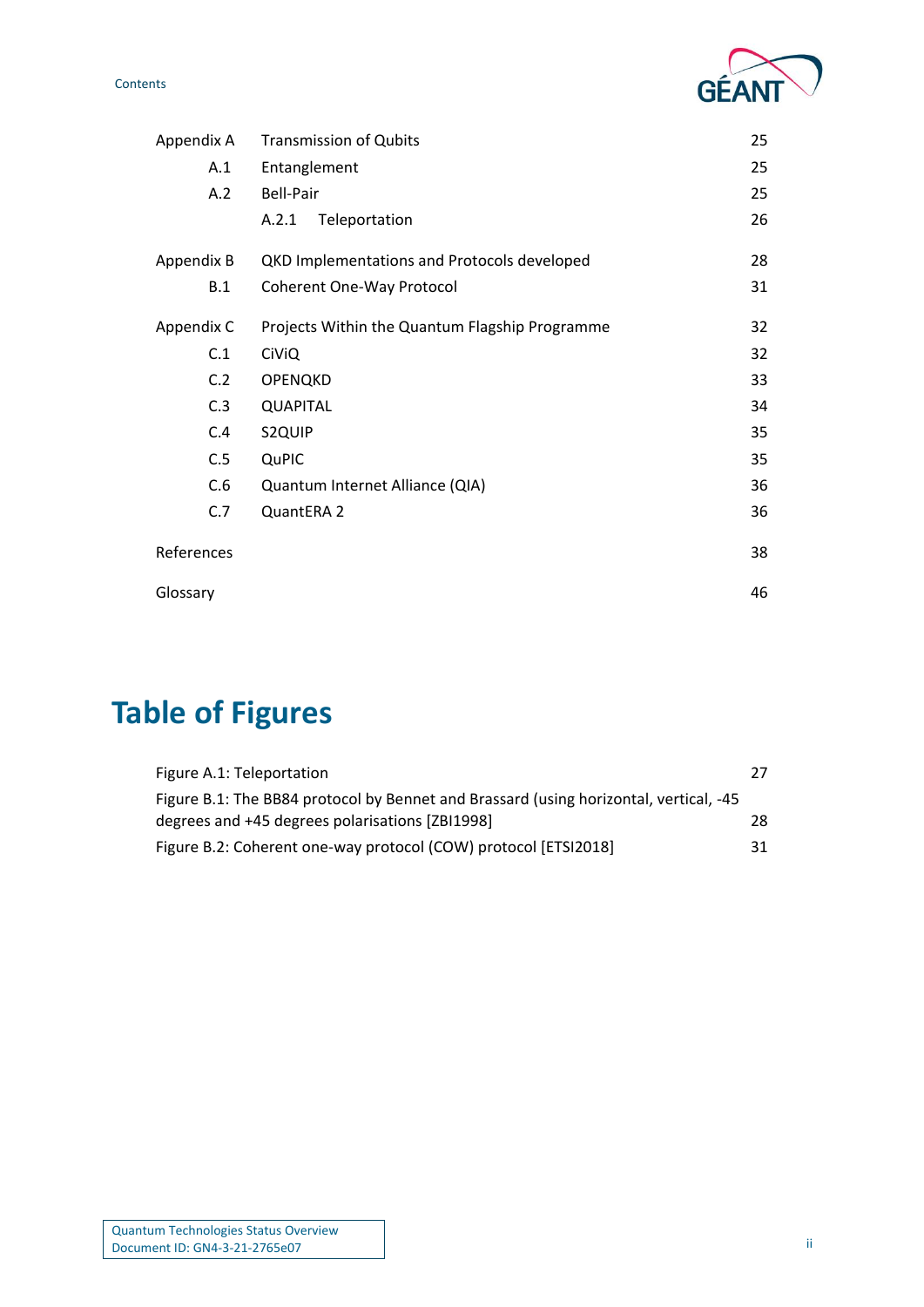| | | |
|---|---|---|
| Appendix A | Transmission of Qubits | 25 |
| A.1 | Entanglement | 25 |
| A.2 | Bell-Pair | 25 |
| | A.2.1 Teleportation | 26 |
| Appendix B | QKD Implementations and Protocols developed | 28 |
| B.1 | Coherent One-Way Protocol | 31 |
| Appendix C | Projects Within the Quantum Flagship Programme | 32 |
| C.1 | CiViQ | 32 |
| C.2 | OPENQKD | 33 |
| C.3 | QUAPITAL | 34 |
| C.4 | S2QUIP | 35 |
| C.5 | QuPIC | 35 |
| C.6 | Quantum Internet Alliance (QIA) | 36 |
| C.7 | QuantERA 2 | 36 |
| References | | 38 |
| Glossary | | 46 |

# Table of Figures

| | |
|---|---|
| Figure A.1: Teleportation | 27 |
| Figure B.1: The BB84 protocol by Bennet and Brassard (using horizontal, vertical, -45 degrees and +45 degrees polarisations [ZBI1998] | 28 |
| Figure B.2: Coherent one-way protocol (COW) protocol [ETSI2018] | 31 |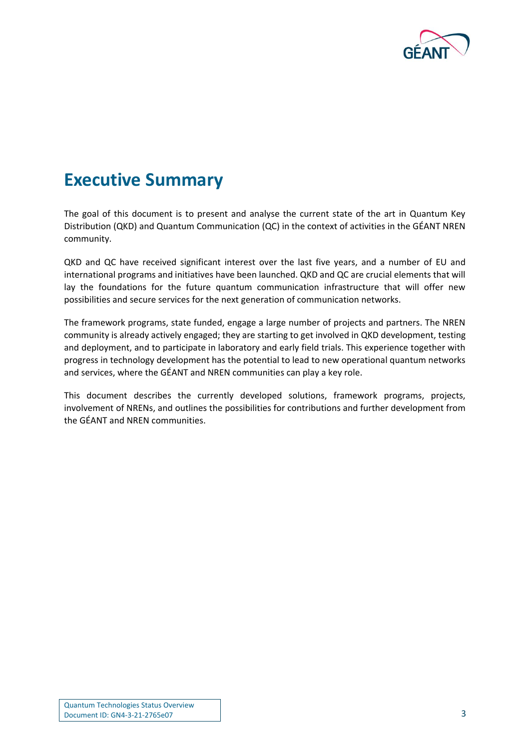# Executive Summary

The goal of this document is to present and analyse the current state of the art in Quantum Key Distribution (QKD) and Quantum Communication (QC) in the context of activities in the GÉANT NREN community.

QKD and QC have received significant interest over the last five years, and a number of EU and international programs and initiatives have been launched. QKD and QC are crucial elements that will lay the foundations for the future quantum communication infrastructure that will offer new possibilities and secure services for the next generation of communication networks.

The framework programs, state funded, engage a large number of projects and partners. The NREN community is already actively engaged; they are starting to get involved in QKD development, testing and deployment, and to participate in laboratory and early field trials. This experience together with progress in technology development has the potential to lead to new operational quantum networks and services, where the GÉANT and NREN communities can play a key role.

This document describes the currently developed solutions, framework programs, projects, involvement of NRENs, and outlines the possibilities for contributions and further development from the GÉANT and NREN communities.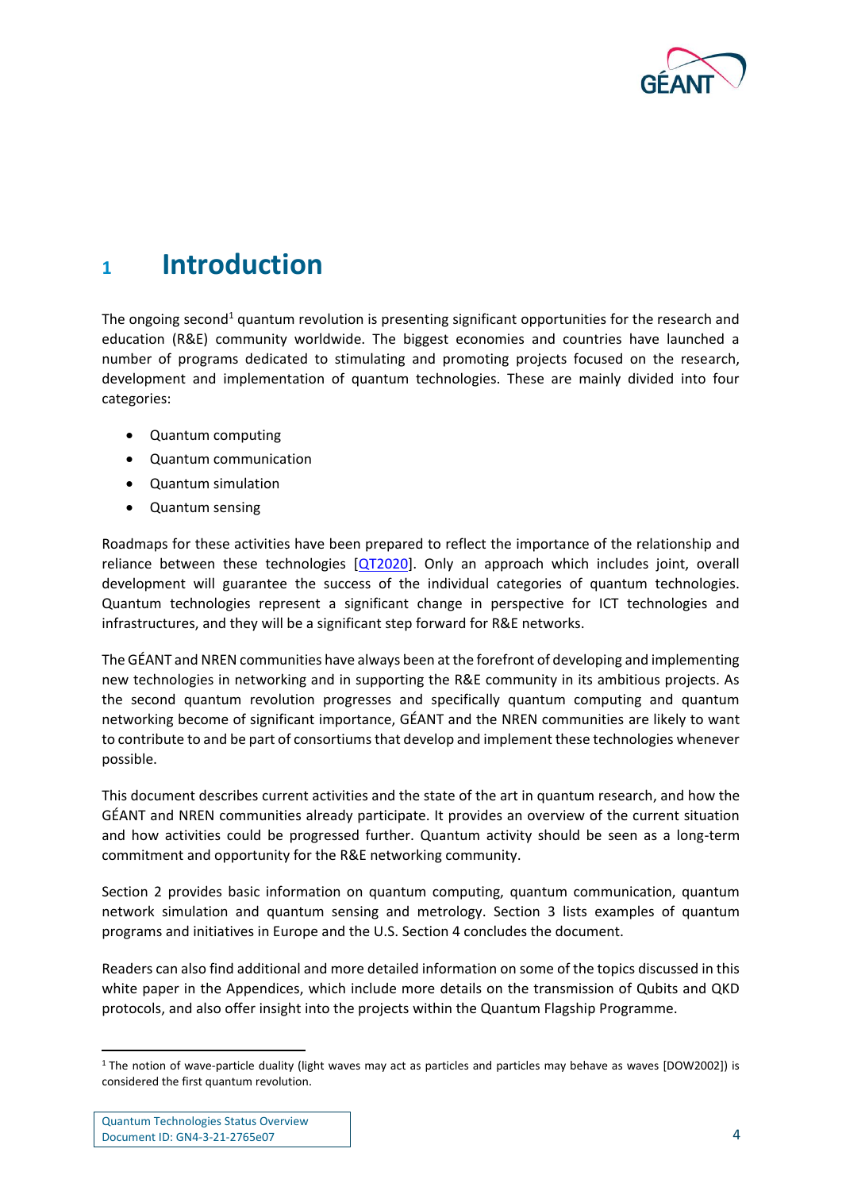# 1 Introduction

The ongoing second[1] quantum revolution is presenting significant opportunities for the research and education (R&E) community worldwide. The biggest economies and countries have launched a number of programs dedicated to stimulating and promoting projects focused on the research, development and implementation of quantum technologies. These are mainly divided into four categories:

- Quantum computing
- Quantum communication
- Quantum simulation
- Quantum sensing

Roadmaps for these activities have been prepared to reflect the importance of the relationship and reliance between these technologies [QT2020]. Only an approach which includes joint, overall development will guarantee the success of the individual categories of quantum technologies. Quantum technologies represent a significant change in perspective for ICT technologies and infrastructures, and they will be a significant step forward for R&E networks.

The GÉANT and NREN communities have always been at the forefront of developing and implementing new technologies in networking and in supporting the R&E community in its ambitious projects. As the second quantum revolution progresses and specifically quantum computing and quantum networking become of significant importance, GÉANT and the NREN communities are likely to want to contribute to and be part of consortiums that develop and implement these technologies whenever possible.

This document describes current activities and the state of the art in quantum research, and how the GÉANT and NREN communities already participate. It provides an overview of the current situation and how activities could be progressed further. Quantum activity should be seen as a long-term commitment and opportunity for the R&E networking community.

Section 2 provides basic information on quantum computing, quantum communication, quantum network simulation and quantum sensing and metrology. Section 3 lists examples of quantum programs and initiatives in Europe and the U.S. Section 4 concludes the document.

Readers can also find additional and more detailed information on some of the topics discussed in this white paper in the Appendices, which include more details on the transmission of Qubits and QKD protocols, and also offer insight into the projects within the Quantum Flagship Programme.

[1] The notion of wave-particle duality (light waves may act as particles and particles may behave as waves [DOW2002]) is considered the first quantum revolution.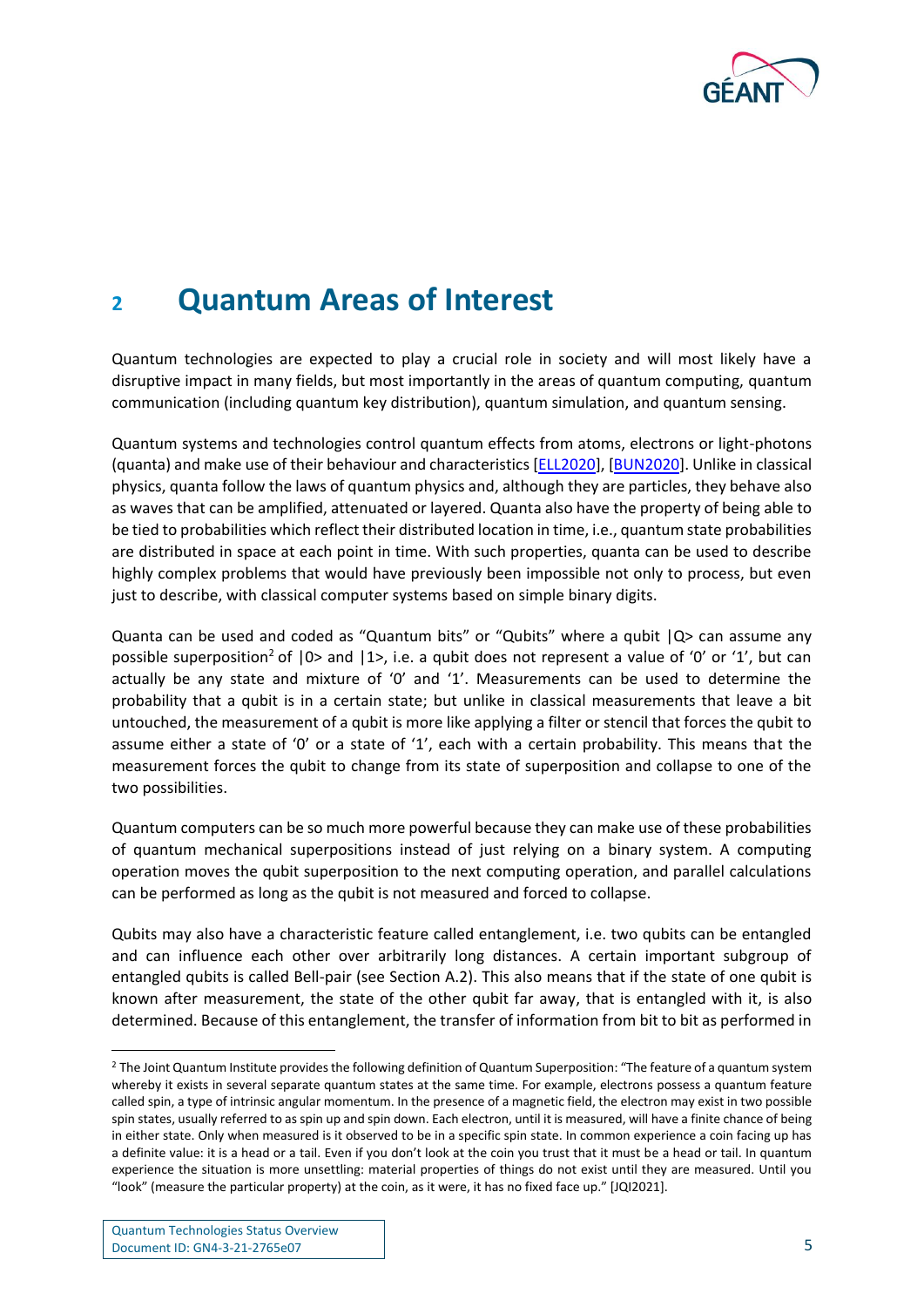# 2 Quantum Areas of Interest

Quantum technologies are expected to play a crucial role in society and will most likely have a disruptive impact in many fields, but most importantly in the areas of quantum computing, quantum communication (including quantum key distribution), quantum simulation, and quantum sensing.

Quantum systems and technologies control quantum effects from atoms, electrons or light-photons (quanta) and make use of their behaviour and characteristics [ELL2020], [BUN2020]. Unlike in classical physics, quanta follow the laws of quantum physics and, although they are particles, they behave also as waves that can be amplified, attenuated or layered. Quanta also have the property of being able to be tied to probabilities which reflect their distributed location in time, i.e., quantum state probabilities are distributed in space at each point in time. With such properties, quanta can be used to describe highly complex problems that would have previously been impossible not only to process, but even just to describe, with classical computer systems based on simple binary digits.

Quanta can be used and coded as "Quantum bits" or "Qubits" where a qubit |Q> can assume any possible superposition[2] of |0> and |1>, i.e. a qubit does not represent a value of '0' or '1', but can actually be any state and mixture of '0' and '1'. Measurements can be used to determine the probability that a qubit is in a certain state; but unlike in classical measurements that leave a bit untouched, the measurement of a qubit is more like applying a filter or stencil that forces the qubit to assume either a state of '0' or a state of '1', each with a certain probability. This means that the measurement forces the qubit to change from its state of superposition and collapse to one of the two possibilities.

Quantum computers can be so much more powerful because they can make use of these probabilities of quantum mechanical superpositions instead of just relying on a binary system. A computing operation moves the qubit superposition to the next computing operation, and parallel calculations can be performed as long as the qubit is not measured and forced to collapse.

Qubits may also have a characteristic feature called entanglement, i.e. two qubits can be entangled and can influence each other over arbitrarily long distances. A certain important subgroup of entangled qubits is called Bell-pair (see Section A.2). This also means that if the state of one qubit is known after measurement, the state of the other qubit far away, that is entangled with it, is also determined. Because of this entanglement, the transfer of information from bit to bit as performed in

---

[2] The Joint Quantum Institute provides the following definition of Quantum Superposition: "The feature of a quantum system whereby it exists in several separate quantum states at the same time. For example, electrons possess a quantum feature called spin, a type of intrinsic angular momentum. In the presence of a magnetic field, the electron may exist in two possible spin states, usually referred to as spin up and spin down. Each electron, until it is measured, will have a finite chance of being in either state. Only when measured is it observed to be in a specific spin state. In common experience a coin facing up has a definite value: it is a head or a tail. Even if you don't look at the coin you trust that it must be a head or tail. In quantum experience the situation is more unsettling: material properties of things do not exist until they are measured. Until you "look" (measure the particular property) at the coin, as it were, it has no fixed face up." [JQI2021].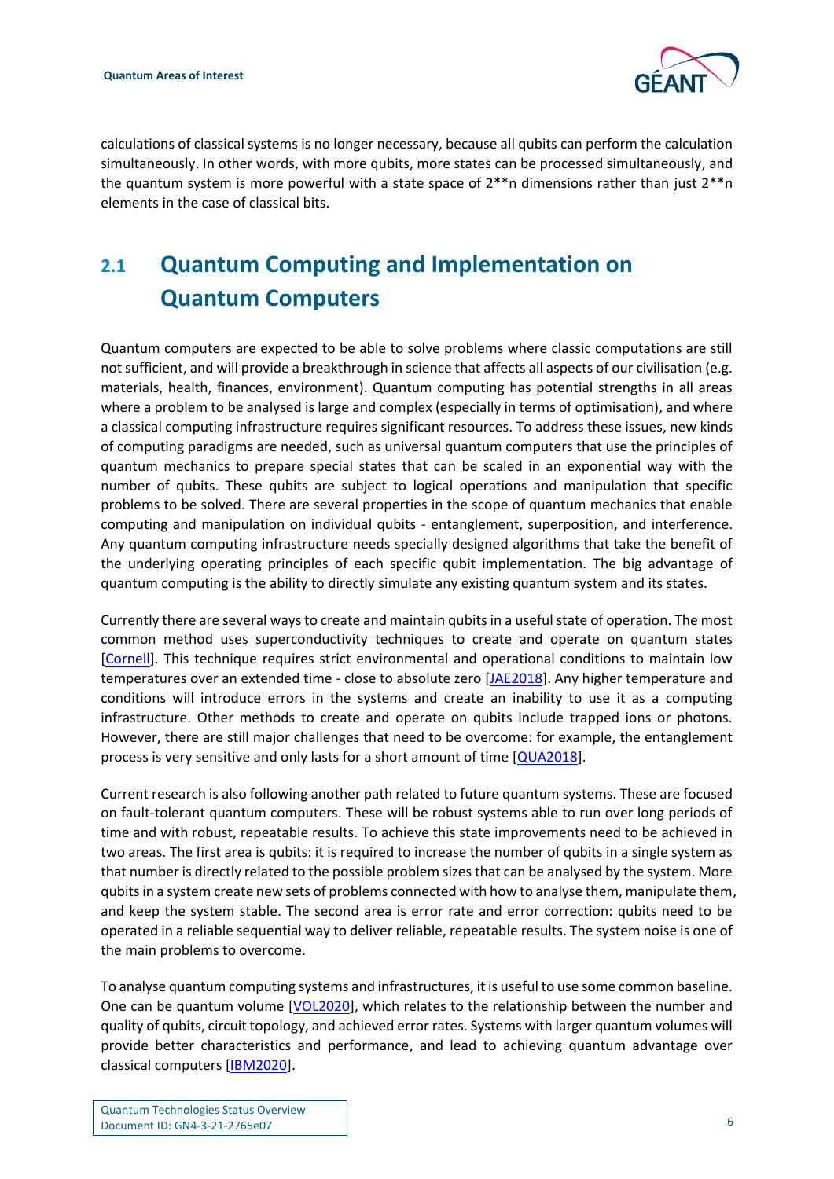calculations of classical systems is no longer necessary, because all qubits can perform the calculation simultaneously. In other words, with more qubits, more states can be processed simultaneously, and the quantum system is more powerful with a state space of 2**n dimensions rather than just 2**n elements in the case of classical bits.

## 2.1 Quantum Computing and Implementation on Quantum Computers

Quantum computers are expected to be able to solve problems where classic computations are still not sufficient, and will provide a breakthrough in science that affects all aspects of our civilisation (e.g. materials, health, finances, environment). Quantum computing has potential strengths in all areas where a problem to be analysed is large and complex (especially in terms of optimisation), and where a classical computing infrastructure requires significant resources. To address these issues, new kinds of computing paradigms are needed, such as universal quantum computers that use the principles of quantum mechanics to prepare special states that can be scaled in an exponential way with the number of qubits. These qubits are subject to logical operations and manipulation that specific problems to be solved. There are several properties in the scope of quantum mechanics that enable computing and manipulation on individual qubits - entanglement, superposition, and interference. Any quantum computing infrastructure needs specially designed algorithms that take the benefit of the underlying operating principles of each specific qubit implementation. The big advantage of quantum computing is the ability to directly simulate any existing quantum system and its states.

Currently there are several ways to create and maintain qubits in a useful state of operation. The most common method uses superconductivity techniques to create and operate on quantum states [Cornell]. This technique requires strict environmental and operational conditions to maintain low temperatures over an extended time - close to absolute zero [JAE2018]. Any higher temperature and conditions will introduce errors in the systems and create an inability to use it as a computing infrastructure. Other methods to create and operate on qubits include trapped ions or photons. However, there are still major challenges that need to be overcome: for example, the entanglement process is very sensitive and only lasts for a short amount of time [QUA2018].

Current research is also following another path related to future quantum systems. These are focused on fault-tolerant quantum computers. These will be robust systems able to run over long periods of time and with robust, repeatable results. To achieve this state improvements need to be achieved in two areas. The first area is qubits: it is required to increase the number of qubits in a single system as that number is directly related to the possible problem sizes that can be analysed by the system. More qubits in a system create new sets of problems connected with how to analyse them, manipulate them, and keep the system stable. The second area is error rate and error correction: qubits need to be operated in a reliable sequential way to deliver reliable, repeatable results. The system noise is one of the main problems to overcome.

To analyse quantum computing systems and infrastructures, it is useful to use some common baseline. One can be quantum volume [VOL2020], which relates to the relationship between the number and quality of qubits, circuit topology, and achieved error rates. Systems with larger quantum volumes will provide better characteristics and performance, and lead to achieving quantum advantage over classical computers [IBM2020].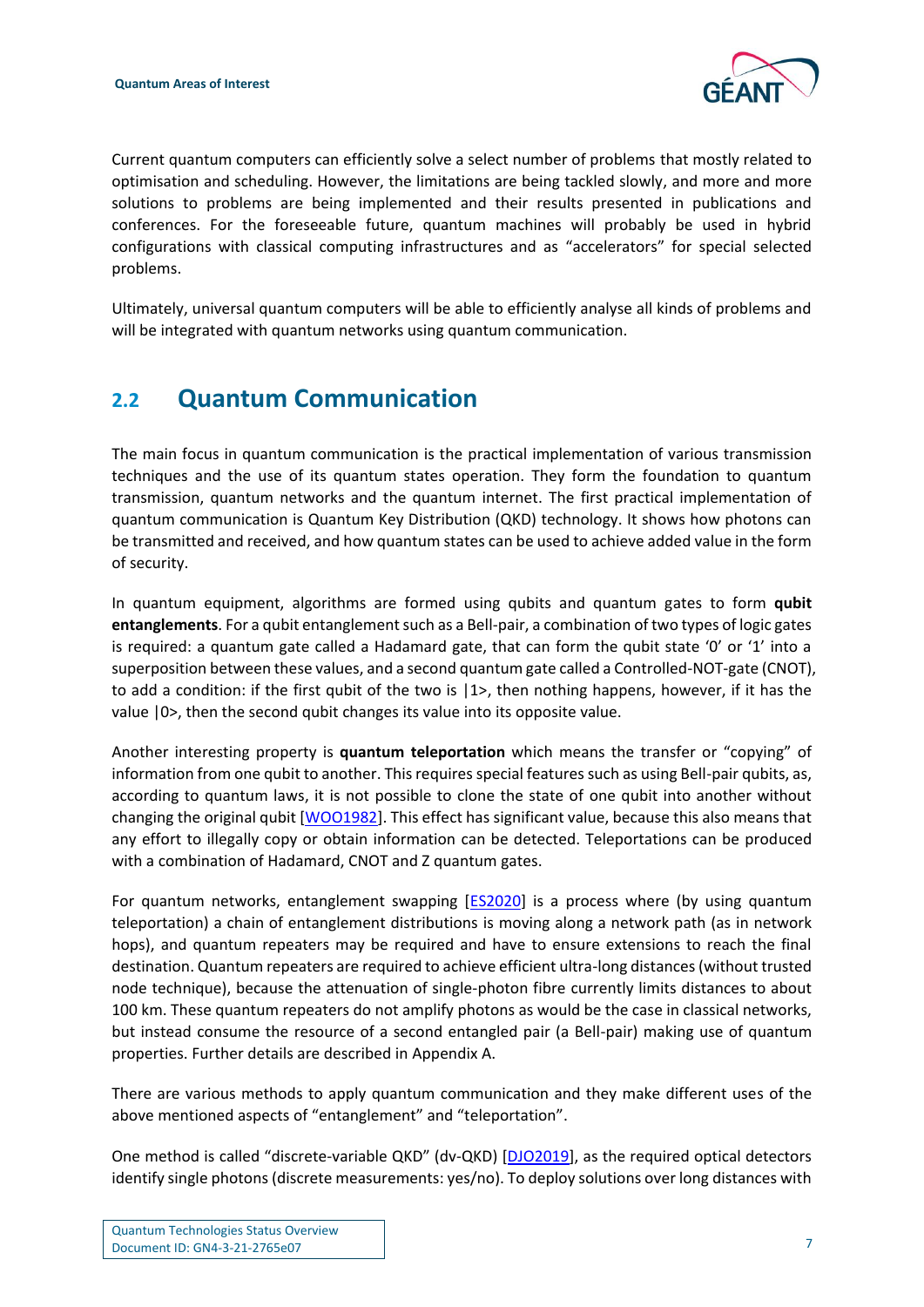Current quantum computers can efficiently solve a select number of problems that mostly related to optimisation and scheduling. However, the limitations are being tackled slowly, and more and more solutions to problems are being implemented and their results presented in publications and conferences. For the foreseeable future, quantum machines will probably be used in hybrid configurations with classical computing infrastructures and as "accelerators" for special selected problems.

Ultimately, universal quantum computers will be able to efficiently analyse all kinds of problems and will be integrated with quantum networks using quantum communication.

## 2.2 Quantum Communication

The main focus in quantum communication is the practical implementation of various transmission techniques and the use of its quantum states operation. They form the foundation to quantum transmission, quantum networks and the quantum internet. The first practical implementation of quantum communication is Quantum Key Distribution (QKD) technology. It shows how photons can be transmitted and received, and how quantum states can be used to achieve added value in the form of security.

In quantum equipment, algorithms are formed using qubits and quantum gates to form **qubit entanglements**. For a qubit entanglement such as a Bell-pair, a combination of two types of logic gates is required: a quantum gate called a Hadamard gate, that can form the qubit state '0' or '1' into a superposition between these values, and a second quantum gate called a Controlled-NOT-gate (CNOT), to add a condition: if the first qubit of the two is |1>, then nothing happens, however, if it has the value |0>, then the second qubit changes its value into its opposite value.

Another interesting property is **quantum teleportation** which means the transfer or "copying" of information from one qubit to another. This requires special features such as using Bell-pair qubits, as, according to quantum laws, it is not possible to clone the state of one qubit into another without changing the original qubit [WOO1982]. This effect has significant value, because this also means that any effort to illegally copy or obtain information can be detected. Teleportations can be produced with a combination of Hadamard, CNOT and Z quantum gates.

For quantum networks, entanglement swapping [ES2020] is a process where (by using quantum teleportation) a chain of entanglement distributions is moving along a network path (as in network hops), and quantum repeaters may be required and have to ensure extensions to reach the final destination. Quantum repeaters are required to achieve efficient ultra-long distances (without trusted node technique), because the attenuation of single-photon fibre currently limits distances to about 100 km. These quantum repeaters do not amplify photons as would be the case in classical networks, but instead consume the resource of a second entangled pair (a Bell-pair) making use of quantum properties. Further details are described in Appendix A.

There are various methods to apply quantum communication and they make different uses of the above mentioned aspects of "entanglement" and "teleportation".

One method is called "discrete-variable QKD" (dv-QKD) [DJO2019], as the required optical detectors identify single photons (discrete measurements: yes/no). To deploy solutions over long distances with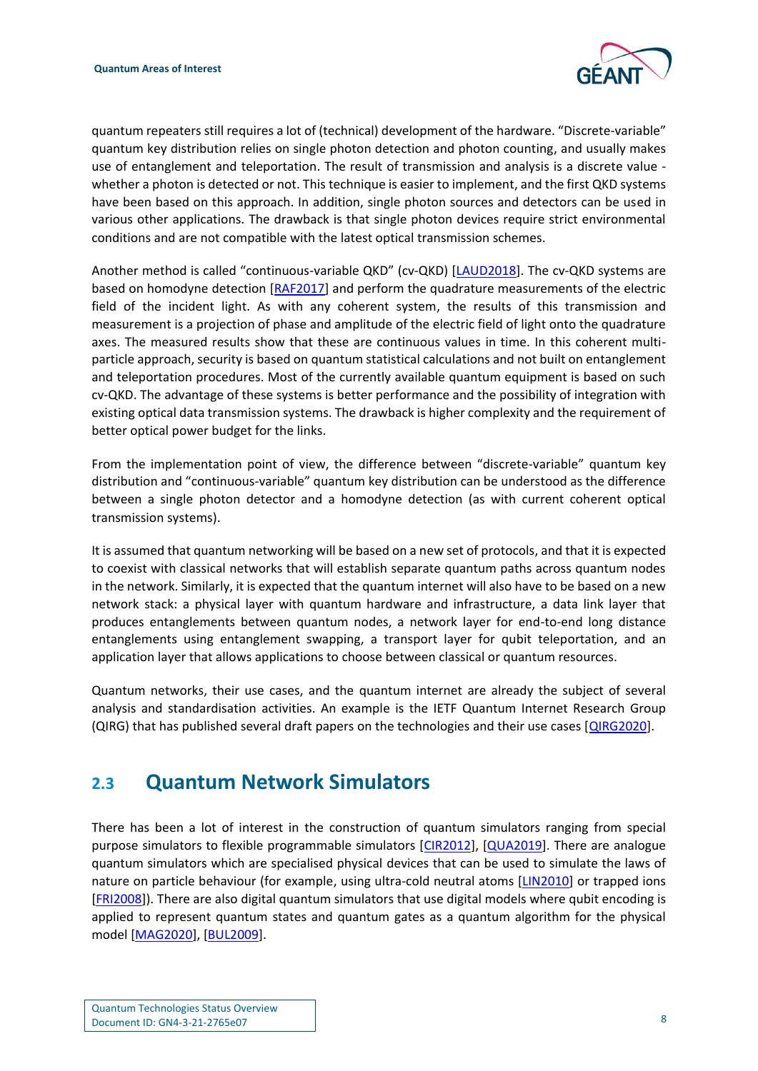quantum repeaters still requires a lot of (technical) development of the hardware. "Discrete-variable" quantum key distribution relies on single photon detection and photon counting, and usually makes use of entanglement and teleportation. The result of transmission and analysis is a discrete value - whether a photon is detected or not. This technique is easier to implement, and the first QKD systems have been based on this approach. In addition, single photon sources and detectors can be used in various other applications. The drawback is that single photon devices require strict environmental conditions and are not compatible with the latest optical transmission schemes.

Another method is called "continuous-variable QKD" (cv-QKD) [LAUD2018]. The cv-QKD systems are based on homodyne detection [RAF2017] and perform the quadrature measurements of the electric field of the incident light. As with any coherent system, the results of this transmission and measurement is a projection of phase and amplitude of the electric field of light onto the quadrature axes. The measured results show that these are continuous values in time. In this coherent multi-particle approach, security is based on quantum statistical calculations and not built on entanglement and teleportation procedures. Most of the currently available quantum equipment is based on such cv-QKD. The advantage of these systems is better performance and the possibility of integration with existing optical data transmission systems. The drawback is higher complexity and the requirement of better optical power budget for the links.

From the implementation point of view, the difference between "discrete-variable" quantum key distribution and "continuous-variable" quantum key distribution can be understood as the difference between a single photon detector and a homodyne detection (as with current coherent optical transmission systems).

It is assumed that quantum networking will be based on a new set of protocols, and that it is expected to coexist with classical networks that will establish separate quantum paths across quantum nodes in the network. Similarly, it is expected that the quantum internet will also have to be based on a new network stack: a physical layer with quantum hardware and infrastructure, a data link layer that produces entanglements between quantum nodes, a network layer for end-to-end long distance entanglements using entanglement swapping, a transport layer for qubit teleportation, and an application layer that allows applications to choose between classical or quantum resources.

Quantum networks, their use cases, and the quantum internet are already the subject of several analysis and standardisation activities. An example is the IETF Quantum Internet Research Group (QIRG) that has published several draft papers on the technologies and their use cases [QIRG2020].

## 2.3 Quantum Network Simulators

There has been a lot of interest in the construction of quantum simulators ranging from special purpose simulators to flexible programmable simulators [CIR2012], [QUA2019]. There are analogue quantum simulators which are specialised physical devices that can be used to simulate the laws of nature on particle behaviour (for example, using ultra-cold neutral atoms [LIN2010] or trapped ions [FRI2008]). There are also digital quantum simulators that use digital models where qubit encoding is applied to represent quantum states and quantum gates as a quantum algorithm for the physical model [MAG2020], [BUL2009].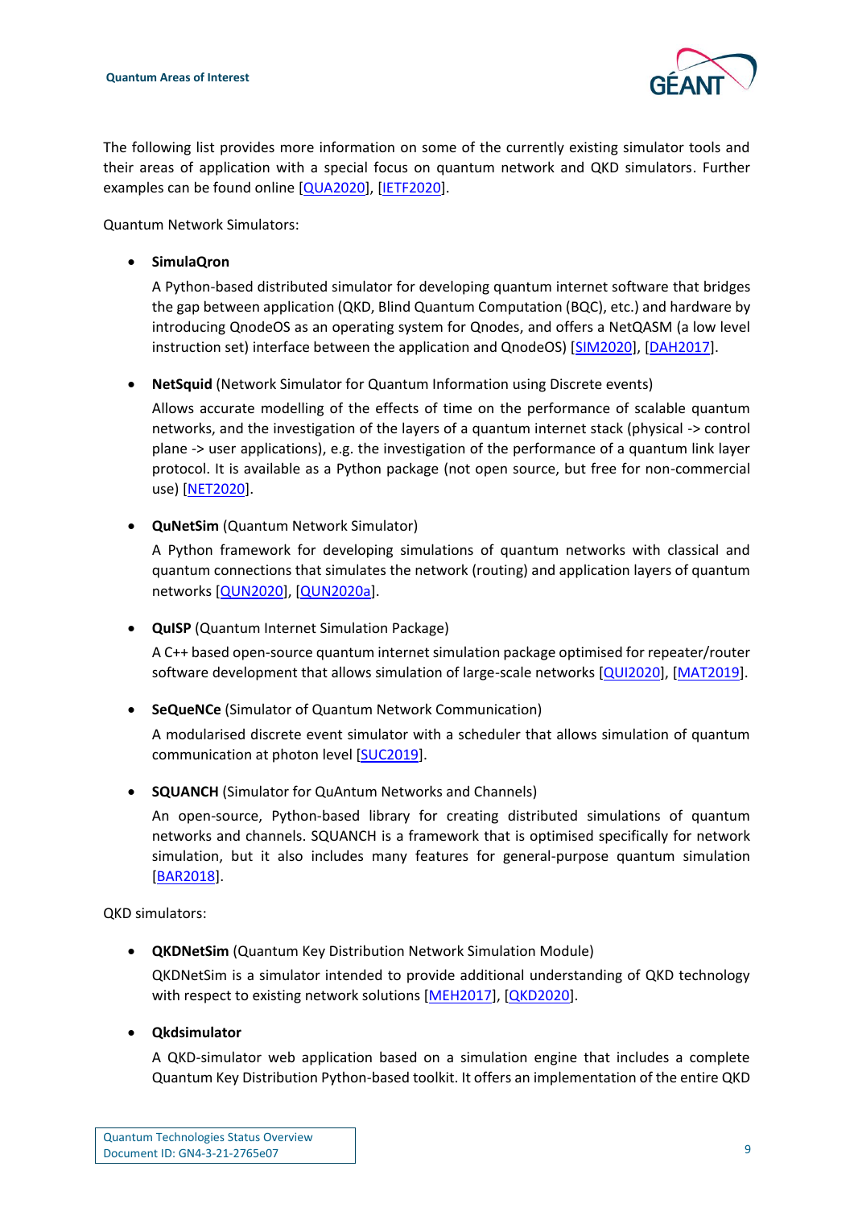The following list provides more information on some of the currently existing simulator tools and their areas of application with a special focus on quantum network and QKD simulators. Further examples can be found online [QUA2020], [IETF2020].

Quantum Network Simulators:

- **SimulaQron**

  A Python-based distributed simulator for developing quantum internet software that bridges the gap between application (QKD, Blind Quantum Computation (BQC), etc.) and hardware by introducing QnodeOS as an operating system for Qnodes, and offers a NetQASM (a low level instruction set) interface between the application and QnodeOS) [SIM2020], [DAH2017].

- **NetSquid** (Network Simulator for Quantum Information using Discrete events)

  Allows accurate modelling of the effects of time on the performance of scalable quantum networks, and the investigation of the layers of a quantum internet stack (physical -> control plane -> user applications), e.g. the investigation of the performance of a quantum link layer protocol. It is available as a Python package (not open source, but free for non-commercial use) [NET2020].

- **QuNetSim** (Quantum Network Simulator)

  A Python framework for developing simulations of quantum networks with classical and quantum connections that simulates the network (routing) and application layers of quantum networks [QUN2020], [QUN2020a].

- **QuISP** (Quantum Internet Simulation Package)

  A C++ based open-source quantum internet simulation package optimised for repeater/router software development that allows simulation of large-scale networks [QUI2020], [MAT2019].

- **SeQueNCe** (Simulator of Quantum Network Communication)

  A modularised discrete event simulator with a scheduler that allows simulation of quantum communication at photon level [SUC2019].

- **SQUANCH** (Simulator for QuAntum Networks and Channels)

  An open-source, Python-based library for creating distributed simulations of quantum networks and channels. SQUANCH is a framework that is optimised specifically for network simulation, but it also includes many features for general-purpose quantum simulation [BAR2018].

QKD simulators:

- **QKDNetSim** (Quantum Key Distribution Network Simulation Module)

  QKDNetSim is a simulator intended to provide additional understanding of QKD technology with respect to existing network solutions [MEH2017], [QKD2020].

- **Qkdsimulator**

  A QKD-simulator web application based on a simulation engine that includes a complete Quantum Key Distribution Python-based toolkit. It offers an implementation of the entire QKD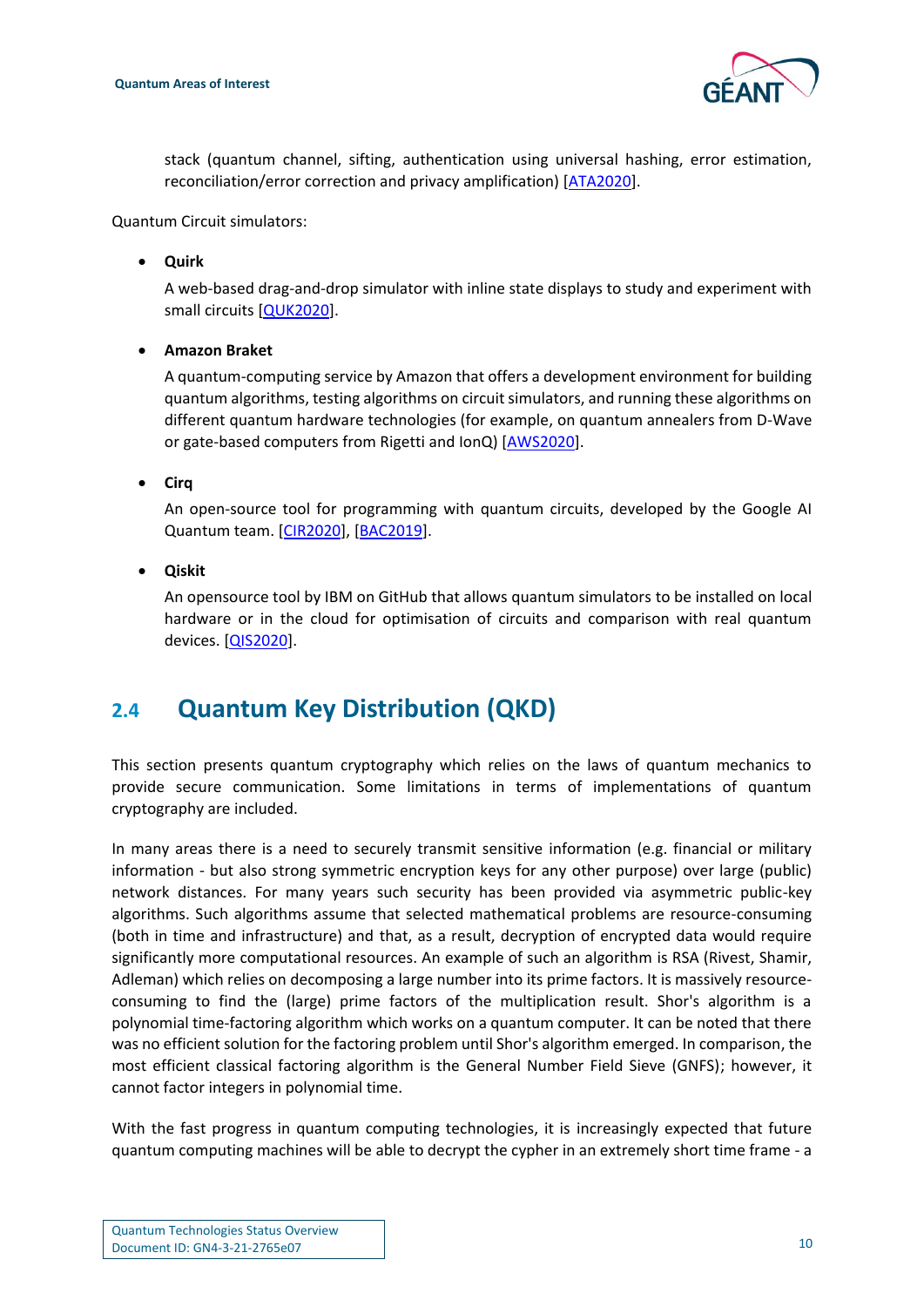stack (quantum channel, sifting, authentication using universal hashing, error estimation, reconciliation/error correction and privacy amplification) [ATA2020].

Quantum Circuit simulators:

- **Quirk**

  A web-based drag-and-drop simulator with inline state displays to study and experiment with small circuits [QUK2020].

- **Amazon Braket**

  A quantum-computing service by Amazon that offers a development environment for building quantum algorithms, testing algorithms on circuit simulators, and running these algorithms on different quantum hardware technologies (for example, on quantum annealers from D-Wave or gate-based computers from Rigetti and IonQ) [AWS2020].

- **Cirq**

  An open-source tool for programming with quantum circuits, developed by the Google AI Quantum team. [CIR2020], [BAC2019].

- **Qiskit**

  An opensource tool by IBM on GitHub that allows quantum simulators to be installed on local hardware or in the cloud for optimisation of circuits and comparison with real quantum devices. [QIS2020].

## 2.4 Quantum Key Distribution (QKD)

This section presents quantum cryptography which relies on the laws of quantum mechanics to provide secure communication. Some limitations in terms of implementations of quantum cryptography are included.

In many areas there is a need to securely transmit sensitive information (e.g. financial or military information - but also strong symmetric encryption keys for any other purpose) over large (public) network distances. For many years such security has been provided via asymmetric public-key algorithms. Such algorithms assume that selected mathematical problems are resource-consuming (both in time and infrastructure) and that, as a result, decryption of encrypted data would require significantly more computational resources. An example of such an algorithm is RSA (Rivest, Shamir, Adleman) which relies on decomposing a large number into its prime factors. It is massively resource-consuming to find the (large) prime factors of the multiplication result. Shor's algorithm is a polynomial time-factoring algorithm which works on a quantum computer. It can be noted that there was no efficient solution for the factoring problem until Shor's algorithm emerged. In comparison, the most efficient classical factoring algorithm is the General Number Field Sieve (GNFS); however, it cannot factor integers in polynomial time.

With the fast progress in quantum computing technologies, it is increasingly expected that future quantum computing machines will be able to decrypt the cypher in an extremely short time frame - a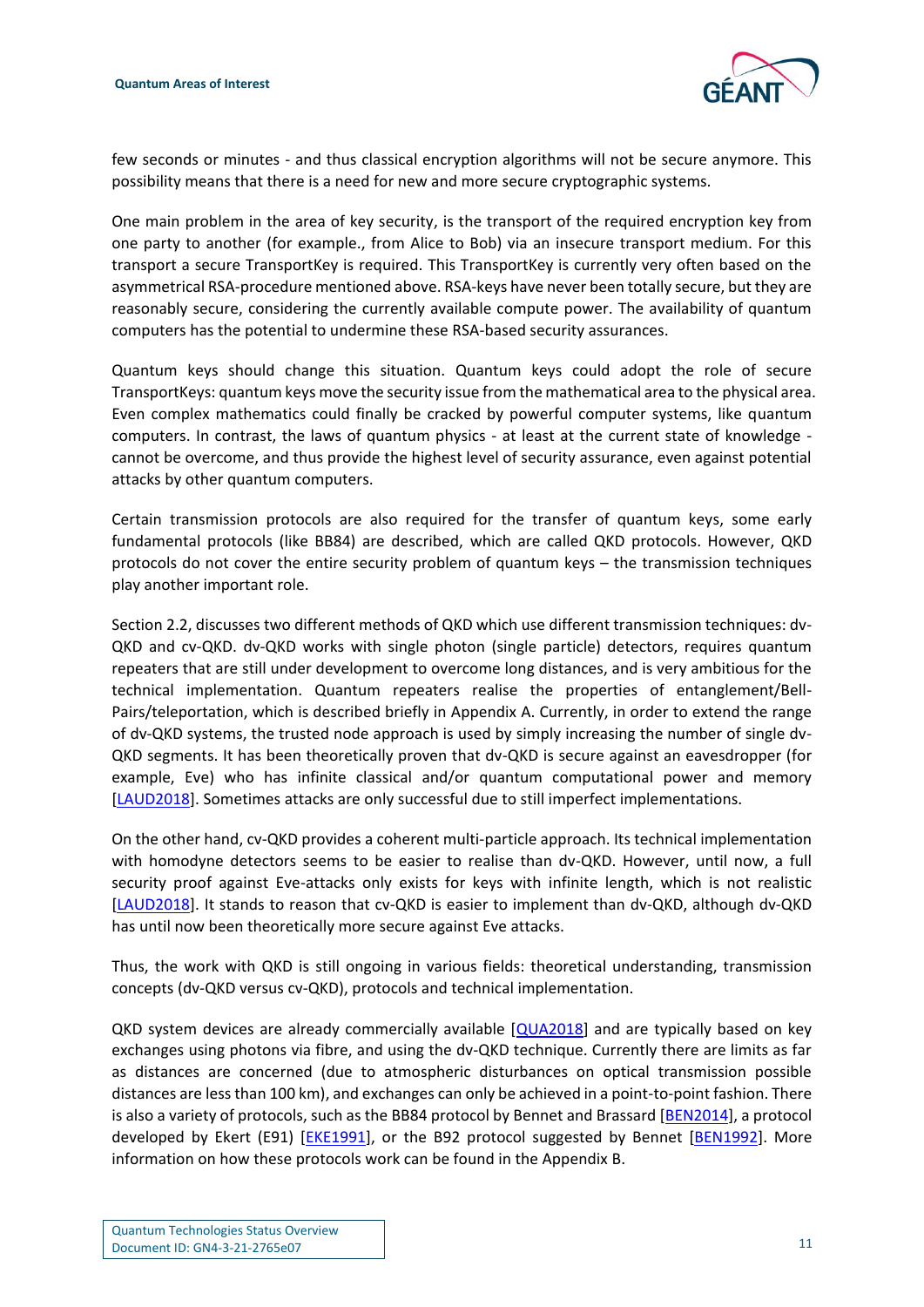few seconds or minutes - and thus classical encryption algorithms will not be secure anymore. This possibility means that there is a need for new and more secure cryptographic systems.

One main problem in the area of key security, is the transport of the required encryption key from one party to another (for example., from Alice to Bob) via an insecure transport medium. For this transport a secure TransportKey is required. This TransportKey is currently very often based on the asymmetrical RSA-procedure mentioned above. RSA-keys have never been totally secure, but they are reasonably secure, considering the currently available compute power. The availability of quantum computers has the potential to undermine these RSA-based security assurances.

Quantum keys should change this situation. Quantum keys could adopt the role of secure TransportKeys: quantum keys move the security issue from the mathematical area to the physical area. Even complex mathematics could finally be cracked by powerful computer systems, like quantum computers. In contrast, the laws of quantum physics - at least at the current state of knowledge - cannot be overcome, and thus provide the highest level of security assurance, even against potential attacks by other quantum computers.

Certain transmission protocols are also required for the transfer of quantum keys, some early fundamental protocols (like BB84) are described, which are called QKD protocols. However, QKD protocols do not cover the entire security problem of quantum keys – the transmission techniques play another important role.

Section 2.2, discusses two different methods of QKD which use different transmission techniques: dv-QKD and cv-QKD. dv-QKD works with single photon (single particle) detectors, requires quantum repeaters that are still under development to overcome long distances, and is very ambitious for the technical implementation. Quantum repeaters realise the properties of entanglement/Bell-Pairs/teleportation, which is described briefly in Appendix A. Currently, in order to extend the range of dv-QKD systems, the trusted node approach is used by simply increasing the number of single dv-QKD segments. It has been theoretically proven that dv-QKD is secure against an eavesdropper (for example, Eve) who has infinite classical and/or quantum computational power and memory [LAUD2018]. Sometimes attacks are only successful due to still imperfect implementations.

On the other hand, cv-QKD provides a coherent multi-particle approach. Its technical implementation with homodyne detectors seems to be easier to realise than dv-QKD. However, until now, a full security proof against Eve-attacks only exists for keys with infinite length, which is not realistic [LAUD2018]. It stands to reason that cv-QKD is easier to implement than dv-QKD, although dv-QKD has until now been theoretically more secure against Eve attacks.

Thus, the work with QKD is still ongoing in various fields: theoretical understanding, transmission concepts (dv-QKD versus cv-QKD), protocols and technical implementation.

QKD system devices are already commercially available [QUA2018] and are typically based on key exchanges using photons via fibre, and using the dv-QKD technique. Currently there are limits as far as distances are concerned (due to atmospheric disturbances on optical transmission possible distances are less than 100 km), and exchanges can only be achieved in a point-to-point fashion. There is also a variety of protocols, such as the BB84 protocol by Bennet and Brassard [BEN2014], a protocol developed by Ekert (E91) [EKE1991], or the B92 protocol suggested by Bennet [BEN1992]. More information on how these protocols work can be found in the Appendix B.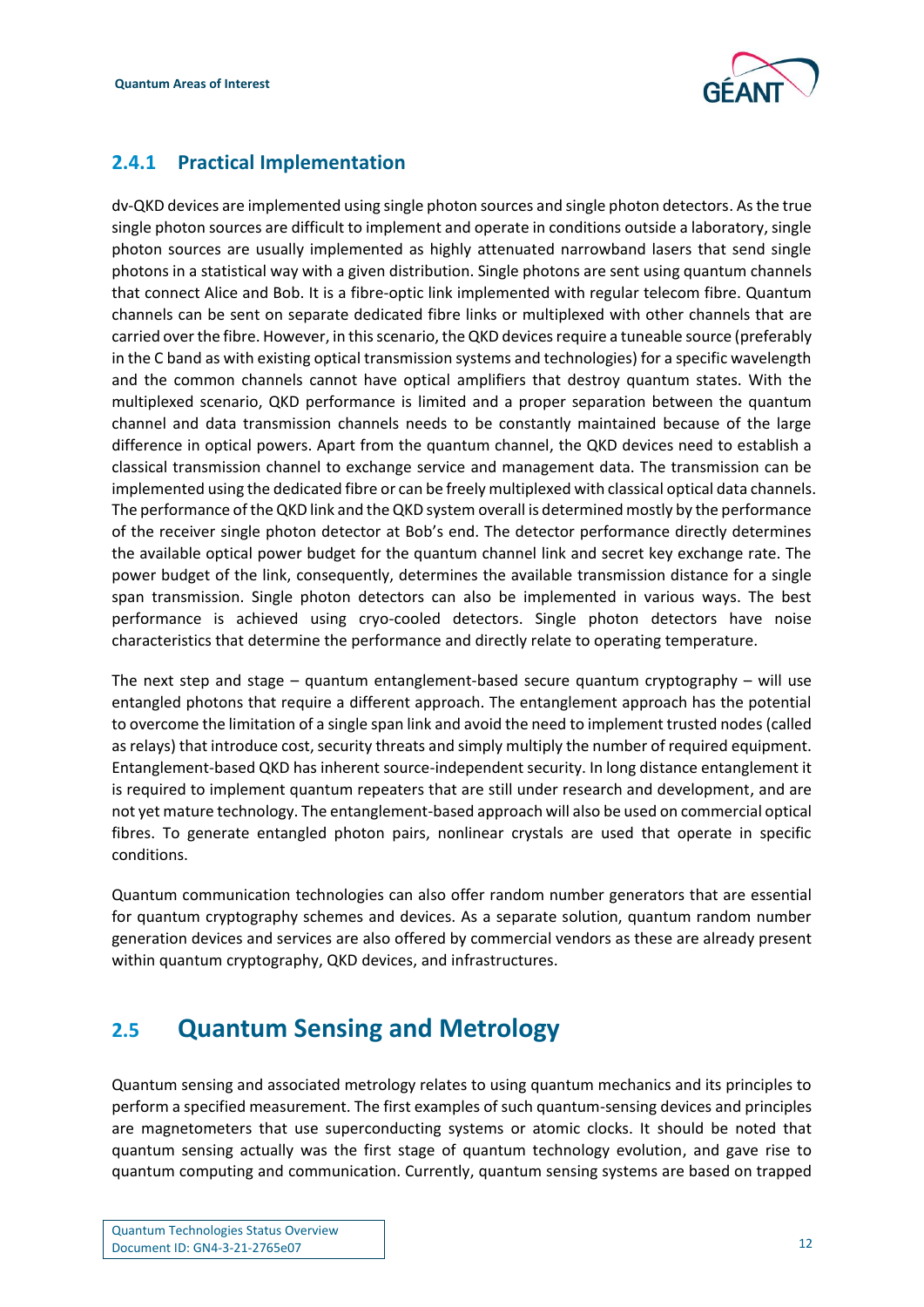### 2.4.1 Practical Implementation

dv-QKD devices are implemented using single photon sources and single photon detectors. As the true single photon sources are difficult to implement and operate in conditions outside a laboratory, single photon sources are usually implemented as highly attenuated narrowband lasers that send single photons in a statistical way with a given distribution. Single photons are sent using quantum channels that connect Alice and Bob. It is a fibre-optic link implemented with regular telecom fibre. Quantum channels can be sent on separate dedicated fibre links or multiplexed with other channels that are carried over the fibre. However, in this scenario, the QKD devices require a tuneable source (preferably in the C band as with existing optical transmission systems and technologies) for a specific wavelength and the common channels cannot have optical amplifiers that destroy quantum states. With the multiplexed scenario, QKD performance is limited and a proper separation between the quantum channel and data transmission channels needs to be constantly maintained because of the large difference in optical powers. Apart from the quantum channel, the QKD devices need to establish a classical transmission channel to exchange service and management data. The transmission can be implemented using the dedicated fibre or can be freely multiplexed with classical optical data channels. The performance of the QKD link and the QKD system overall is determined mostly by the performance of the receiver single photon detector at Bob's end. The detector performance directly determines the available optical power budget for the quantum channel link and secret key exchange rate. The power budget of the link, consequently, determines the available transmission distance for a single span transmission. Single photon detectors can also be implemented in various ways. The best performance is achieved using cryo-cooled detectors. Single photon detectors have noise characteristics that determine the performance and directly relate to operating temperature.

The next step and stage – quantum entanglement-based secure quantum cryptography – will use entangled photons that require a different approach. The entanglement approach has the potential to overcome the limitation of a single span link and avoid the need to implement trusted nodes (called as relays) that introduce cost, security threats and simply multiply the number of required equipment. Entanglement-based QKD has inherent source-independent security. In long distance entanglement it is required to implement quantum repeaters that are still under research and development, and are not yet mature technology. The entanglement-based approach will also be used on commercial optical fibres. To generate entangled photon pairs, nonlinear crystals are used that operate in specific conditions.

Quantum communication technologies can also offer random number generators that are essential for quantum cryptography schemes and devices. As a separate solution, quantum random number generation devices and services are also offered by commercial vendors as these are already present within quantum cryptography, QKD devices, and infrastructures.

## 2.5 Quantum Sensing and Metrology

Quantum sensing and associated metrology relates to using quantum mechanics and its principles to perform a specified measurement. The first examples of such quantum-sensing devices and principles are magnetometers that use superconducting systems or atomic clocks. It should be noted that quantum sensing actually was the first stage of quantum technology evolution, and gave rise to quantum computing and communication. Currently, quantum sensing systems are based on trapped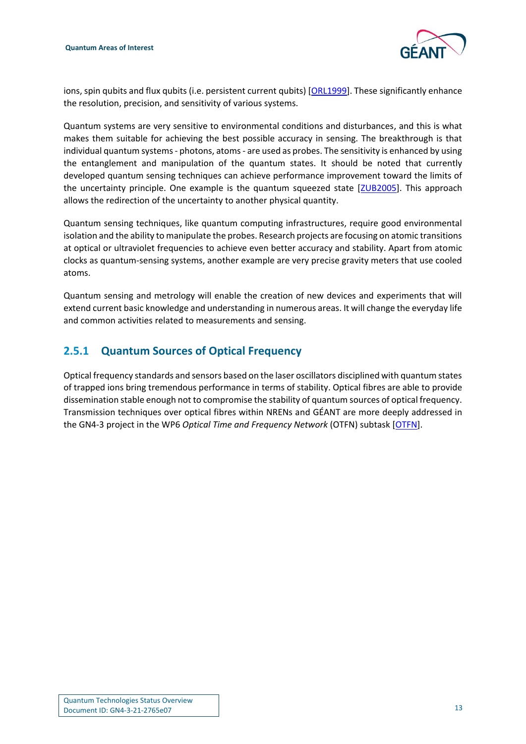ions, spin qubits and flux qubits (i.e. persistent current qubits) [ORL1999]. These significantly enhance the resolution, precision, and sensitivity of various systems.

Quantum systems are very sensitive to environmental conditions and disturbances, and this is what makes them suitable for achieving the best possible accuracy in sensing. The breakthrough is that individual quantum systems - photons, atoms - are used as probes. The sensitivity is enhanced by using the entanglement and manipulation of the quantum states. It should be noted that currently developed quantum sensing techniques can achieve performance improvement toward the limits of the uncertainty principle. One example is the quantum squeezed state [ZUB2005]. This approach allows the redirection of the uncertainty to another physical quantity.

Quantum sensing techniques, like quantum computing infrastructures, require good environmental isolation and the ability to manipulate the probes. Research projects are focusing on atomic transitions at optical or ultraviolet frequencies to achieve even better accuracy and stability. Apart from atomic clocks as quantum-sensing systems, another example are very precise gravity meters that use cooled atoms.

Quantum sensing and metrology will enable the creation of new devices and experiments that will extend current basic knowledge and understanding in numerous areas. It will change the everyday life and common activities related to measurements and sensing.

### 2.5.1 Quantum Sources of Optical Frequency

Optical frequency standards and sensors based on the laser oscillators disciplined with quantum states of trapped ions bring tremendous performance in terms of stability. Optical fibres are able to provide dissemination stable enough not to compromise the stability of quantum sources of optical frequency. Transmission techniques over optical fibres within NRENs and GÉANT are more deeply addressed in the GN4-3 project in the WP6 *Optical Time and Frequency Network* (OTFN) subtask [OTFN].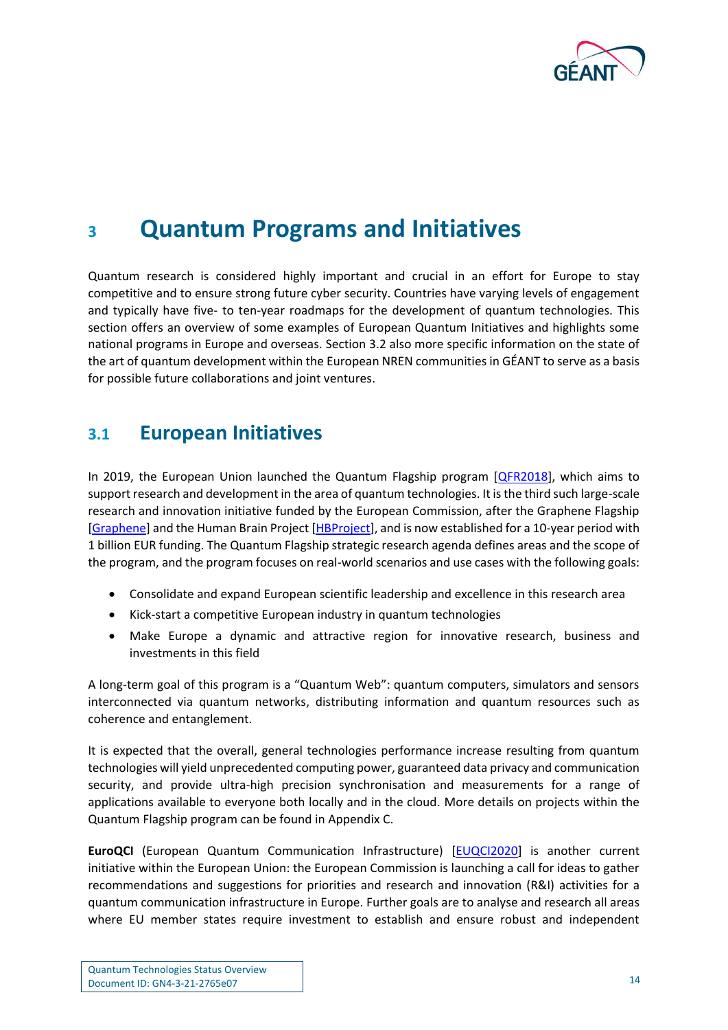# 3 Quantum Programs and Initiatives

Quantum research is considered highly important and crucial in an effort for Europe to stay competitive and to ensure strong future cyber security. Countries have varying levels of engagement and typically have five- to ten-year roadmaps for the development of quantum technologies. This section offers an overview of some examples of European Quantum Initiatives and highlights some national programs in Europe and overseas. Section 3.2 also more specific information on the state of the art of quantum development within the European NREN communities in GÉANT to serve as a basis for possible future collaborations and joint ventures.

## 3.1 European Initiatives

In 2019, the European Union launched the Quantum Flagship program [QFR2018], which aims to support research and development in the area of quantum technologies. It is the third such large-scale research and innovation initiative funded by the European Commission, after the Graphene Flagship [Graphene] and the Human Brain Project [HBProject], and is now established for a 10-year period with 1 billion EUR funding. The Quantum Flagship strategic research agenda defines areas and the scope of the program, and the program focuses on real-world scenarios and use cases with the following goals:

- Consolidate and expand European scientific leadership and excellence in this research area
- Kick-start a competitive European industry in quantum technologies
- Make Europe a dynamic and attractive region for innovative research, business and investments in this field

A long-term goal of this program is a "Quantum Web": quantum computers, simulators and sensors interconnected via quantum networks, distributing information and quantum resources such as coherence and entanglement.

It is expected that the overall, general technologies performance increase resulting from quantum technologies will yield unprecedented computing power, guaranteed data privacy and communication security, and provide ultra-high precision synchronisation and measurements for a range of applications available to everyone both locally and in the cloud. More details on projects within the Quantum Flagship program can be found in Appendix C.

**EuroQCI** (European Quantum Communication Infrastructure) [EUQCI2020] is another current initiative within the European Union: the European Commission is launching a call for ideas to gather recommendations and suggestions for priorities and research and innovation (R&I) activities for a quantum communication infrastructure in Europe. Further goals are to analyse and research all areas where EU member states require investment to establish and ensure robust and independent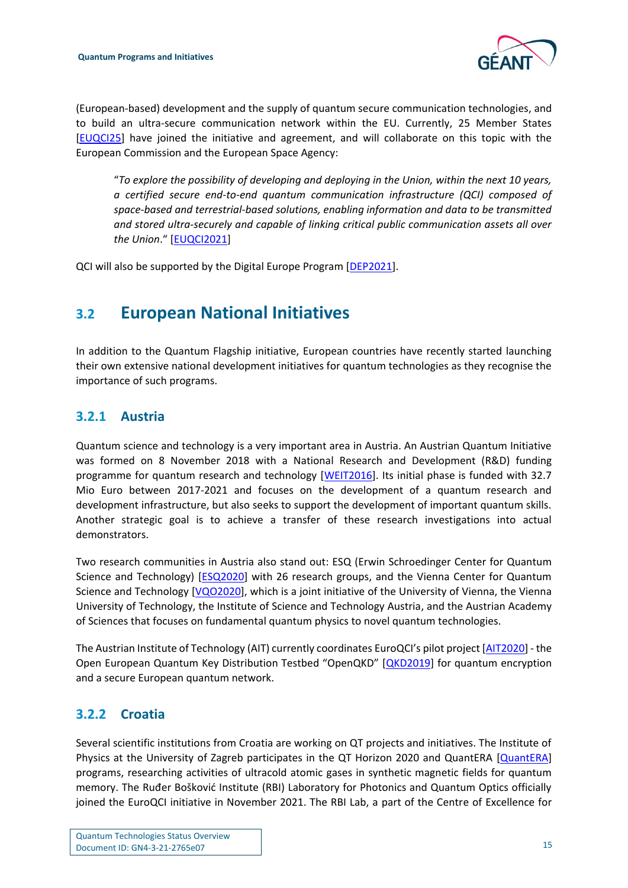(European-based) development and the supply of quantum secure communication technologies, and to build an ultra-secure communication network within the EU. Currently, 25 Member States [EUQCI25] have joined the initiative and agreement, and will collaborate on this topic with the European Commission and the European Space Agency:

> "*To explore the possibility of developing and deploying in the Union, within the next 10 years, a certified secure end-to-end quantum communication infrastructure (QCI) composed of space-based and terrestrial-based solutions, enabling information and data to be transmitted and stored ultra-securely and capable of linking critical public communication assets all over the Union*." [EUQCI2021]

QCI will also be supported by the Digital Europe Program [DEP2021].

## 3.2 European National Initiatives

In addition to the Quantum Flagship initiative, European countries have recently started launching their own extensive national development initiatives for quantum technologies as they recognise the importance of such programs.

### 3.2.1 Austria

Quantum science and technology is a very important area in Austria. An Austrian Quantum Initiative was formed on 8 November 2018 with a National Research and Development (R&D) funding programme for quantum research and technology [WEIT2016]. Its initial phase is funded with 32.7 Mio Euro between 2017-2021 and focuses on the development of a quantum research and development infrastructure, but also seeks to support the development of important quantum skills. Another strategic goal is to achieve a transfer of these research investigations into actual demonstrators.

Two research communities in Austria also stand out: ESQ (Erwin Schroedinger Center for Quantum Science and Technology) [ESQ2020] with 26 research groups, and the Vienna Center for Quantum Science and Technology [VQO2020], which is a joint initiative of the University of Vienna, the Vienna University of Technology, the Institute of Science and Technology Austria, and the Austrian Academy of Sciences that focuses on fundamental quantum physics to novel quantum technologies.

The Austrian Institute of Technology (AIT) currently coordinates EuroQCI's pilot project [AIT2020] - the Open European Quantum Key Distribution Testbed "OpenQKD" [QKD2019] for quantum encryption and a secure European quantum network.

### 3.2.2 Croatia

Several scientific institutions from Croatia are working on QT projects and initiatives. The Institute of Physics at the University of Zagreb participates in the QT Horizon 2020 and QuantERA [QuantERA] programs, researching activities of ultracold atomic gases in synthetic magnetic fields for quantum memory. The Ruđer Bošković Institute (RBI) Laboratory for Photonics and Quantum Optics officially joined the EuroQCI initiative in November 2021. The RBI Lab, a part of the Centre of Excellence for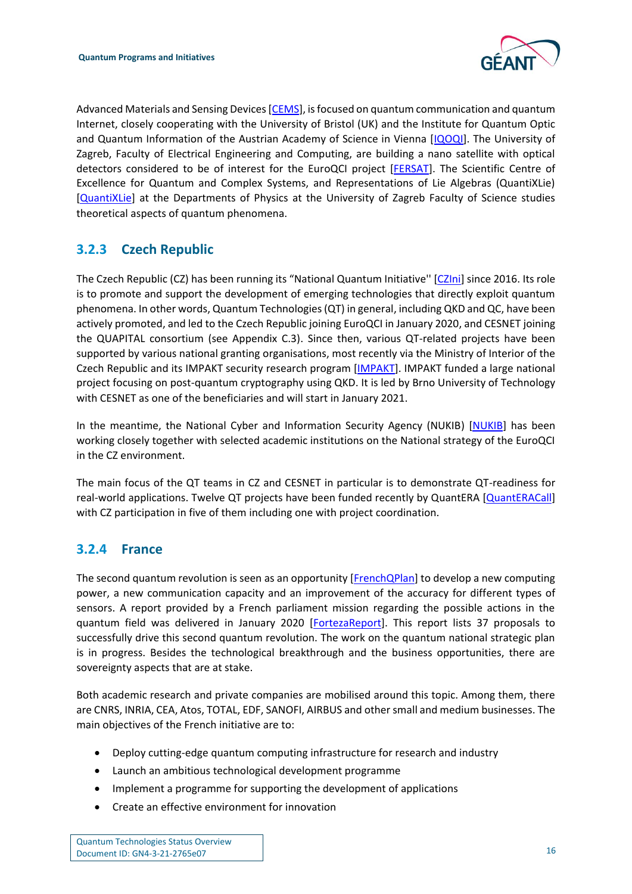Advanced Materials and Sensing Devices [CEMS], is focused on quantum communication and quantum Internet, closely cooperating with the University of Bristol (UK) and the Institute for Quantum Optic and Quantum Information of the Austrian Academy of Science in Vienna [IQOQI]. The University of Zagreb, Faculty of Electrical Engineering and Computing, are building a nano satellite with optical detectors considered to be of interest for the EuroQCI project [FERSAT]. The Scientific Centre of Excellence for Quantum and Complex Systems, and Representations of Lie Algebras (QuantiXLie) [QuantiXLie] at the Departments of Physics at the University of Zagreb Faculty of Science studies theoretical aspects of quantum phenomena.

### 3.2.3 Czech Republic

The Czech Republic (CZ) has been running its "National Quantum Initiative'' [CZIni] since 2016. Its role is to promote and support the development of emerging technologies that directly exploit quantum phenomena. In other words, Quantum Technologies (QT) in general, including QKD and QC, have been actively promoted, and led to the Czech Republic joining EuroQCI in January 2020, and CESNET joining the QUAPITAL consortium (see Appendix C.3). Since then, various QT-related projects have been supported by various national granting organisations, most recently via the Ministry of Interior of the Czech Republic and its IMPAKT security research program [IMPAKT]. IMPAKT funded a large national project focusing on post-quantum cryptography using QKD. It is led by Brno University of Technology with CESNET as one of the beneficiaries and will start in January 2021.

In the meantime, the National Cyber and Information Security Agency (NUKIB) [NUKIB] has been working closely together with selected academic institutions on the National strategy of the EuroQCI in the CZ environment.

The main focus of the QT teams in CZ and CESNET in particular is to demonstrate QT-readiness for real-world applications. Twelve QT projects have been funded recently by QuantERA [QuantERACall] with CZ participation in five of them including one with project coordination.

### 3.2.4 France

The second quantum revolution is seen as an opportunity [FrenchQPlan] to develop a new computing power, a new communication capacity and an improvement of the accuracy for different types of sensors. A report provided by a French parliament mission regarding the possible actions in the quantum field was delivered in January 2020 [FortezaReport]. This report lists 37 proposals to successfully drive this second quantum revolution. The work on the quantum national strategic plan is in progress. Besides the technological breakthrough and the business opportunities, there are sovereignty aspects that are at stake.

Both academic research and private companies are mobilised around this topic. Among them, there are CNRS, INRIA, CEA, Atos, TOTAL, EDF, SANOFI, AIRBUS and other small and medium businesses. The main objectives of the French initiative are to:

- Deploy cutting-edge quantum computing infrastructure for research and industry
- Launch an ambitious technological development programme
- Implement a programme for supporting the development of applications
- Create an effective environment for innovation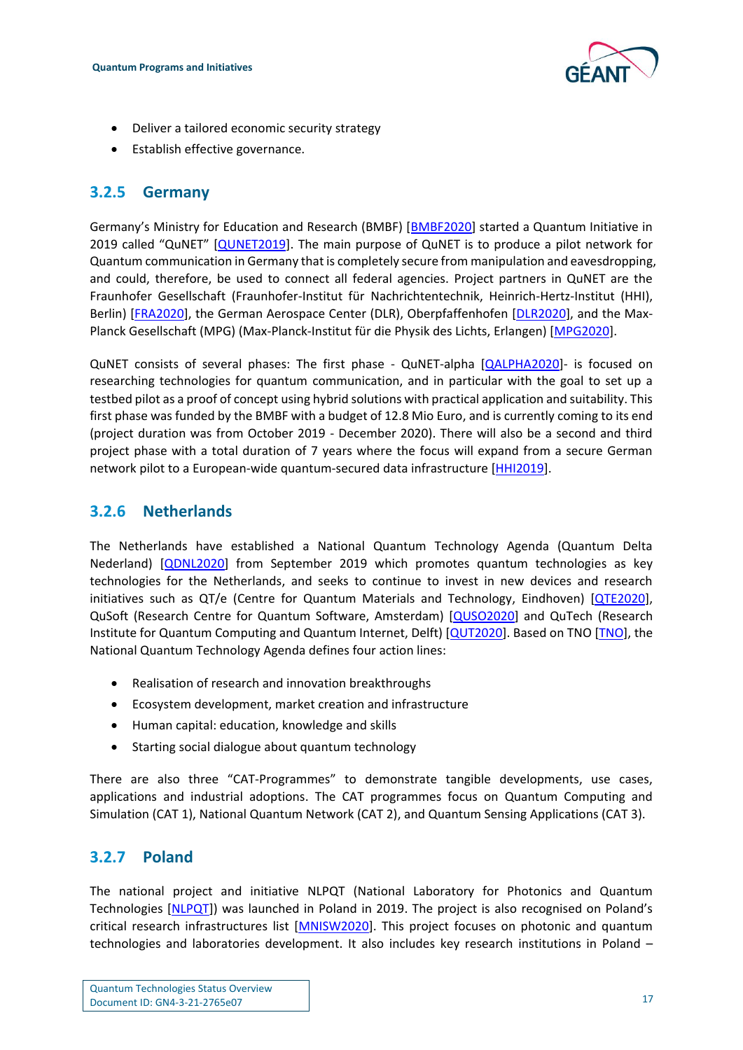- Deliver a tailored economic security strategy
- Establish effective governance.

### 3.2.5 Germany

Germany's Ministry for Education and Research (BMBF) [BMBF2020] started a Quantum Initiative in 2019 called "QuNET" [QUNET2019]. The main purpose of QuNET is to produce a pilot network for Quantum communication in Germany that is completely secure from manipulation and eavesdropping, and could, therefore, be used to connect all federal agencies. Project partners in QuNET are the Fraunhofer Gesellschaft (Fraunhofer-Institut für Nachrichtentechnik, Heinrich-Hertz-Institut (HHI), Berlin) [FRA2020], the German Aerospace Center (DLR), Oberpfaffenhofen [DLR2020], and the Max-Planck Gesellschaft (MPG) (Max-Planck-Institut für die Physik des Lichts, Erlangen) [MPG2020].

QuNET consists of several phases: The first phase - QuNET-alpha [QALPHA2020]- is focused on researching technologies for quantum communication, and in particular with the goal to set up a testbed pilot as a proof of concept using hybrid solutions with practical application and suitability. This first phase was funded by the BMBF with a budget of 12.8 Mio Euro, and is currently coming to its end (project duration was from October 2019 - December 2020). There will also be a second and third project phase with a total duration of 7 years where the focus will expand from a secure German network pilot to a European-wide quantum-secured data infrastructure [HHI2019].

### 3.2.6 Netherlands

The Netherlands have established a National Quantum Technology Agenda (Quantum Delta Nederland) [QDNL2020] from September 2019 which promotes quantum technologies as key technologies for the Netherlands, and seeks to continue to invest in new devices and research initiatives such as QT/e (Centre for Quantum Materials and Technology, Eindhoven) [QTE2020], QuSoft (Research Centre for Quantum Software, Amsterdam) [QUSO2020] and QuTech (Research Institute for Quantum Computing and Quantum Internet, Delft) [QUT2020]. Based on TNO [TNO], the National Quantum Technology Agenda defines four action lines:

- Realisation of research and innovation breakthroughs
- Ecosystem development, market creation and infrastructure
- Human capital: education, knowledge and skills
- Starting social dialogue about quantum technology

There are also three "CAT-Programmes" to demonstrate tangible developments, use cases, applications and industrial adoptions. The CAT programmes focus on Quantum Computing and Simulation (CAT 1), National Quantum Network (CAT 2), and Quantum Sensing Applications (CAT 3).

### 3.2.7 Poland

The national project and initiative NLPQT (National Laboratory for Photonics and Quantum Technologies [NLPQT]) was launched in Poland in 2019. The project is also recognised on Poland's critical research infrastructures list [MNISW2020]. This project focuses on photonic and quantum technologies and laboratories development. It also includes key research institutions in Poland –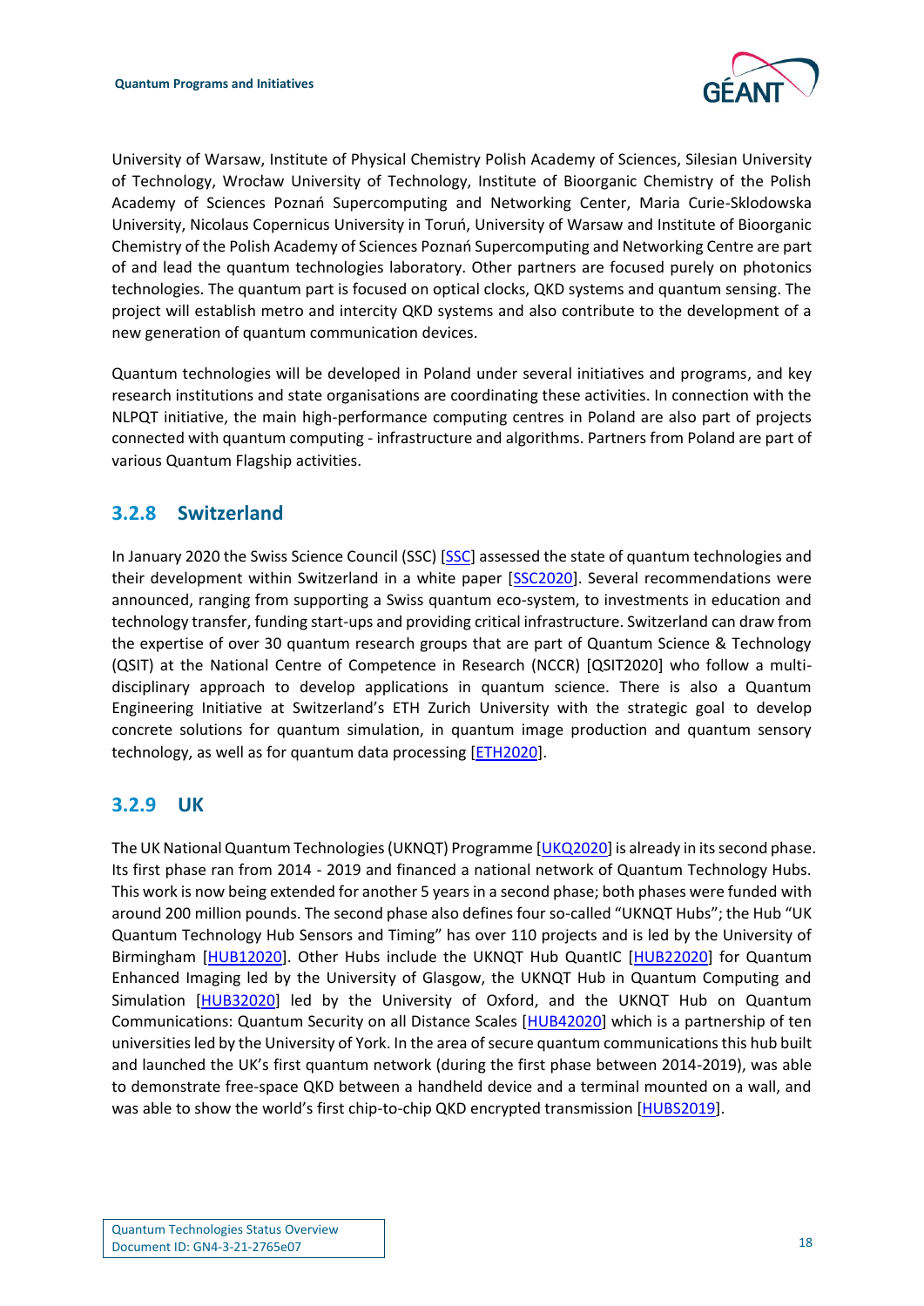University of Warsaw, Institute of Physical Chemistry Polish Academy of Sciences, Silesian University of Technology, Wrocław University of Technology, Institute of Bioorganic Chemistry of the Polish Academy of Sciences Poznań Supercomputing and Networking Center, Maria Curie-Sklodowska University, Nicolaus Copernicus University in Toruń, University of Warsaw and Institute of Bioorganic Chemistry of the Polish Academy of Sciences Poznań Supercomputing and Networking Centre are part of and lead the quantum technologies laboratory. Other partners are focused purely on photonics technologies. The quantum part is focused on optical clocks, QKD systems and quantum sensing. The project will establish metro and intercity QKD systems and also contribute to the development of a new generation of quantum communication devices.

Quantum technologies will be developed in Poland under several initiatives and programs, and key research institutions and state organisations are coordinating these activities. In connection with the NLPQT initiative, the main high-performance computing centres in Poland are also part of projects connected with quantum computing - infrastructure and algorithms. Partners from Poland are part of various Quantum Flagship activities.

### 3.2.8 Switzerland

In January 2020 the Swiss Science Council (SSC) [SSC] assessed the state of quantum technologies and their development within Switzerland in a white paper [SSC2020]. Several recommendations were announced, ranging from supporting a Swiss quantum eco-system, to investments in education and technology transfer, funding start-ups and providing critical infrastructure. Switzerland can draw from the expertise of over 30 quantum research groups that are part of Quantum Science & Technology (QSIT) at the National Centre of Competence in Research (NCCR) [QSIT2020] who follow a multi-disciplinary approach to develop applications in quantum science. There is also a Quantum Engineering Initiative at Switzerland's ETH Zurich University with the strategic goal to develop concrete solutions for quantum simulation, in quantum image production and quantum sensory technology, as well as for quantum data processing [ETH2020].

### 3.2.9 UK

The UK National Quantum Technologies (UKNQT) Programme [UKQ2020] is already in its second phase. Its first phase ran from 2014 - 2019 and financed a national network of Quantum Technology Hubs. This work is now being extended for another 5 years in a second phase; both phases were funded with around 200 million pounds. The second phase also defines four so-called "UKNQT Hubs"; the Hub "UK Quantum Technology Hub Sensors and Timing" has over 110 projects and is led by the University of Birmingham [HUB12020]. Other Hubs include the UKNQT Hub QuantIC [HUB22020] for Quantum Enhanced Imaging led by the University of Glasgow, the UKNQT Hub in Quantum Computing and Simulation [HUB32020] led by the University of Oxford, and the UKNQT Hub on Quantum Communications: Quantum Security on all Distance Scales [HUB42020] which is a partnership of ten universities led by the University of York. In the area of secure quantum communications this hub built and launched the UK's first quantum network (during the first phase between 2014-2019), was able to demonstrate free-space QKD between a handheld device and a terminal mounted on a wall, and was able to show the world's first chip-to-chip QKD encrypted transmission [HUBS2019].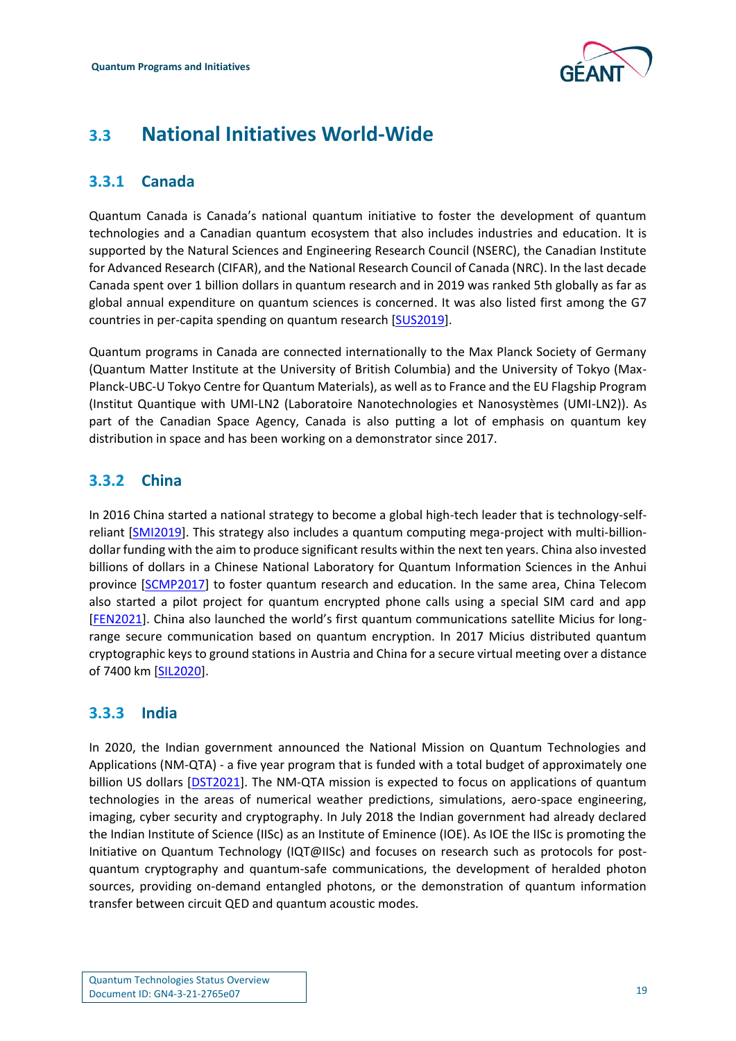## 3.3 National Initiatives World-Wide

### 3.3.1 Canada

Quantum Canada is Canada's national quantum initiative to foster the development of quantum technologies and a Canadian quantum ecosystem that also includes industries and education. It is supported by the Natural Sciences and Engineering Research Council (NSERC), the Canadian Institute for Advanced Research (CIFAR), and the National Research Council of Canada (NRC). In the last decade Canada spent over 1 billion dollars in quantum research and in 2019 was ranked 5th globally as far as global annual expenditure on quantum sciences is concerned. It was also listed first among the G7 countries in per-capita spending on quantum research [SUS2019].

Quantum programs in Canada are connected internationally to the Max Planck Society of Germany (Quantum Matter Institute at the University of British Columbia) and the University of Tokyo (Max-Planck-UBC-U Tokyo Centre for Quantum Materials), as well as to France and the EU Flagship Program (Institut Quantique with UMI-LN2 (Laboratoire Nanotechnologies et Nanosystèmes (UMI-LN2)). As part of the Canadian Space Agency, Canada is also putting a lot of emphasis on quantum key distribution in space and has been working on a demonstrator since 2017.

### 3.3.2 China

In 2016 China started a national strategy to become a global high-tech leader that is technology-self-reliant [SMI2019]. This strategy also includes a quantum computing mega-project with multi-billion-dollar funding with the aim to produce significant results within the next ten years. China also invested billions of dollars in a Chinese National Laboratory for Quantum Information Sciences in the Anhui province [SCMP2017] to foster quantum research and education. In the same area, China Telecom also started a pilot project for quantum encrypted phone calls using a special SIM card and app [FEN2021]. China also launched the world's first quantum communications satellite Micius for long-range secure communication based on quantum encryption. In 2017 Micius distributed quantum cryptographic keys to ground stations in Austria and China for a secure virtual meeting over a distance of 7400 km [SIL2020].

### 3.3.3 India

In 2020, the Indian government announced the National Mission on Quantum Technologies and Applications (NM-QTA) - a five year program that is funded with a total budget of approximately one billion US dollars [DST2021]. The NM-QTA mission is expected to focus on applications of quantum technologies in the areas of numerical weather predictions, simulations, aero-space engineering, imaging, cyber security and cryptography. In July 2018 the Indian government had already declared the Indian Institute of Science (IISc) as an Institute of Eminence (IOE). As IOE the IISc is promoting the Initiative on Quantum Technology (IQT@IISc) and focuses on research such as protocols for post-quantum cryptography and quantum-safe communications, the development of heralded photon sources, providing on-demand entangled photons, or the demonstration of quantum information transfer between circuit QED and quantum acoustic modes.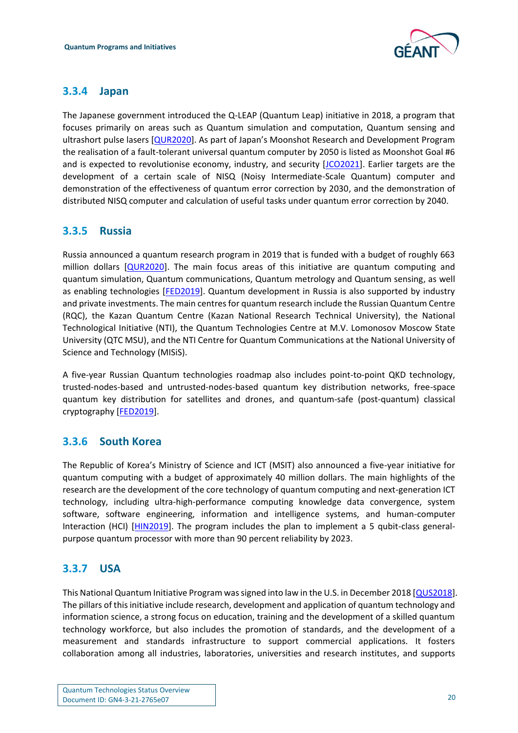### 3.3.4 Japan

The Japanese government introduced the Q-LEAP (Quantum Leap) initiative in 2018, a program that focuses primarily on areas such as Quantum simulation and computation, Quantum sensing and ultrashort pulse lasers [QUR2020]. As part of Japan's Moonshot Research and Development Program the realisation of a fault-tolerant universal quantum computer by 2050 is listed as Moonshot Goal #6 and is expected to revolutionise economy, industry, and security [JCO2021]. Earlier targets are the development of a certain scale of NISQ (Noisy Intermediate-Scale Quantum) computer and demonstration of the effectiveness of quantum error correction by 2030, and the demonstration of distributed NISQ computer and calculation of useful tasks under quantum error correction by 2040.

### 3.3.5 Russia

Russia announced a quantum research program in 2019 that is funded with a budget of roughly 663 million dollars [QUR2020]. The main focus areas of this initiative are quantum computing and quantum simulation, Quantum communications, Quantum metrology and Quantum sensing, as well as enabling technologies [FED2019]. Quantum development in Russia is also supported by industry and private investments. The main centres for quantum research include the Russian Quantum Centre (RQC), the Kazan Quantum Centre (Kazan National Research Technical University), the National Technological Initiative (NTI), the Quantum Technologies Centre at M.V. Lomonosov Moscow State University (QTC MSU), and the NTI Centre for Quantum Communications at the National University of Science and Technology (MISiS).

A five-year Russian Quantum technologies roadmap also includes point-to-point QKD technology, trusted-nodes-based and untrusted-nodes-based quantum key distribution networks, free-space quantum key distribution for satellites and drones, and quantum-safe (post-quantum) classical cryptography [FED2019].

### 3.3.6 South Korea

The Republic of Korea's Ministry of Science and ICT (MSIT) also announced a five-year initiative for quantum computing with a budget of approximately 40 million dollars. The main highlights of the research are the development of the core technology of quantum computing and next-generation ICT technology, including ultra-high-performance computing knowledge data convergence, system software, software engineering, information and intelligence systems, and human-computer Interaction (HCI) [HIN2019]. The program includes the plan to implement a 5 qubit-class general-purpose quantum processor with more than 90 percent reliability by 2023.

### 3.3.7 USA

This National Quantum Initiative Program was signed into law in the U.S. in December 2018 [QUS2018]. The pillars of this initiative include research, development and application of quantum technology and information science, a strong focus on education, training and the development of a skilled quantum technology workforce, but also includes the promotion of standards, and the development of a measurement and standards infrastructure to support commercial applications. It fosters collaboration among all industries, laboratories, universities and research institutes, and supports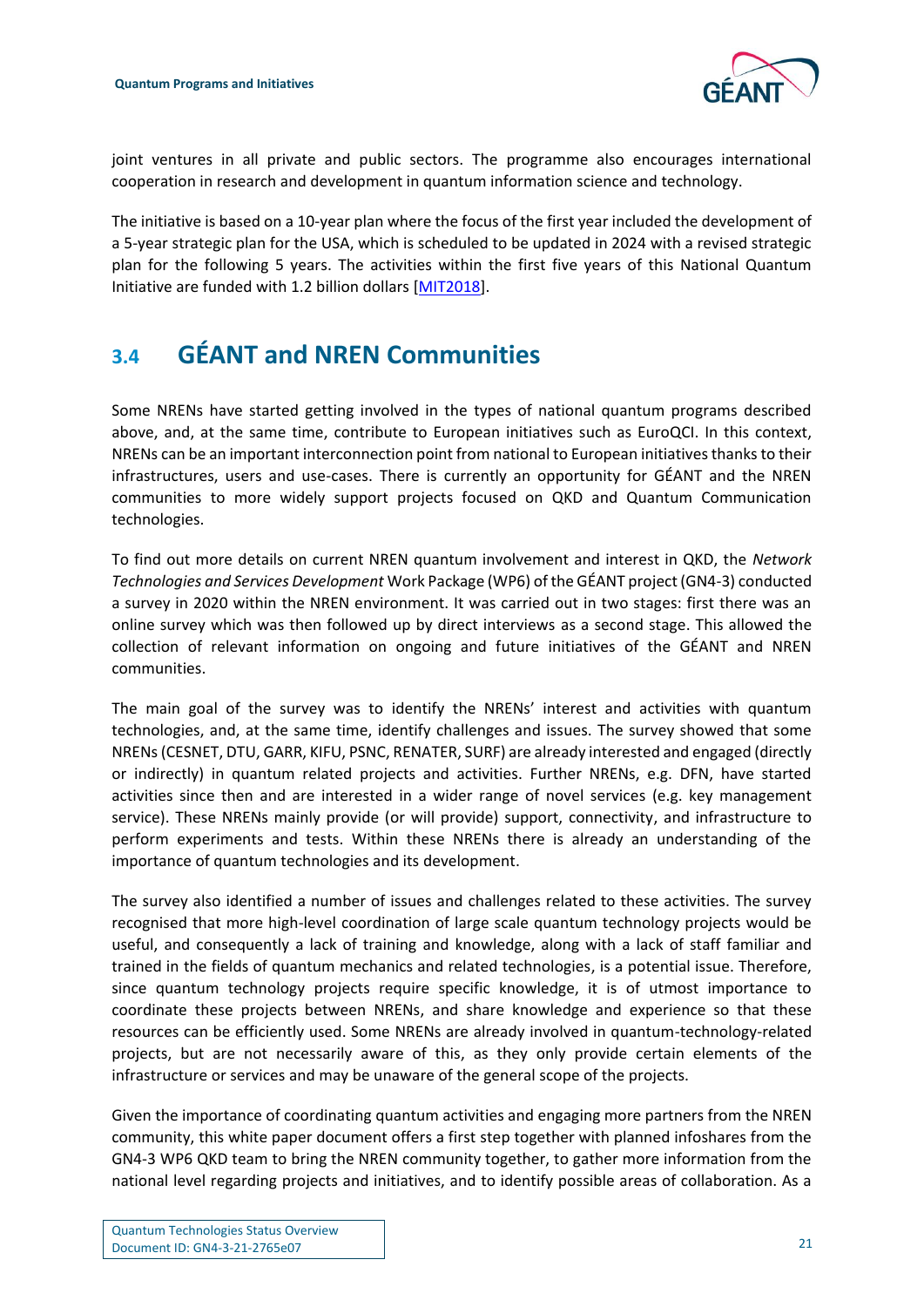joint ventures in all private and public sectors. The programme also encourages international cooperation in research and development in quantum information science and technology.

The initiative is based on a 10-year plan where the focus of the first year included the development of a 5-year strategic plan for the USA, which is scheduled to be updated in 2024 with a revised strategic plan for the following 5 years. The activities within the first five years of this National Quantum Initiative are funded with 1.2 billion dollars [MIT2018].

## 3.4 GÉANT and NREN Communities

Some NRENs have started getting involved in the types of national quantum programs described above, and, at the same time, contribute to European initiatives such as EuroQCI. In this context, NRENs can be an important interconnection point from national to European initiatives thanks to their infrastructures, users and use-cases. There is currently an opportunity for GÉANT and the NREN communities to more widely support projects focused on QKD and Quantum Communication technologies.

To find out more details on current NREN quantum involvement and interest in QKD, the *Network Technologies and Services Development* Work Package (WP6) of the GÉANT project (GN4-3) conducted a survey in 2020 within the NREN environment. It was carried out in two stages: first there was an online survey which was then followed up by direct interviews as a second stage. This allowed the collection of relevant information on ongoing and future initiatives of the GÉANT and NREN communities.

The main goal of the survey was to identify the NRENs' interest and activities with quantum technologies, and, at the same time, identify challenges and issues. The survey showed that some NRENs (CESNET, DTU, GARR, KIFU, PSNC, RENATER, SURF) are already interested and engaged (directly or indirectly) in quantum related projects and activities. Further NRENs, e.g. DFN, have started activities since then and are interested in a wider range of novel services (e.g. key management service). These NRENs mainly provide (or will provide) support, connectivity, and infrastructure to perform experiments and tests. Within these NRENs there is already an understanding of the importance of quantum technologies and its development.

The survey also identified a number of issues and challenges related to these activities. The survey recognised that more high-level coordination of large scale quantum technology projects would be useful, and consequently a lack of training and knowledge, along with a lack of staff familiar and trained in the fields of quantum mechanics and related technologies, is a potential issue. Therefore, since quantum technology projects require specific knowledge, it is of utmost importance to coordinate these projects between NRENs, and share knowledge and experience so that these resources can be efficiently used. Some NRENs are already involved in quantum-technology-related projects, but are not necessarily aware of this, as they only provide certain elements of the infrastructure or services and may be unaware of the general scope of the projects.

Given the importance of coordinating quantum activities and engaging more partners from the NREN community, this white paper document offers a first step together with planned infoshares from the GN4-3 WP6 QKD team to bring the NREN community together, to gather more information from the national level regarding projects and initiatives, and to identify possible areas of collaboration. As a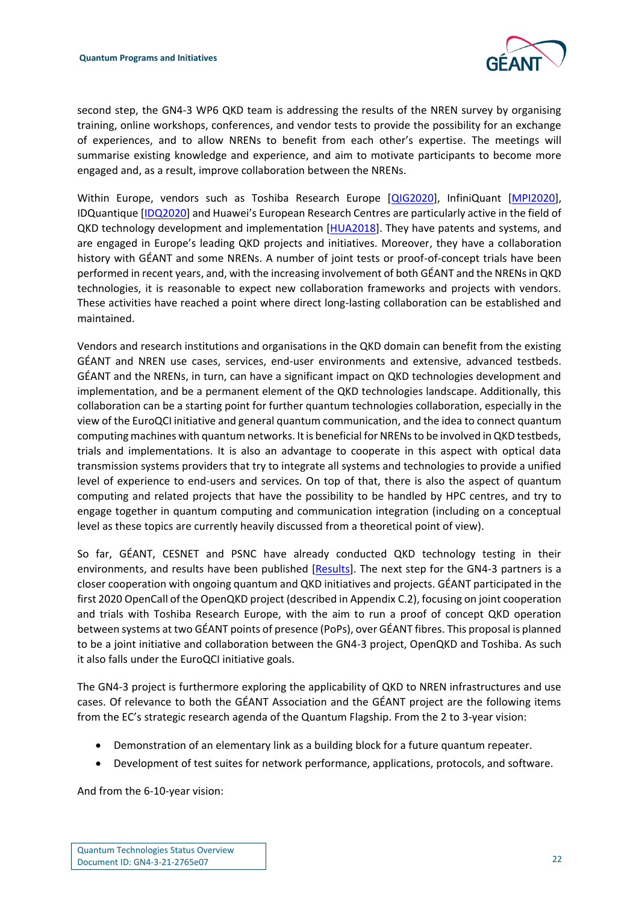second step, the GN4-3 WP6 QKD team is addressing the results of the NREN survey by organising training, online workshops, conferences, and vendor tests to provide the possibility for an exchange of experiences, and to allow NRENs to benefit from each other's expertise. The meetings will summarise existing knowledge and experience, and aim to motivate participants to become more engaged and, as a result, improve collaboration between the NRENs.

Within Europe, vendors such as Toshiba Research Europe [QIG2020], InfiniQuant [MPI2020], IDQuantique [IDQ2020] and Huawei's European Research Centres are particularly active in the field of QKD technology development and implementation [HUA2018]. They have patents and systems, and are engaged in Europe's leading QKD projects and initiatives. Moreover, they have a collaboration history with GÉANT and some NRENs. A number of joint tests or proof-of-concept trials have been performed in recent years, and, with the increasing involvement of both GÉANT and the NRENs in QKD technologies, it is reasonable to expect new collaboration frameworks and projects with vendors. These activities have reached a point where direct long-lasting collaboration can be established and maintained.

Vendors and research institutions and organisations in the QKD domain can benefit from the existing GÉANT and NREN use cases, services, end-user environments and extensive, advanced testbeds. GÉANT and the NRENs, in turn, can have a significant impact on QKD technologies development and implementation, and be a permanent element of the QKD technologies landscape. Additionally, this collaboration can be a starting point for further quantum technologies collaboration, especially in the view of the EuroQCI initiative and general quantum communication, and the idea to connect quantum computing machines with quantum networks. It is beneficial for NRENs to be involved in QKD testbeds, trials and implementations. It is also an advantage to cooperate in this aspect with optical data transmission systems providers that try to integrate all systems and technologies to provide a unified level of experience to end-users and services. On top of that, there is also the aspect of quantum computing and related projects that have the possibility to be handled by HPC centres, and try to engage together in quantum computing and communication integration (including on a conceptual level as these topics are currently heavily discussed from a theoretical point of view).

So far, GÉANT, CESNET and PSNC have already conducted QKD technology testing in their environments, and results have been published [Results]. The next step for the GN4-3 partners is a closer cooperation with ongoing quantum and QKD initiatives and projects. GÉANT participated in the first 2020 OpenCall of the OpenQKD project (described in Appendix C.2), focusing on joint cooperation and trials with Toshiba Research Europe, with the aim to run a proof of concept QKD operation between systems at two GÉANT points of presence (PoPs), over GÉANT fibres. This proposal is planned to be a joint initiative and collaboration between the GN4-3 project, OpenQKD and Toshiba. As such it also falls under the EuroQCI initiative goals.

The GN4-3 project is furthermore exploring the applicability of QKD to NREN infrastructures and use cases. Of relevance to both the GÉANT Association and the GÉANT project are the following items from the EC's strategic research agenda of the Quantum Flagship. From the 2 to 3-year vision:

- Demonstration of an elementary link as a building block for a future quantum repeater.
- Development of test suites for network performance, applications, protocols, and software.

And from the 6-10-year vision: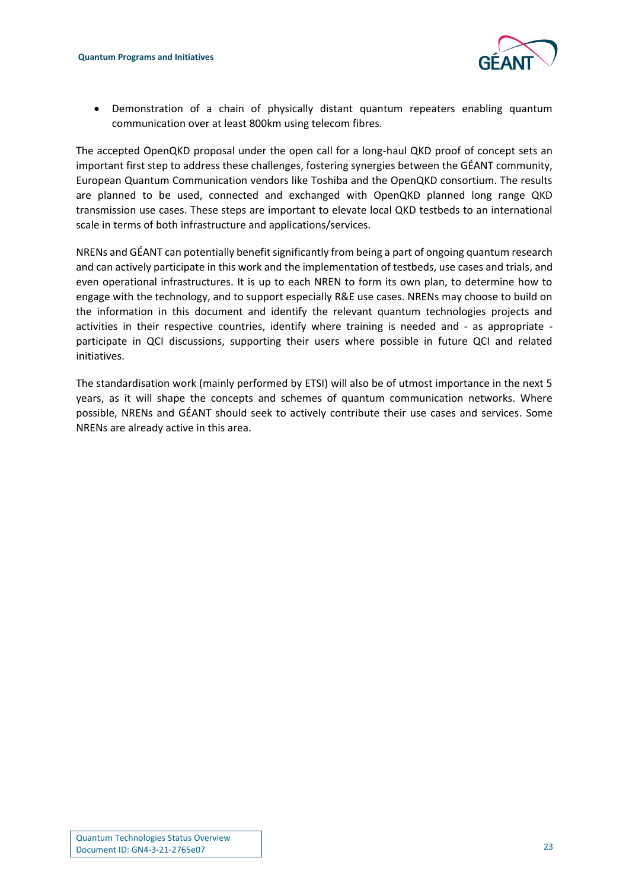- Demonstration of a chain of physically distant quantum repeaters enabling quantum communication over at least 800km using telecom fibres.

The accepted OpenQKD proposal under the open call for a long-haul QKD proof of concept sets an important first step to address these challenges, fostering synergies between the GÉANT community, European Quantum Communication vendors like Toshiba and the OpenQKD consortium. The results are planned to be used, connected and exchanged with OpenQKD planned long range QKD transmission use cases. These steps are important to elevate local QKD testbeds to an international scale in terms of both infrastructure and applications/services.

NRENs and GÉANT can potentially benefit significantly from being a part of ongoing quantum research and can actively participate in this work and the implementation of testbeds, use cases and trials, and even operational infrastructures. It is up to each NREN to form its own plan, to determine how to engage with the technology, and to support especially R&E use cases. NRENs may choose to build on the information in this document and identify the relevant quantum technologies projects and activities in their respective countries, identify where training is needed and - as appropriate - participate in QCI discussions, supporting their users where possible in future QCI and related initiatives.

The standardisation work (mainly performed by ETSI) will also be of utmost importance in the next 5 years, as it will shape the concepts and schemes of quantum communication networks. Where possible, NRENs and GÉANT should seek to actively contribute their use cases and services. Some NRENs are already active in this area.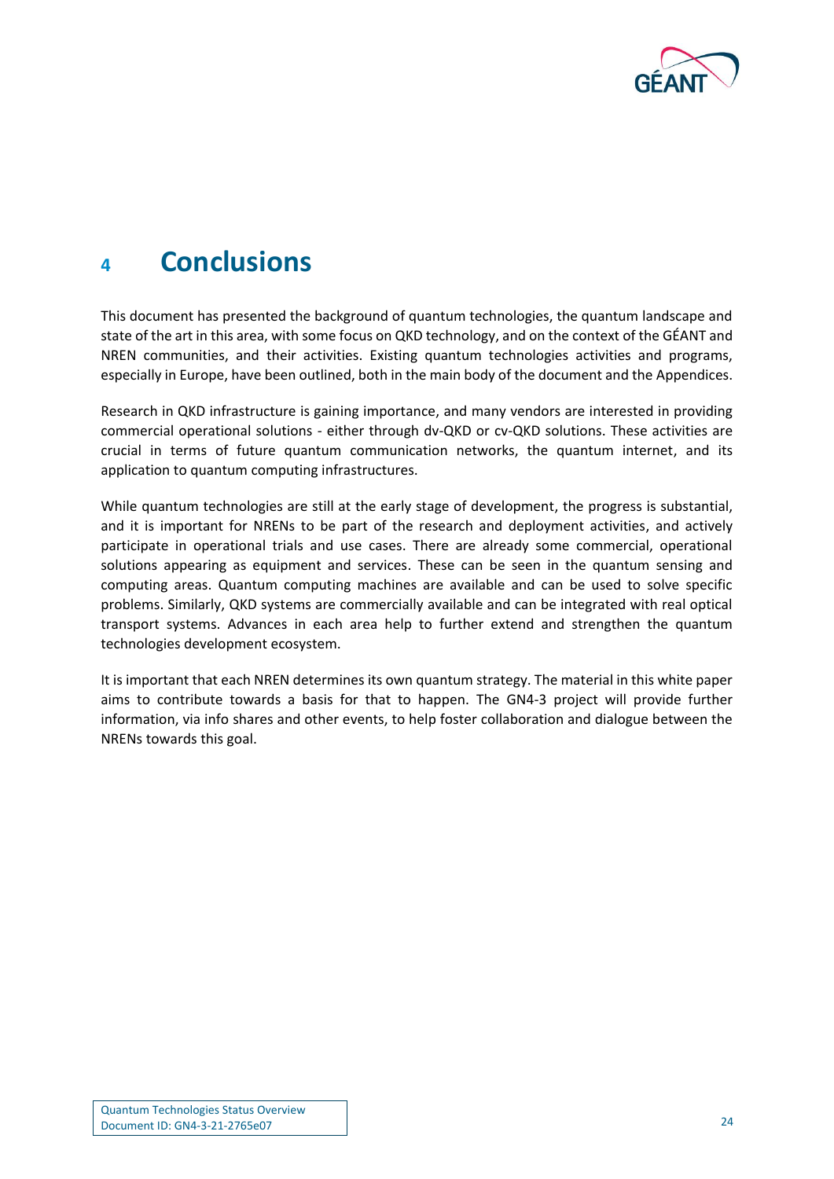# 4 Conclusions

This document has presented the background of quantum technologies, the quantum landscape and state of the art in this area, with some focus on QKD technology, and on the context of the GÉANT and NREN communities, and their activities. Existing quantum technologies activities and programs, especially in Europe, have been outlined, both in the main body of the document and the Appendices.

Research in QKD infrastructure is gaining importance, and many vendors are interested in providing commercial operational solutions - either through dv-QKD or cv-QKD solutions. These activities are crucial in terms of future quantum communication networks, the quantum internet, and its application to quantum computing infrastructures.

While quantum technologies are still at the early stage of development, the progress is substantial, and it is important for NRENs to be part of the research and deployment activities, and actively participate in operational trials and use cases. There are already some commercial, operational solutions appearing as equipment and services. These can be seen in the quantum sensing and computing areas. Quantum computing machines are available and can be used to solve specific problems. Similarly, QKD systems are commercially available and can be integrated with real optical transport systems. Advances in each area help to further extend and strengthen the quantum technologies development ecosystem.

It is important that each NREN determines its own quantum strategy. The material in this white paper aims to contribute towards a basis for that to happen. The GN4-3 project will provide further information, via info shares and other events, to help foster collaboration and dialogue between the NRENs towards this goal.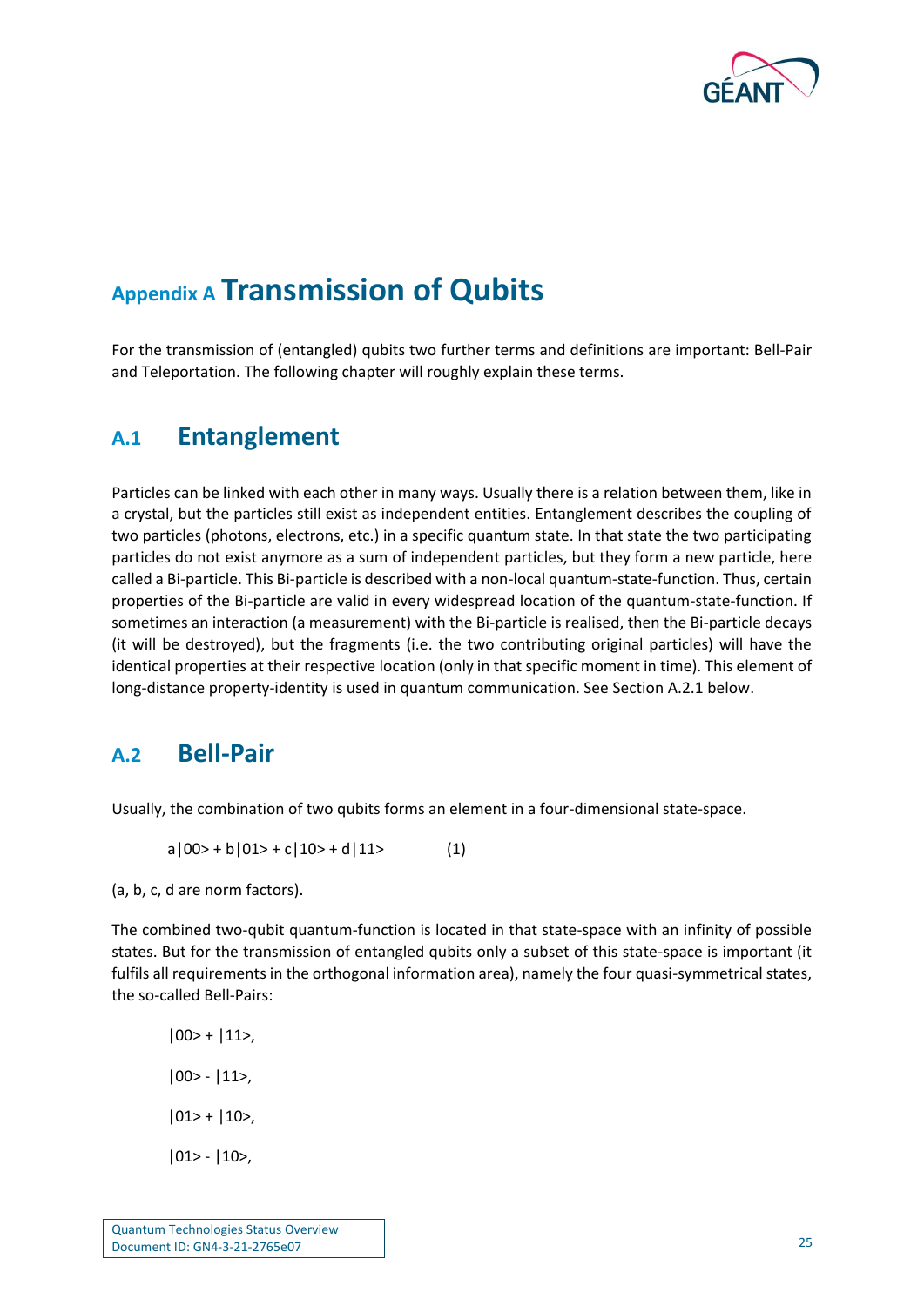# Appendix A Transmission of Qubits

For the transmission of (entangled) qubits two further terms and definitions are important: Bell-Pair and Teleportation. The following chapter will roughly explain these terms.

## A.1 Entanglement

Particles can be linked with each other in many ways. Usually there is a relation between them, like in a crystal, but the particles still exist as independent entities. Entanglement describes the coupling of two particles (photons, electrons, etc.) in a specific quantum state. In that state the two participating particles do not exist anymore as a sum of independent particles, but they form a new particle, here called a Bi-particle. This Bi-particle is described with a non-local quantum-state-function. Thus, certain properties of the Bi-particle are valid in every widespread location of the quantum-state-function. If sometimes an interaction (a measurement) with the Bi-particle is realised, then the Bi-particle decays (it will be destroyed), but the fragments (i.e. the two contributing original particles) will have the identical properties at their respective location (only in that specific moment in time). This element of long-distance property-identity is used in quantum communication. See Section A.2.1 below.

## A.2 Bell-Pair

Usually, the combination of two qubits forms an element in a four-dimensional state-space.

$$a|00\rangle + b|01\rangle + c|10\rangle + d|11\rangle \qquad (1)$$

(a, b, c, d are norm factors).

The combined two-qubit quantum-function is located in that state-space with an infinity of possible states. But for the transmission of entangled qubits only a subset of this state-space is important (it fulfils all requirements in the orthogonal information area), namely the four quasi-symmetrical states, the so-called Bell-Pairs:

$|00\rangle + |11\rangle$,

$|00\rangle - |11\rangle$,

$|01\rangle + |10\rangle$,

$|01\rangle - |10\rangle$,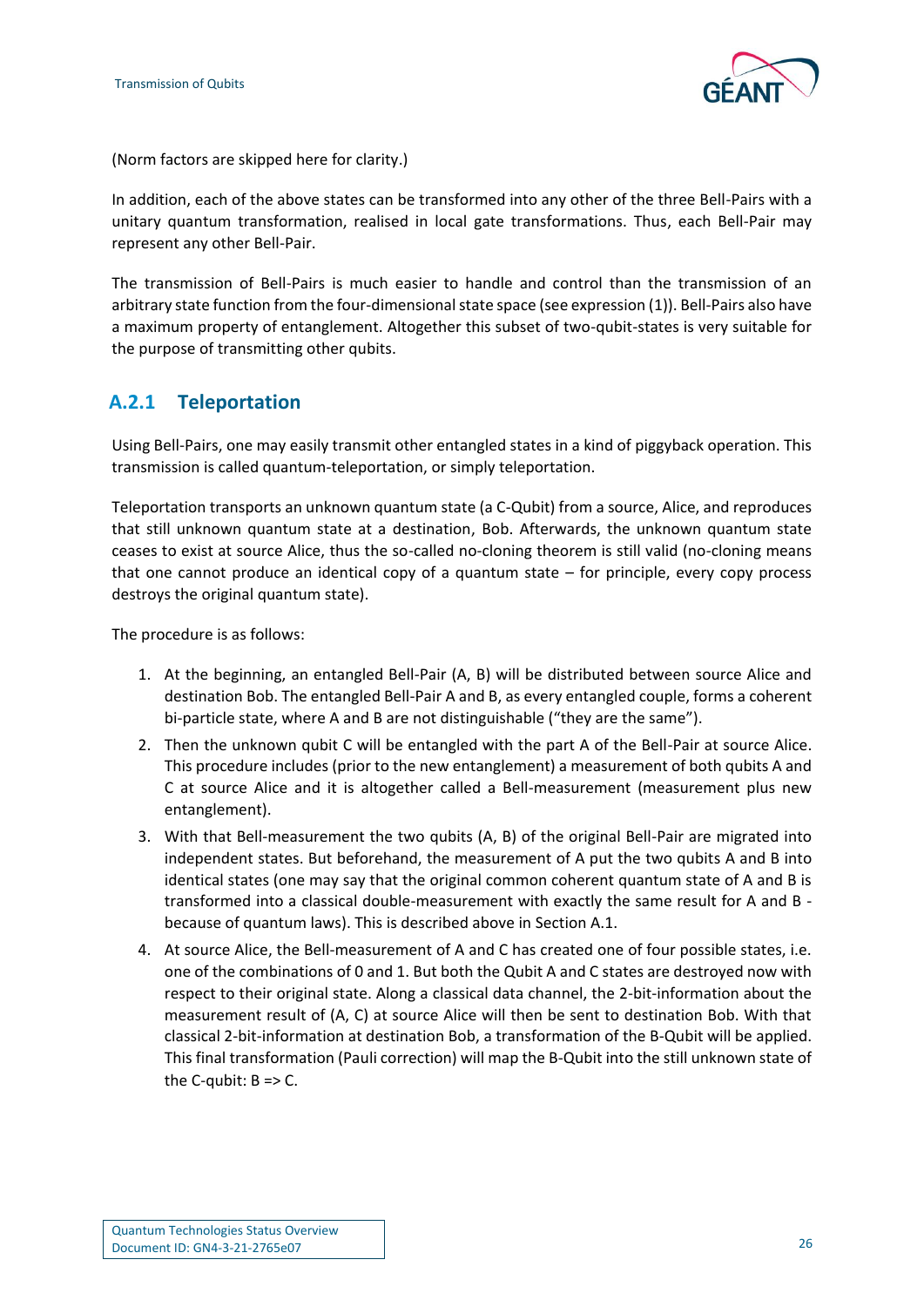(Norm factors are skipped here for clarity.)

In addition, each of the above states can be transformed into any other of the three Bell-Pairs with a unitary quantum transformation, realised in local gate transformations. Thus, each Bell-Pair may represent any other Bell-Pair.

The transmission of Bell-Pairs is much easier to handle and control than the transmission of an arbitrary state function from the four-dimensional state space (see expression (1)). Bell-Pairs also have a maximum property of entanglement. Altogether this subset of two-qubit-states is very suitable for the purpose of transmitting other qubits.

### A.2.1 Teleportation

Using Bell-Pairs, one may easily transmit other entangled states in a kind of piggyback operation. This transmission is called quantum-teleportation, or simply teleportation.

Teleportation transports an unknown quantum state (a C-Qubit) from a source, Alice, and reproduces that still unknown quantum state at a destination, Bob. Afterwards, the unknown quantum state ceases to exist at source Alice, thus the so-called no-cloning theorem is still valid (no-cloning means that one cannot produce an identical copy of a quantum state – for principle, every copy process destroys the original quantum state).

The procedure is as follows:

1. At the beginning, an entangled Bell-Pair (A, B) will be distributed between source Alice and destination Bob. The entangled Bell-Pair A and B, as every entangled couple, forms a coherent bi-particle state, where A and B are not distinguishable ("they are the same").
2. Then the unknown qubit C will be entangled with the part A of the Bell-Pair at source Alice. This procedure includes (prior to the new entanglement) a measurement of both qubits A and C at source Alice and it is altogether called a Bell-measurement (measurement plus new entanglement).
3. With that Bell-measurement the two qubits (A, B) of the original Bell-Pair are migrated into independent states. But beforehand, the measurement of A put the two qubits A and B into identical states (one may say that the original common coherent quantum state of A and B is transformed into a classical double-measurement with exactly the same result for A and B - because of quantum laws). This is described above in Section A.1.
4. At source Alice, the Bell-measurement of A and C has created one of four possible states, i.e. one of the combinations of 0 and 1. But both the Qubit A and C states are destroyed now with respect to their original state. Along a classical data channel, the 2-bit-information about the measurement result of (A, C) at source Alice will then be sent to destination Bob. With that classical 2-bit-information at destination Bob, a transformation of the B-Qubit will be applied. This final transformation (Pauli correction) will map the B-Qubit into the still unknown state of the C-qubit: B => C.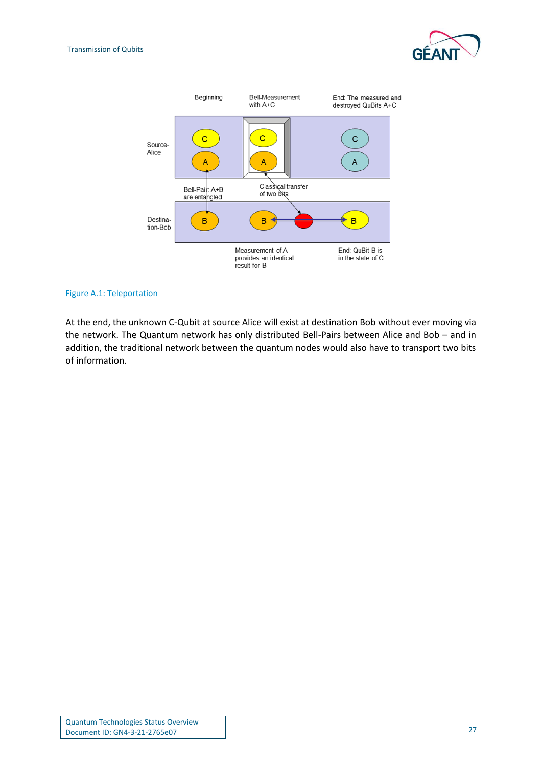Figure A.1: Teleportation

At the end, the unknown C-Qubit at source Alice will exist at destination Bob without ever moving via the network. The Quantum network has only distributed Bell-Pairs between Alice and Bob – and in addition, the traditional network between the quantum nodes would also have to transport two bits of information.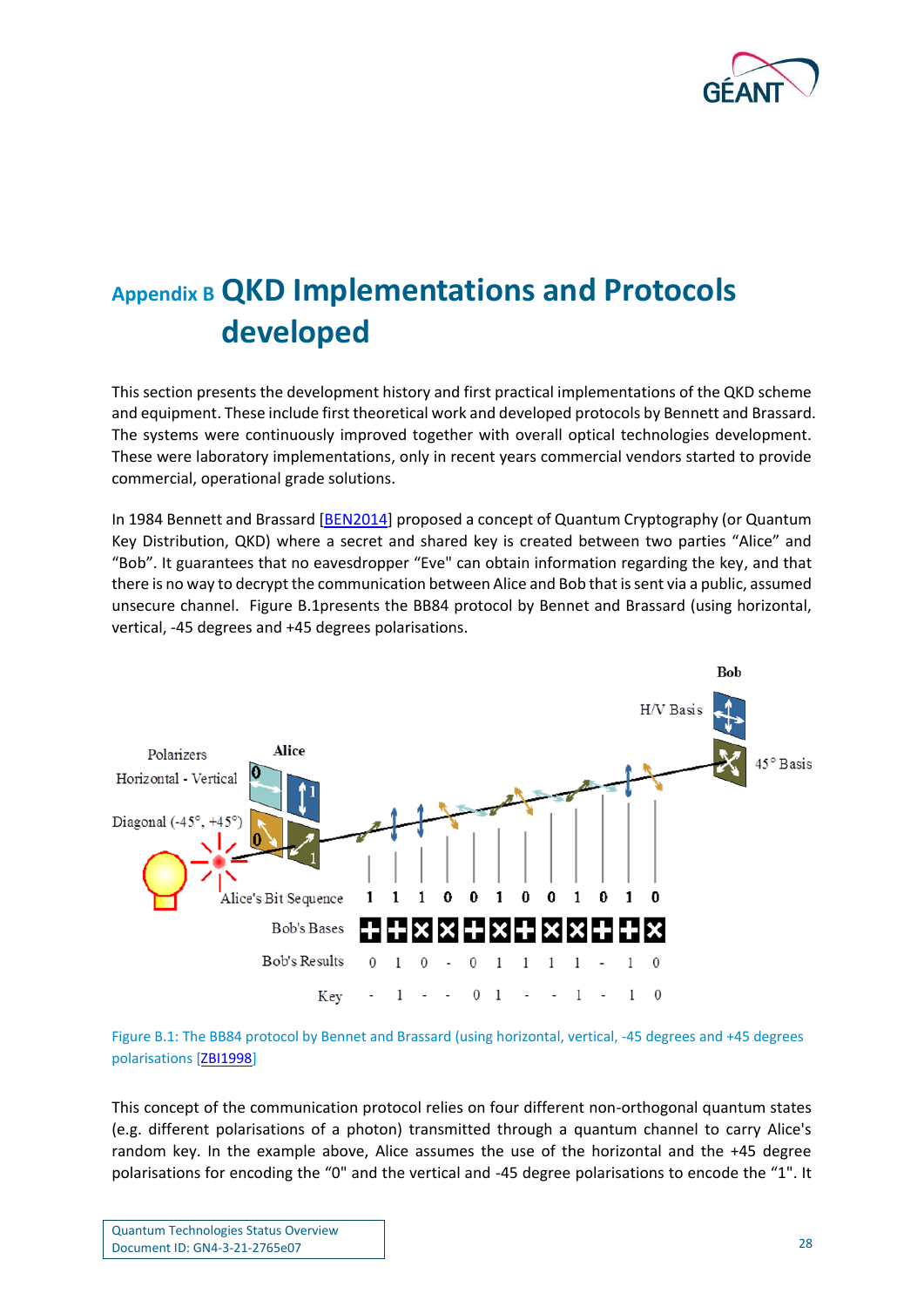# Appendix B QKD Implementations and Protocols developed

This section presents the development history and first practical implementations of the QKD scheme and equipment. These include first theoretical work and developed protocols by Bennett and Brassard. The systems were continuously improved together with overall optical technologies development. These were laboratory implementations, only in recent years commercial vendors started to provide commercial, operational grade solutions.

In 1984 Bennett and Brassard [BEN2014] proposed a concept of Quantum Cryptography (or Quantum Key Distribution, QKD) where a secret and shared key is created between two parties "Alice" and "Bob". It guarantees that no eavesdropper "Eve" can obtain information regarding the key, and that there is no way to decrypt the communication between Alice and Bob that is sent via a public, assumed unsecure channel. Figure B.1presents the BB84 protocol by Bennet and Brassard (using horizontal, vertical, -45 degrees and +45 degrees polarisations.

Figure B.1: The BB84 protocol by Bennet and Brassard (using horizontal, vertical, -45 degrees and +45 degrees polarisations [ZBI1998]

This concept of the communication protocol relies on four different non-orthogonal quantum states (e.g. different polarisations of a photon) transmitted through a quantum channel to carry Alice's random key. In the example above, Alice assumes the use of the horizontal and the +45 degree polarisations for encoding the "0" and the vertical and -45 degree polarisations to encode the "1". It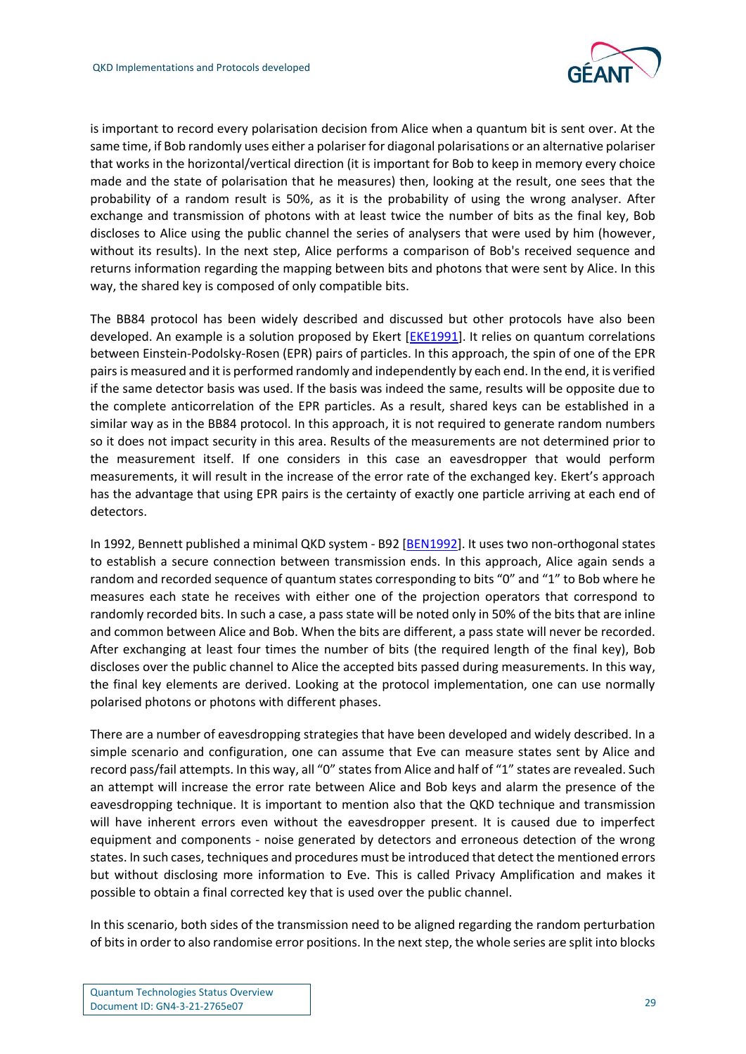is important to record every polarisation decision from Alice when a quantum bit is sent over. At the same time, if Bob randomly uses either a polariser for diagonal polarisations or an alternative polariser that works in the horizontal/vertical direction (it is important for Bob to keep in memory every choice made and the state of polarisation that he measures) then, looking at the result, one sees that the probability of a random result is 50%, as it is the probability of using the wrong analyser. After exchange and transmission of photons with at least twice the number of bits as the final key, Bob discloses to Alice using the public channel the series of analysers that were used by him (however, without its results). In the next step, Alice performs a comparison of Bob's received sequence and returns information regarding the mapping between bits and photons that were sent by Alice. In this way, the shared key is composed of only compatible bits.

The BB84 protocol has been widely described and discussed but other protocols have also been developed. An example is a solution proposed by Ekert [EKE1991]. It relies on quantum correlations between Einstein-Podolsky-Rosen (EPR) pairs of particles. In this approach, the spin of one of the EPR pairs is measured and it is performed randomly and independently by each end. In the end, it is verified if the same detector basis was used. If the basis was indeed the same, results will be opposite due to the complete anticorrelation of the EPR particles. As a result, shared keys can be established in a similar way as in the BB84 protocol. In this approach, it is not required to generate random numbers so it does not impact security in this area. Results of the measurements are not determined prior to the measurement itself. If one considers in this case an eavesdropper that would perform measurements, it will result in the increase of the error rate of the exchanged key. Ekert's approach has the advantage that using EPR pairs is the certainty of exactly one particle arriving at each end of detectors.

In 1992, Bennett published a minimal QKD system - B92 [BEN1992]. It uses two non-orthogonal states to establish a secure connection between transmission ends. In this approach, Alice again sends a random and recorded sequence of quantum states corresponding to bits "0" and "1" to Bob where he measures each state he receives with either one of the projection operators that correspond to randomly recorded bits. In such a case, a pass state will be noted only in 50% of the bits that are inline and common between Alice and Bob. When the bits are different, a pass state will never be recorded. After exchanging at least four times the number of bits (the required length of the final key), Bob discloses over the public channel to Alice the accepted bits passed during measurements. In this way, the final key elements are derived. Looking at the protocol implementation, one can use normally polarised photons or photons with different phases.

There are a number of eavesdropping strategies that have been developed and widely described. In a simple scenario and configuration, one can assume that Eve can measure states sent by Alice and record pass/fail attempts. In this way, all "0" states from Alice and half of "1" states are revealed. Such an attempt will increase the error rate between Alice and Bob keys and alarm the presence of the eavesdropping technique. It is important to mention also that the QKD technique and transmission will have inherent errors even without the eavesdropper present. It is caused due to imperfect equipment and components - noise generated by detectors and erroneous detection of the wrong states. In such cases, techniques and procedures must be introduced that detect the mentioned errors but without disclosing more information to Eve. This is called Privacy Amplification and makes it possible to obtain a final corrected key that is used over the public channel.

In this scenario, both sides of the transmission need to be aligned regarding the random perturbation of bits in order to also randomise error positions. In the next step, the whole series are split into blocks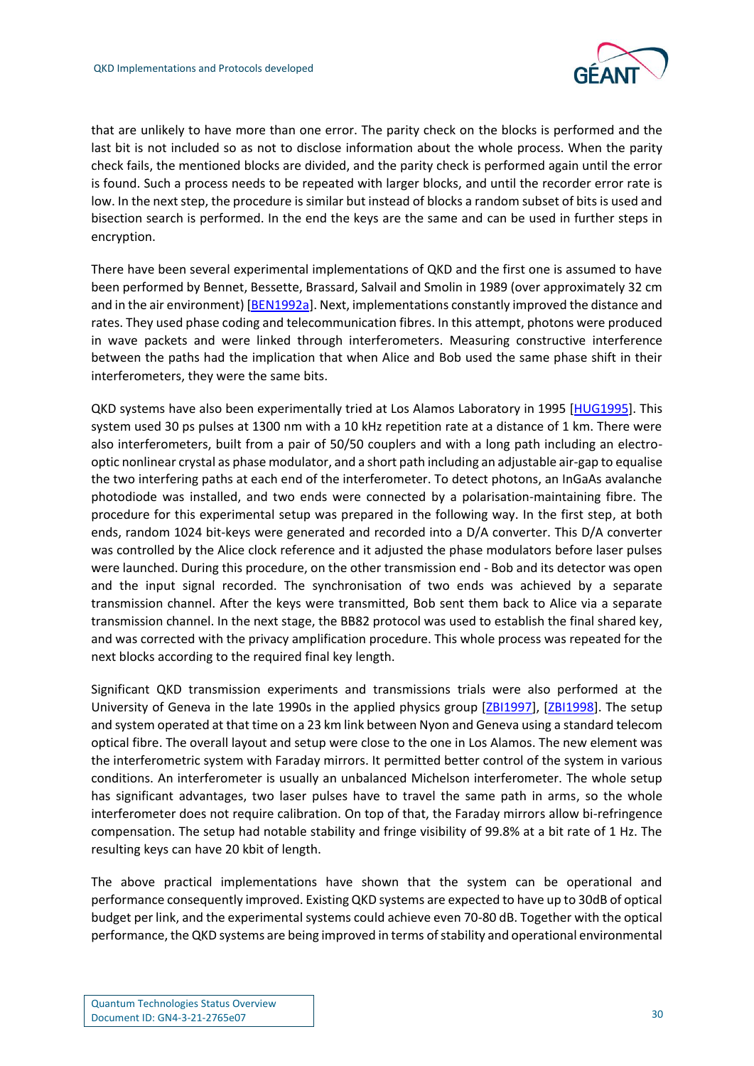that are unlikely to have more than one error. The parity check on the blocks is performed and the last bit is not included so as not to disclose information about the whole process. When the parity check fails, the mentioned blocks are divided, and the parity check is performed again until the error is found. Such a process needs to be repeated with larger blocks, and until the recorder error rate is low. In the next step, the procedure is similar but instead of blocks a random subset of bits is used and bisection search is performed. In the end the keys are the same and can be used in further steps in encryption.

There have been several experimental implementations of QKD and the first one is assumed to have been performed by Bennet, Bessette, Brassard, Salvail and Smolin in 1989 (over approximately 32 cm and in the air environment) [BEN1992a]. Next, implementations constantly improved the distance and rates. They used phase coding and telecommunication fibres. In this attempt, photons were produced in wave packets and were linked through interferometers. Measuring constructive interference between the paths had the implication that when Alice and Bob used the same phase shift in their interferometers, they were the same bits.

QKD systems have also been experimentally tried at Los Alamos Laboratory in 1995 [HUG1995]. This system used 30 ps pulses at 1300 nm with a 10 kHz repetition rate at a distance of 1 km. There were also interferometers, built from a pair of 50/50 couplers and with a long path including an electro-optic nonlinear crystal as phase modulator, and a short path including an adjustable air-gap to equalise the two interfering paths at each end of the interferometer. To detect photons, an InGaAs avalanche photodiode was installed, and two ends were connected by a polarisation-maintaining fibre. The procedure for this experimental setup was prepared in the following way. In the first step, at both ends, random 1024 bit-keys were generated and recorded into a D/A converter. This D/A converter was controlled by the Alice clock reference and it adjusted the phase modulators before laser pulses were launched. During this procedure, on the other transmission end - Bob and its detector was open and the input signal recorded. The synchronisation of two ends was achieved by a separate transmission channel. After the keys were transmitted, Bob sent them back to Alice via a separate transmission channel. In the next stage, the BB82 protocol was used to establish the final shared key, and was corrected with the privacy amplification procedure. This whole process was repeated for the next blocks according to the required final key length.

Significant QKD transmission experiments and transmissions trials were also performed at the University of Geneva in the late 1990s in the applied physics group [ZBI1997], [ZBI1998]. The setup and system operated at that time on a 23 km link between Nyon and Geneva using a standard telecom optical fibre. The overall layout and setup were close to the one in Los Alamos. The new element was the interferometric system with Faraday mirrors. It permitted better control of the system in various conditions. An interferometer is usually an unbalanced Michelson interferometer. The whole setup has significant advantages, two laser pulses have to travel the same path in arms, so the whole interferometer does not require calibration. On top of that, the Faraday mirrors allow bi-refringence compensation. The setup had notable stability and fringe visibility of 99.8% at a bit rate of 1 Hz. The resulting keys can have 20 kbit of length.

The above practical implementations have shown that the system can be operational and performance consequently improved. Existing QKD systems are expected to have up to 30dB of optical budget per link, and the experimental systems could achieve even 70-80 dB. Together with the optical performance, the QKD systems are being improved in terms of stability and operational environmental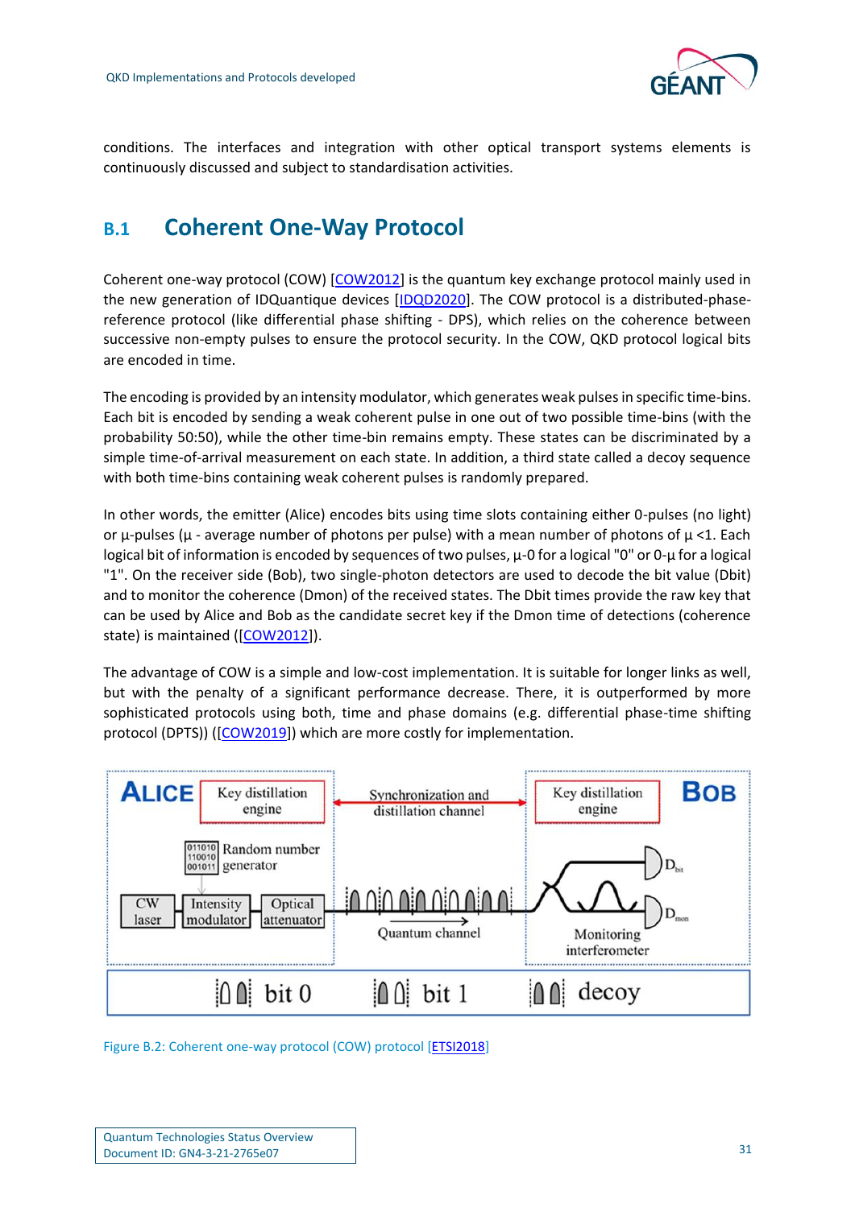conditions. The interfaces and integration with other optical transport systems elements is continuously discussed and subject to standardisation activities.

## B.1 Coherent One-Way Protocol

Coherent one-way protocol (COW) [COW2012] is the quantum key exchange protocol mainly used in the new generation of IDQuantique devices [IDQD2020]. The COW protocol is a distributed-phase-reference protocol (like differential phase shifting - DPS), which relies on the coherence between successive non-empty pulses to ensure the protocol security. In the COW, QKD protocol logical bits are encoded in time.

The encoding is provided by an intensity modulator, which generates weak pulses in specific time-bins. Each bit is encoded by sending a weak coherent pulse in one out of two possible time-bins (with the probability 50:50), while the other time-bin remains empty. These states can be discriminated by a simple time-of-arrival measurement on each state. In addition, a third state called a decoy sequence with both time-bins containing weak coherent pulses is randomly prepared.

In other words, the emitter (Alice) encodes bits using time slots containing either 0-pulses (no light) or μ-pulses (μ - average number of photons per pulse) with a mean number of photons of $\mu < 1$. Each logical bit of information is encoded by sequences of two pulses, μ-0 for a logical "0" or 0-μ for a logical "1". On the receiver side (Bob), two single-photon detectors are used to decode the bit value (Dbit) and to monitor the coherence (Dmon) of the received states. The Dbit times provide the raw key that can be used by Alice and Bob as the candidate secret key if the Dmon time of detections (coherence state) is maintained ([COW2012]).

The advantage of COW is a simple and low-cost implementation. It is suitable for longer links as well, but with the penalty of a significant performance decrease. There, it is outperformed by more sophisticated protocols using both, time and phase domains (e.g. differential phase-time shifting protocol (DPTS)) ([COW2019]) which are more costly for implementation.

Figure B.2: Coherent one-way protocol (COW) protocol [ETSI2018]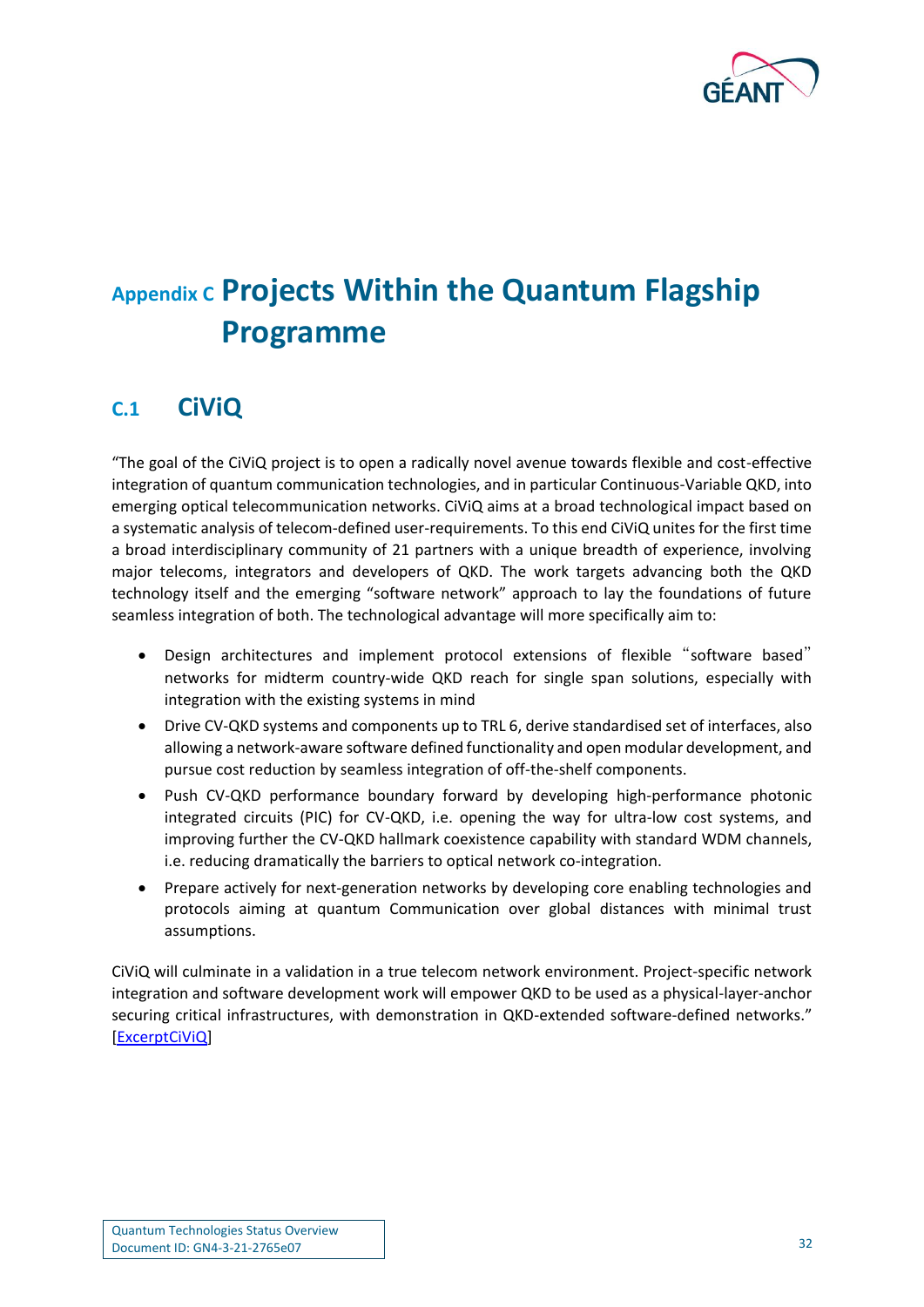# Appendix C Projects Within the Quantum Flagship Programme

## C.1 CiViQ

"The goal of the CiViQ project is to open a radically novel avenue towards flexible and cost-effective integration of quantum communication technologies, and in particular Continuous-Variable QKD, into emerging optical telecommunication networks. CiViQ aims at a broad technological impact based on a systematic analysis of telecom-defined user-requirements. To this end CiViQ unites for the first time a broad interdisciplinary community of 21 partners with a unique breadth of experience, involving major telecoms, integrators and developers of QKD. The work targets advancing both the QKD technology itself and the emerging "software network" approach to lay the foundations of future seamless integration of both. The technological advantage will more specifically aim to:

- Design architectures and implement protocol extensions of flexible "software based" networks for midterm country-wide QKD reach for single span solutions, especially with integration with the existing systems in mind
- Drive CV-QKD systems and components up to TRL 6, derive standardised set of interfaces, also allowing a network-aware software defined functionality and open modular development, and pursue cost reduction by seamless integration of off-the-shelf components.
- Push CV-QKD performance boundary forward by developing high-performance photonic integrated circuits (PIC) for CV-QKD, i.e. opening the way for ultra-low cost systems, and improving further the CV-QKD hallmark coexistence capability with standard WDM channels, i.e. reducing dramatically the barriers to optical network co-integration.
- Prepare actively for next-generation networks by developing core enabling technologies and protocols aiming at quantum Communication over global distances with minimal trust assumptions.

CiViQ will culminate in a validation in a true telecom network environment. Project-specific network integration and software development work will empower QKD to be used as a physical-layer-anchor securing critical infrastructures, with demonstration in QKD-extended software-defined networks." [ExcerptCiViQ]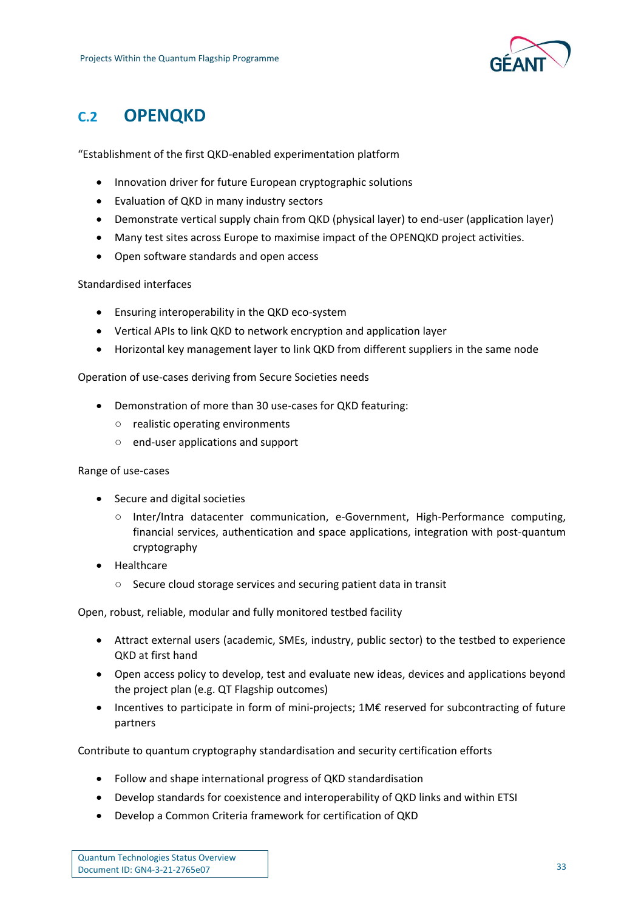## C.2 OPENQKD

"Establishment of the first QKD-enabled experimentation platform

- Innovation driver for future European cryptographic solutions
- Evaluation of QKD in many industry sectors
- Demonstrate vertical supply chain from QKD (physical layer) to end-user (application layer)
- Many test sites across Europe to maximise impact of the OPENQKD project activities.
- Open software standards and open access

Standardised interfaces

- Ensuring interoperability in the QKD eco-system
- Vertical APIs to link QKD to network encryption and application layer
- Horizontal key management layer to link QKD from different suppliers in the same node

Operation of use-cases deriving from Secure Societies needs

- Demonstration of more than 30 use-cases for QKD featuring:
  - realistic operating environments
  - end-user applications and support

Range of use-cases

- Secure and digital societies
  - Inter/Intra datacenter communication, e-Government, High-Performance computing, financial services, authentication and space applications, integration with post-quantum cryptography
- Healthcare
  - Secure cloud storage services and securing patient data in transit

Open, robust, reliable, modular and fully monitored testbed facility

- Attract external users (academic, SMEs, industry, public sector) to the testbed to experience QKD at first hand
- Open access policy to develop, test and evaluate new ideas, devices and applications beyond the project plan (e.g. QT Flagship outcomes)
- Incentives to participate in form of mini-projects; 1M€ reserved for subcontracting of future partners

Contribute to quantum cryptography standardisation and security certification efforts

- Follow and shape international progress of QKD standardisation
- Develop standards for coexistence and interoperability of QKD links and within ETSI
- Develop a Common Criteria framework for certification of QKD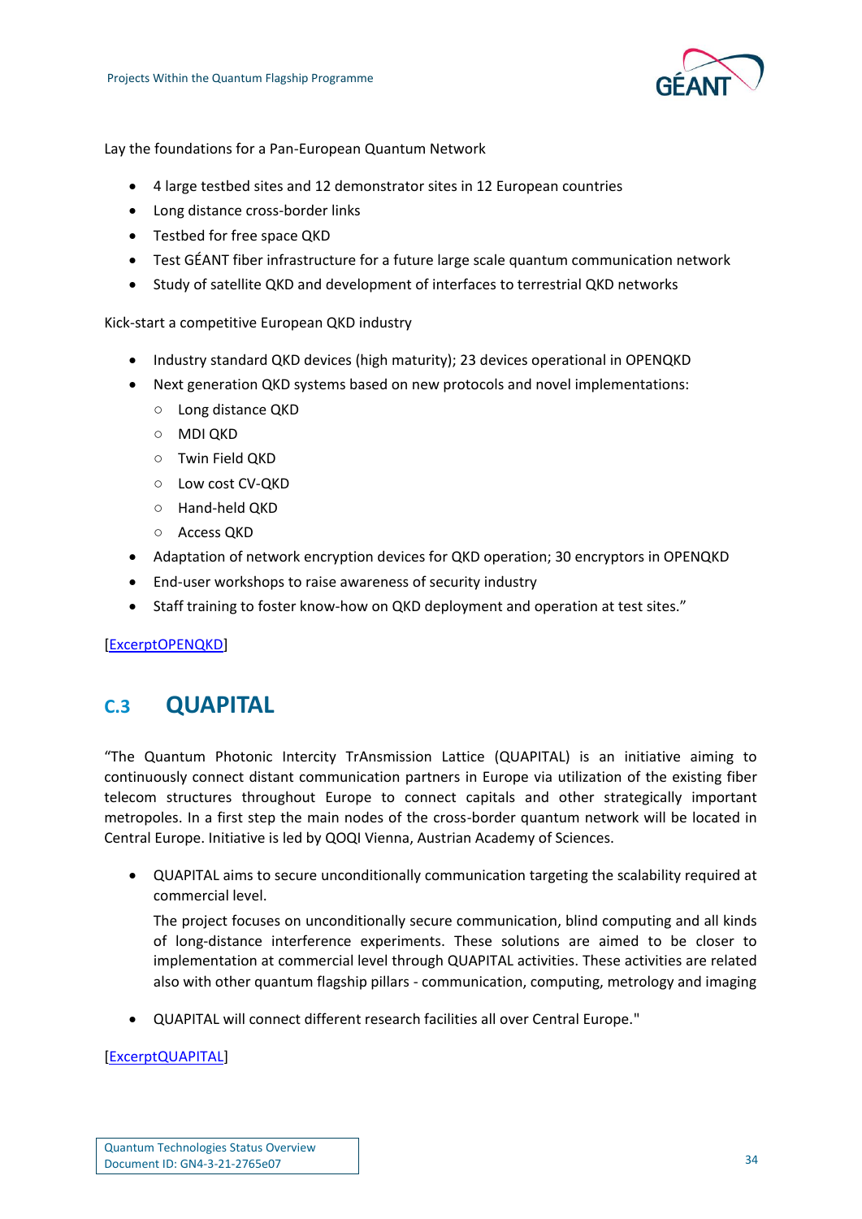Lay the foundations for a Pan-European Quantum Network

- 4 large testbed sites and 12 demonstrator sites in 12 European countries
- Long distance cross-border links
- Testbed for free space QKD
- Test GÉANT fiber infrastructure for a future large scale quantum communication network
- Study of satellite QKD and development of interfaces to terrestrial QKD networks

Kick-start a competitive European QKD industry

- Industry standard QKD devices (high maturity); 23 devices operational in OPENQKD
- Next generation QKD systems based on new protocols and novel implementations:
  - Long distance QKD
  - MDI QKD
  - Twin Field QKD
  - Low cost CV-QKD
  - Hand-held QKD
  - Access QKD
- Adaptation of network encryption devices for QKD operation; 30 encryptors in OPENQKD
- End-user workshops to raise awareness of security industry
- Staff training to foster know-how on QKD deployment and operation at test sites."

[ExcerptOPENQKD]

## C.3 QUAPITAL

"The Quantum Photonic Intercity TrAnsmission Lattice (QUAPITAL) is an initiative aiming to continuously connect distant communication partners in Europe via utilization of the existing fiber telecom structures throughout Europe to connect capitals and other strategically important metropoles. In a first step the main nodes of the cross-border quantum network will be located in Central Europe. Initiative is led by QOQI Vienna, Austrian Academy of Sciences.

- QUAPITAL aims to secure unconditionally communication targeting the scalability required at commercial level.

  The project focuses on unconditionally secure communication, blind computing and all kinds of long-distance interference experiments. These solutions are aimed to be closer to implementation at commercial level through QUAPITAL activities. These activities are related also with other quantum flagship pillars - communication, computing, metrology and imaging

- QUAPITAL will connect different research facilities all over Central Europe."

[ExcerptQUAPITAL]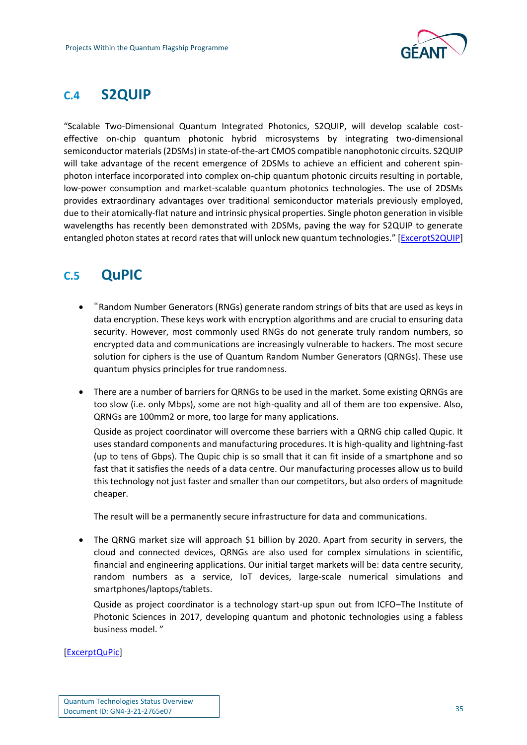## C.4 S2QUIP

"Scalable Two-Dimensional Quantum Integrated Photonics, S2QUIP, will develop scalable cost-effective on-chip quantum photonic hybrid microsystems by integrating two-dimensional semiconductor materials (2DSMs) in state-of-the-art CMOS compatible nanophotonic circuits. S2QUIP will take advantage of the recent emergence of 2DSMs to achieve an efficient and coherent spin-photon interface incorporated into complex on-chip quantum photonic circuits resulting in portable, low-power consumption and market-scalable quantum photonics technologies. The use of 2DSMs provides extraordinary advantages over traditional semiconductor materials previously employed, due to their atomically-flat nature and intrinsic physical properties. Single photon generation in visible wavelengths has recently been demonstrated with 2DSMs, paving the way for S2QUIP to generate entangled photon states at record rates that will unlock new quantum technologies." [ExcerptS2QUIP]

## C.5 QuPIC

- "Random Number Generators (RNGs) generate random strings of bits that are used as keys in data encryption. These keys work with encryption algorithms and are crucial to ensuring data security. However, most commonly used RNGs do not generate truly random numbers, so encrypted data and communications are increasingly vulnerable to hackers. The most secure solution for ciphers is the use of Quantum Random Number Generators (QRNGs). These use quantum physics principles for true randomness.

- There are a number of barriers for QRNGs to be used in the market. Some existing QRNGs are too slow (i.e. only Mbps), some are not high-quality and all of them are too expensive. Also, QRNGs are 100mm2 or more, too large for many applications.

  Quside as project coordinator will overcome these barriers with a QRNG chip called Qupic. It uses standard components and manufacturing procedures. It is high-quality and lightning-fast (up to tens of Gbps). The Qupic chip is so small that it can fit inside of a smartphone and so fast that it satisfies the needs of a data centre. Our manufacturing processes allow us to build this technology not just faster and smaller than our competitors, but also orders of magnitude cheaper.

  The result will be a permanently secure infrastructure for data and communications.

- The QRNG market size will approach $1 billion by 2020. Apart from security in servers, the cloud and connected devices, QRNGs are also used for complex simulations in scientific, financial and engineering applications. Our initial target markets will be: data centre security, random numbers as a service, IoT devices, large-scale numerical simulations and smartphones/laptops/tablets.

  Quside as project coordinator is a technology start-up spun out from ICFO–The Institute of Photonic Sciences in 2017, developing quantum and photonic technologies using a fabless business model. "

[ExcerptQuPic]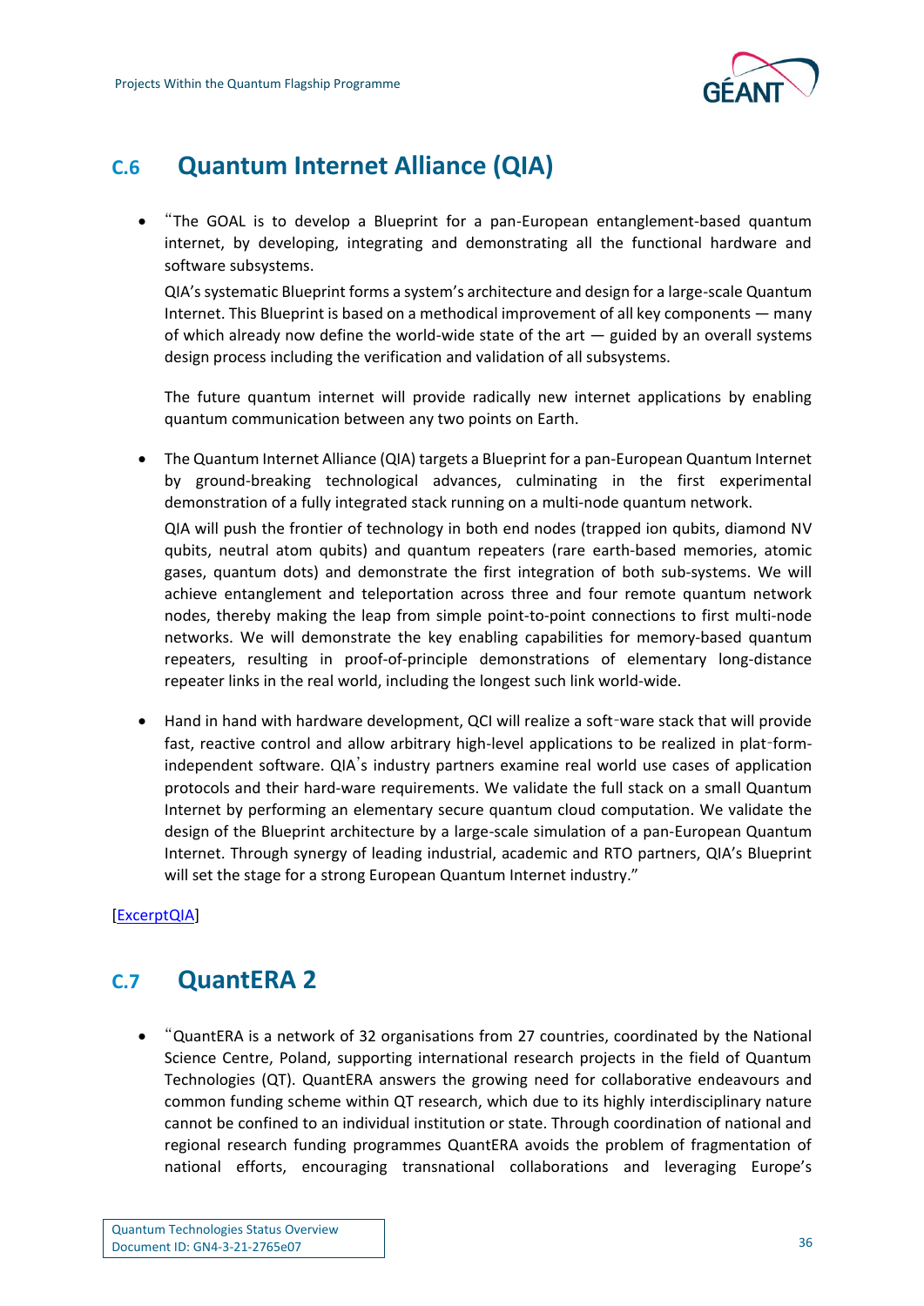## C.6 Quantum Internet Alliance (QIA)

- "The GOAL is to develop a Blueprint for a pan-European entanglement-based quantum internet, by developing, integrating and demonstrating all the functional hardware and software subsystems.

  QIA's systematic Blueprint forms a system's architecture and design for a large-scale Quantum Internet. This Blueprint is based on a methodical improvement of all key components — many of which already now define the world-wide state of the art — guided by an overall systems design process including the verification and validation of all subsystems.

  The future quantum internet will provide radically new internet applications by enabling quantum communication between any two points on Earth.

- The Quantum Internet Alliance (QIA) targets a Blueprint for a pan-European Quantum Internet by ground-breaking technological advances, culminating in the first experimental demonstration of a fully integrated stack running on a multi-node quantum network.

  QIA will push the frontier of technology in both end nodes (trapped ion qubits, diamond NV qubits, neutral atom qubits) and quantum repeaters (rare earth-based memories, atomic gases, quantum dots) and demonstrate the first integration of both sub-systems. We will achieve entanglement and teleportation across three and four remote quantum network nodes, thereby making the leap from simple point-to-point connections to first multi-node networks. We will demonstrate the key enabling capabilities for memory-based quantum repeaters, resulting in proof-of-principle demonstrations of elementary long-distance repeater links in the real world, including the longest such link world-wide.

- Hand in hand with hardware development, QCI will realize a soft‑ware stack that will provide fast, reactive control and allow arbitrary high-level applications to be realized in plat‑form-independent software. QIA's industry partners examine real world use cases of application protocols and their hard-ware requirements. We validate the full stack on a small Quantum Internet by performing an elementary secure quantum cloud computation. We validate the design of the Blueprint architecture by a large-scale simulation of a pan-European Quantum Internet. Through synergy of leading industrial, academic and RTO partners, QIA's Blueprint will set the stage for a strong European Quantum Internet industry."

[ExcerptQIA]

## C.7 QuantERA 2

- "QuantERA is a network of 32 organisations from 27 countries, coordinated by the National Science Centre, Poland, supporting international research projects in the field of Quantum Technologies (QT). QuantERA answers the growing need for collaborative endeavours and common funding scheme within QT research, which due to its highly interdisciplinary nature cannot be confined to an individual institution or state. Through coordination of national and regional research funding programmes QuantERA avoids the problem of fragmentation of national efforts, encouraging transnational collaborations and leveraging Europe's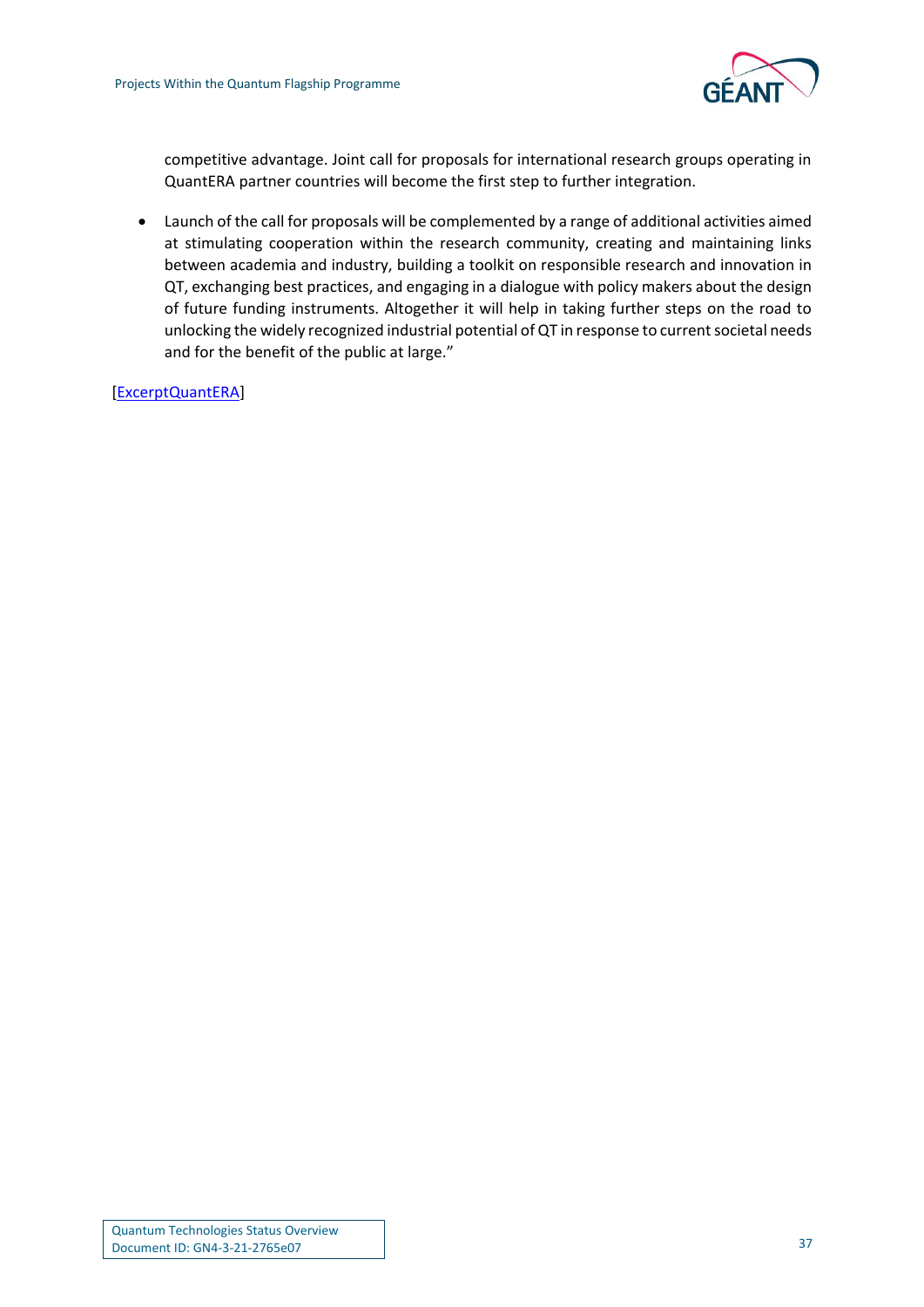competitive advantage. Joint call for proposals for international research groups operating in QuantERA partner countries will become the first step to further integration.

- Launch of the call for proposals will be complemented by a range of additional activities aimed at stimulating cooperation within the research community, creating and maintaining links between academia and industry, building a toolkit on responsible research and innovation in QT, exchanging best practices, and engaging in a dialogue with policy makers about the design of future funding instruments. Altogether it will help in taking further steps on the road to unlocking the widely recognized industrial potential of QT in response to current societal needs and for the benefit of the public at large."

[ExcerptQuantERA]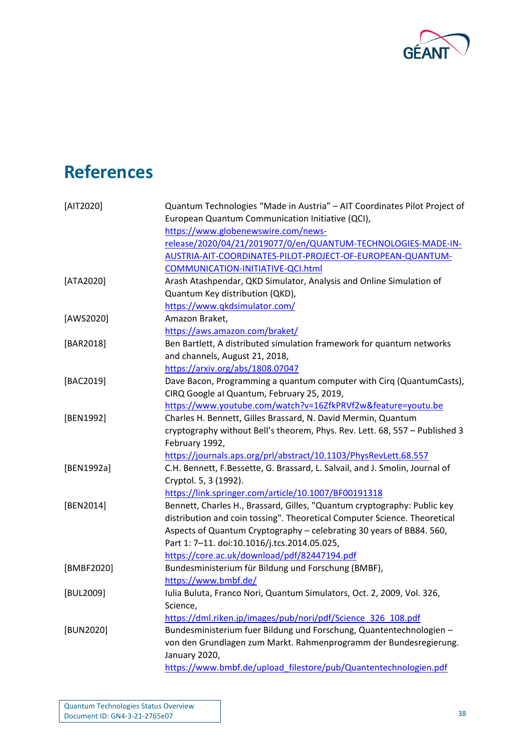# References

| | |
|---|---|
| [AIT2020] | Quantum Technologies "Made in Austria" – AIT Coordinates Pilot Project of European Quantum Communication Initiative (QCI), https://www.globenewswire.com/news-release/2020/04/21/2019077/0/en/QUANTUM-TECHNOLOGIES-MADE-IN-AUSTRIA-AIT-COORDINATES-PILOT-PROJECT-OF-EUROPEAN-QUANTUM-COMMUNICATION-INITIATIVE-QCI.html |
| [ATA2020] | Arash Atashpendar, QKD Simulator, Analysis and Online Simulation of Quantum Key distribution (QKD), https://www.qkdsimulator.com/ |
| [AWS2020] | Amazon Braket, https://aws.amazon.com/braket/ |
| [BAR2018] | Ben Bartlett, A distributed simulation framework for quantum networks and channels, August 21, 2018, https://arxiv.org/abs/1808.07047 |
| [BAC2019] | Dave Bacon, Programming a quantum computer with Cirq (QuantumCasts), CIRQ Google aI Quantum, February 25, 2019, https://www.youtube.com/watch?v=16ZfkPRVf2w&feature=youtu.be |
| [BEN1992] | Charles H. Bennett, Gilles Brassard, N. David Mermin, Quantum cryptography without Bell's theorem, Phys. Rev. Lett. 68, 557 – Published 3 February 1992, https://journals.aps.org/prl/abstract/10.1103/PhysRevLett.68.557 |
| [BEN1992a] | C.H. Bennett, F.Bessette, G. Brassard, L. Salvail, and J. Smolin, Journal of Cryptol. 5, 3 (1992). https://link.springer.com/article/10.1007/BF00191318 |
| [BEN2014] | Bennett, Charles H., Brassard, Gilles, "Quantum cryptography: Public key distribution and coin tossing". Theoretical Computer Science. Theoretical Aspects of Quantum Cryptography – celebrating 30 years of BB84. 560, Part 1: 7–11. doi:10.1016/j.tcs.2014.05.025, https://core.ac.uk/download/pdf/82447194.pdf |
| [BMBF2020] | Bundesministerium für Bildung und Forschung (BMBF), https://www.bmbf.de/ |
| [BUL2009] | Iulia Buluta, Franco Nori, Quantum Simulators, Oct. 2, 2009, Vol. 326, Science, https://dml.riken.jp/images/pub/nori/pdf/Science_326_108.pdf |
| [BUN2020] | Bundesministerium fuer Bildung und Forschung, Quantentechnologien – von den Grundlagen zum Markt. Rahmenprogramm der Bundesregierung. January 2020, https://www.bmbf.de/upload_filestore/pub/Quantentechnologien.pdf |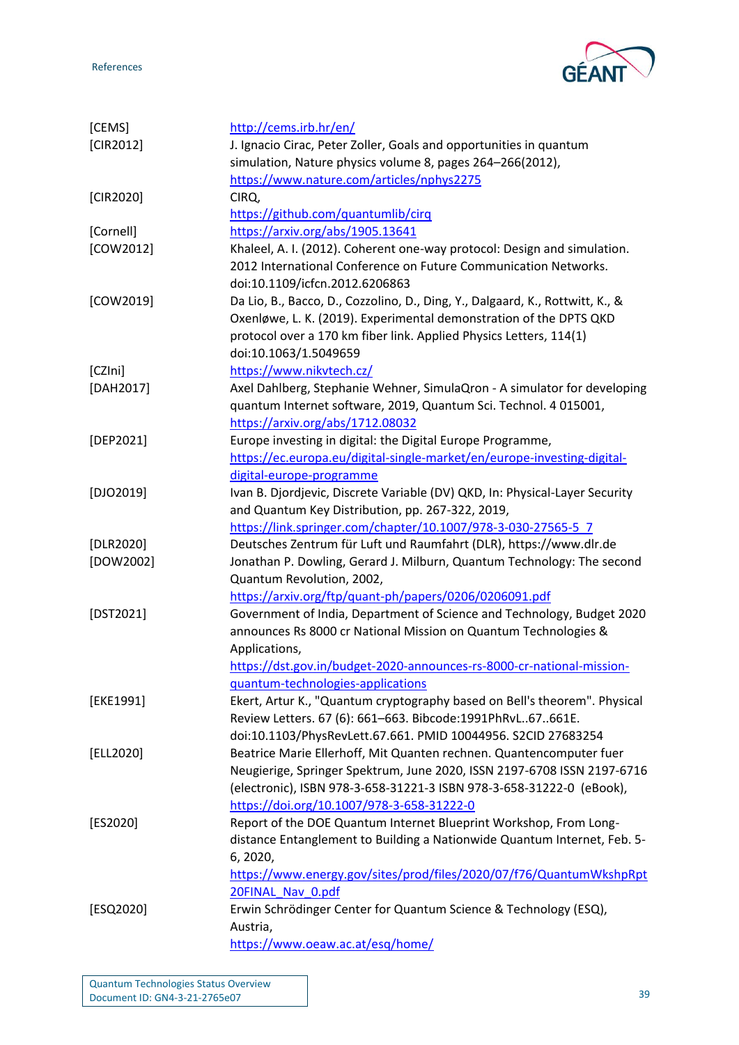| | |
|---|---|
| [CEMS] | http://cems.irb.hr/en/ |
| [CIR2012] | J. Ignacio Cirac, Peter Zoller, Goals and opportunities in quantum simulation, Nature physics volume 8, pages 264–266(2012), https://www.nature.com/articles/nphys2275 |
| [CIR2020] | CIRQ, https://github.com/quantumlib/cirq |
| [Cornell] | https://arxiv.org/abs/1905.13641 |
| [COW2012] | Khaleel, A. I. (2012). Coherent one-way protocol: Design and simulation. 2012 International Conference on Future Communication Networks. doi:10.1109/icfcn.2012.6206863 |
| [COW2019] | Da Lio, B., Bacco, D., Cozzolino, D., Ding, Y., Dalgaard, K., Rottwitt, K., & Oxenløwe, L. K. (2019). Experimental demonstration of the DPTS QKD protocol over a 170 km fiber link. Applied Physics Letters, 114(1) doi:10.1063/1.5049659 |
| [CZIni] | https://www.nikvtech.cz/ |
| [DAH2017] | Axel Dahlberg, Stephanie Wehner, SimulaQron - A simulator for developing quantum Internet software, 2019, Quantum Sci. Technol. 4 015001, https://arxiv.org/abs/1712.08032 |
| [DEP2021] | Europe investing in digital: the Digital Europe Programme, https://ec.europa.eu/digital-single-market/en/europe-investing-digital-digital-europe-programme |
| [DJO2019] | Ivan B. Djordjevic, Discrete Variable (DV) QKD, In: Physical-Layer Security and Quantum Key Distribution, pp. 267-322, 2019, https://link.springer.com/chapter/10.1007/978-3-030-27565-5_7 |
| [DLR2020] | Deutsches Zentrum für Luft und Raumfahrt (DLR), https://www.dlr.de |
| [DOW2002] | Jonathan P. Dowling, Gerard J. Milburn, Quantum Technology: The second Quantum Revolution, 2002, https://arxiv.org/ftp/quant-ph/papers/0206/0206091.pdf |
| [DST2021] | Government of India, Department of Science and Technology, Budget 2020 announces Rs 8000 cr National Mission on Quantum Technologies & Applications, https://dst.gov.in/budget-2020-announces-rs-8000-cr-national-mission-quantum-technologies-applications |
| [EKE1991] | Ekert, Artur K., "Quantum cryptography based on Bell's theorem". Physical Review Letters. 67 (6): 661–663. Bibcode:1991PhRvL..67..661E. doi:10.1103/PhysRevLett.67.661. PMID 10044956. S2CID 27683254 |
| [ELL2020] | Beatrice Marie Ellerhoff, Mit Quanten rechnen. Quantencomputer fuer Neugierige, Springer Spektrum, June 2020, ISSN 2197-6708 ISSN 2197-6716 (electronic), ISBN 978-3-658-31221-3 ISBN 978-3-658-31222-0 (eBook), https://doi.org/10.1007/978-3-658-31222-0 |
| [ES2020] | Report of the DOE Quantum Internet Blueprint Workshop, From Long-distance Entanglement to Building a Nationwide Quantum Internet, Feb. 5-6, 2020, https://www.energy.gov/sites/prod/files/2020/07/f76/QuantumWkshpRpt20FINAL_Nav_0.pdf |
| [ESQ2020] | Erwin Schrödinger Center for Quantum Science & Technology (ESQ), Austria, https://www.oeaw.ac.at/esq/home/ |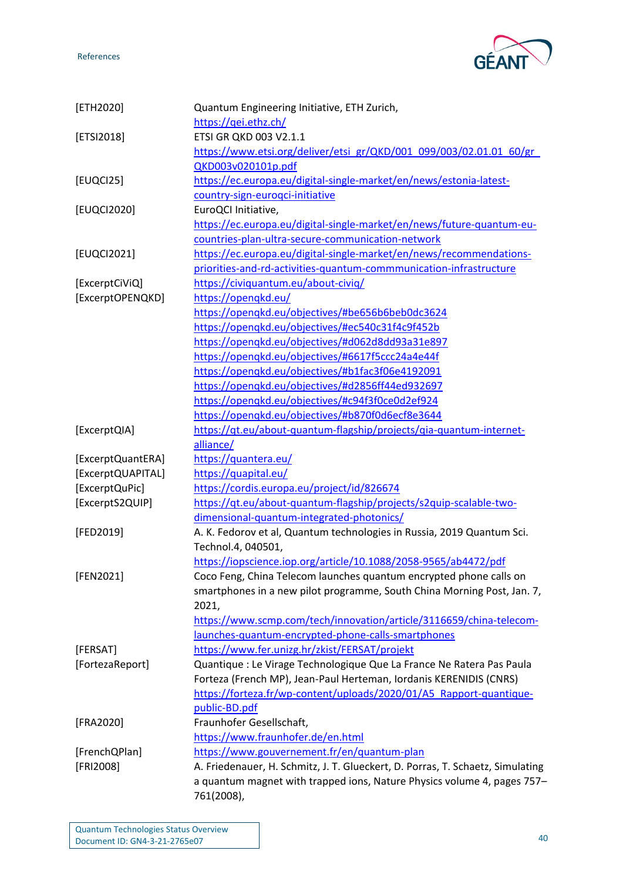| | |
|---|---|
| [ETH2020] | Quantum Engineering Initiative, ETH Zurich, https://qei.ethz.ch/ |
| [ETSI2018] | ETSI GR QKD 003 V2.1.1 https://www.etsi.org/deliver/etsi_gr/QKD/001_099/003/02.01.01_60/gr_QKD003v020101p.pdf |
| [EUQCI25] | https://ec.europa.eu/digital-single-market/en/news/estonia-latest-country-sign-euroqci-initiative |
| [EUQCI2020] | EuroQCI Initiative, https://ec.europa.eu/digital-single-market/en/news/future-quantum-eu-countries-plan-ultra-secure-communication-network |
| [EUQCI2021] | https://ec.europa.eu/digital-single-market/en/news/recommendations-priorities-and-rd-activities-quantum-commmunication-infrastructure |
| [ExcerptCiViQ] | https://civiquantum.eu/about-civiq/ |
| [ExcerptOPENQKD] | https://openqkd.eu/ https://openqkd.eu/objectives/#be656b6beb0dc3624 https://openqkd.eu/objectives/#ec540c31f4c9f452b https://openqkd.eu/objectives/#d062d8dd93a31e897 https://openqkd.eu/objectives/#6617f5ccc24a4e44f https://openqkd.eu/objectives/#b1fac3f06e4192091 https://openqkd.eu/objectives/#d2856ff44ed932697 https://openqkd.eu/objectives/#c94f3f0ce0d2ef924 https://openqkd.eu/objectives/#b870f0d6ecf8e3644 |
| [ExcerptQIA] | https://qt.eu/about-quantum-flagship/projects/qia-quantum-internet-alliance/ |
| [ExcerptQuantERA] | https://quantera.eu/ |
| [ExcerptQUAPITAL] | https://quapital.eu/ |
| [ExcerptQuPic] | https://cordis.europa.eu/project/id/826674 |
| [ExcerptS2QUIP] | https://qt.eu/about-quantum-flagship/projects/s2quip-scalable-two-dimensional-quantum-integrated-photonics/ |
| [FED2019] | A. K. Fedorov et al, Quantum technologies in Russia, 2019 Quantum Sci. Technol.4, 040501, https://iopscience.iop.org/article/10.1088/2058-9565/ab4472/pdf |
| [FEN2021] | Coco Feng, China Telecom launches quantum encrypted phone calls on smartphones in a new pilot programme, South China Morning Post, Jan. 7, 2021, https://www.scmp.com/tech/innovation/article/3116659/china-telecom-launches-quantum-encrypted-phone-calls-smartphones |
| [FERSAT] | https://www.fer.unizg.hr/zkist/FERSAT/projekt |
| [FortezaReport] | Quantique : Le Virage Technologique Que La France Ne Ratera Pas Paula Forteza (French MP), Jean-Paul Herteman, Iordanis KERENIDIS (CNRS) https://forteza.fr/wp-content/uploads/2020/01/A5_Rapport-quantique-public-BD.pdf |
| [FRA2020] | Fraunhofer Gesellschaft, https://www.fraunhofer.de/en.html |
| [FrenchQPlan] | https://www.gouvernement.fr/en/quantum-plan |
| [FRI2008] | A. Friedenauer, H. Schmitz, J. T. Glueckert, D. Porras, T. Schaetz, Simulating a quantum magnet with trapped ions, Nature Physics volume 4, pages 757–761(2008), |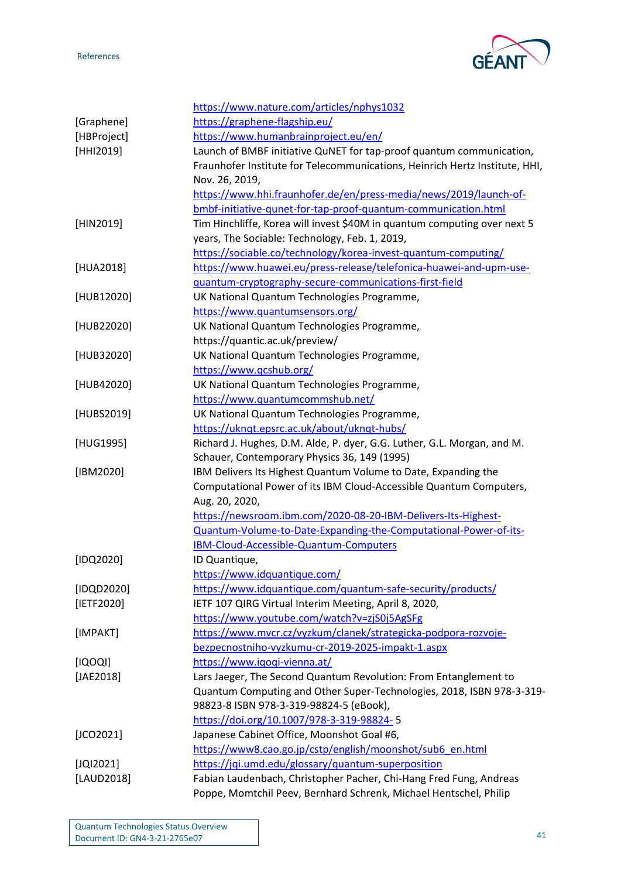https://www.nature.com/articles/nphys1032

[Graphene] https://graphene-flagship.eu/

[HBProject] https://www.humanbrainproject.eu/en/

[HHI2019] Launch of BMBF initiative QuNET for tap-proof quantum communication, Fraunhofer Institute for Telecommunications, Heinrich Hertz Institute, HHI, Nov. 26, 2019, https://www.hhi.fraunhofer.de/en/press-media/news/2019/launch-of-bmbf-initiative-qunet-for-tap-proof-quantum-communication.html

[HIN2019] Tim Hinchliffe, Korea will invest $40M in quantum computing over next 5 years, The Sociable: Technology, Feb. 1, 2019, https://sociable.co/technology/korea-invest-quantum-computing/

[HUA2018] https://www.huawei.eu/press-release/telefonica-huawei-and-upm-use-quantum-cryptography-secure-communications-first-field

[HUB12020] UK National Quantum Technologies Programme, https://www.quantumsensors.org/

[HUB22020] UK National Quantum Technologies Programme, https://quantic.ac.uk/preview/

[HUB32020] UK National Quantum Technologies Programme, https://www.qcshub.org/

[HUB42020] UK National Quantum Technologies Programme, https://www.quantumcommshub.net/

[HUBS2019] UK National Quantum Technologies Programme, https://uknqt.epsrc.ac.uk/about/uknqt-hubs/

[HUG1995] Richard J. Hughes, D.M. Alde, P. dyer, G.G. Luther, G.L. Morgan, and M. Schauer, Contemporary Physics 36, 149 (1995)

[IBM2020] IBM Delivers Its Highest Quantum Volume to Date, Expanding the Computational Power of its IBM Cloud-Accessible Quantum Computers, Aug. 20, 2020, https://newsroom.ibm.com/2020-08-20-IBM-Delivers-Its-Highest-Quantum-Volume-to-Date-Expanding-the-Computational-Power-of-its-IBM-Cloud-Accessible-Quantum-Computers

[IDQ2020] ID Quantique, https://www.idquantique.com/

[IDQD2020] https://www.idquantique.com/quantum-safe-security/products/

[IETF2020] IETF 107 QIRG Virtual Interim Meeting, April 8, 2020, https://www.youtube.com/watch?v=zjS0j5AgSFg

[IMPAKT] https://www.mvcr.cz/vyzkum/clanek/strategicka-podpora-rozvoje-bezpecnostniho-vyzkumu-cr-2019-2025-impakt-1.aspx

[IQOQI] https://www.iqoqi-vienna.at/

[JAE2018] Lars Jaeger, The Second Quantum Revolution: From Entanglement to Quantum Computing and Other Super-Technologies, 2018, ISBN 978-3-319-98823-8 ISBN 978-3-319-98824-5 (eBook), https://doi.org/10.1007/978-3-319-98824- 5

[JCO2021] Japanese Cabinet Office, Moonshot Goal #6, https://www8.cao.go.jp/cstp/english/moonshot/sub6_en.html

[JQI2021] https://jqi.umd.edu/glossary/quantum-superposition

[LAUD2018] Fabian Laudenbach, Christopher Pacher, Chi-Hang Fred Fung, Andreas Poppe, Momtchil Peev, Bernhard Schrenk, Michael Hentschel, Philip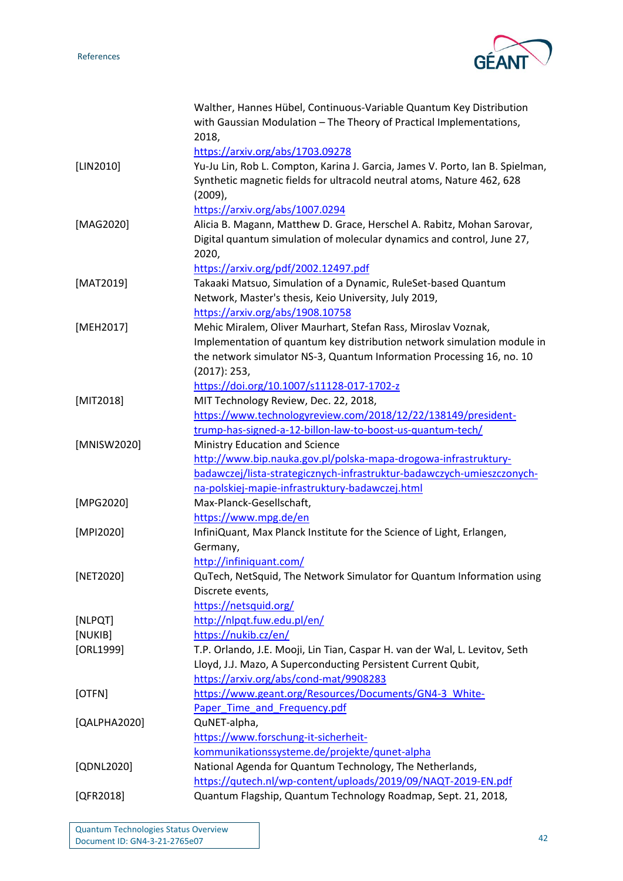| | |
|---|---|
| | Walther, Hannes Hübel, Continuous-Variable Quantum Key Distribution with Gaussian Modulation – The Theory of Practical Implementations, 2018, https://arxiv.org/abs/1703.09278 |
| [LIN2010] | Yu-Ju Lin, Rob L. Compton, Karina J. Garcia, James V. Porto, Ian B. Spielman, Synthetic magnetic fields for ultracold neutral atoms, Nature 462, 628 (2009), https://arxiv.org/abs/1007.0294 |
| [MAG2020] | Alicia B. Magann, Matthew D. Grace, Herschel A. Rabitz, Mohan Sarovar, Digital quantum simulation of molecular dynamics and control, June 27, 2020, https://arxiv.org/pdf/2002.12497.pdf |
| [MAT2019] | Takaaki Matsuo, Simulation of a Dynamic, RuleSet-based Quantum Network, Master's thesis, Keio University, July 2019, https://arxiv.org/abs/1908.10758 |
| [MEH2017] | Mehic Miralem, Oliver Maurhart, Stefan Rass, Miroslav Voznak, Implementation of quantum key distribution network simulation module in the network simulator NS-3, Quantum Information Processing 16, no. 10 (2017): 253, https://doi.org/10.1007/s11128-017-1702-z |
| [MIT2018] | MIT Technology Review, Dec. 22, 2018, https://www.technologyreview.com/2018/12/22/138149/president-trump-has-signed-a-12-billon-law-to-boost-us-quantum-tech/ |
| [MNISW2020] | Ministry Education and Science http://www.bip.nauka.gov.pl/polska-mapa-drogowa-infrastruktury-badawczej/lista-strategicznych-infrastruktur-badawczych-umieszczonych-na-polskiej-mapie-infrastruktury-badawczej.html |
| [MPG2020] | Max-Planck-Gesellschaft, https://www.mpg.de/en |
| [MPI2020] | InfiniQuant, Max Planck Institute for the Science of Light, Erlangen, Germany, http://infiniquant.com/ |
| [NET2020] | QuTech, NetSquid, The Network Simulator for Quantum Information using Discrete events, https://netsquid.org/ |
| [NLPQT] | http://nlpqt.fuw.edu.pl/en/ |
| [NUKIB] | https://nukib.cz/en/ |
| [ORL1999] | T.P. Orlando, J.E. Mooji, Lin Tian, Caspar H. van der Wal, L. Levitov, Seth Lloyd, J.J. Mazo, A Superconducting Persistent Current Qubit, https://arxiv.org/abs/cond-mat/9908283 |
| [OTFN] | https://www.geant.org/Resources/Documents/GN4-3_White-Paper_Time_and_Frequency.pdf |
| [QALPHA2020] | QuNET-alpha, https://www.forschung-it-sicherheit-kommunikationssysteme.de/projekte/qunet-alpha |
| [QDNL2020] | National Agenda for Quantum Technology, The Netherlands, https://qutech.nl/wp-content/uploads/2019/09/NAQT-2019-EN.pdf |
| [QFR2018] | Quantum Flagship, Quantum Technology Roadmap, Sept. 21, 2018, |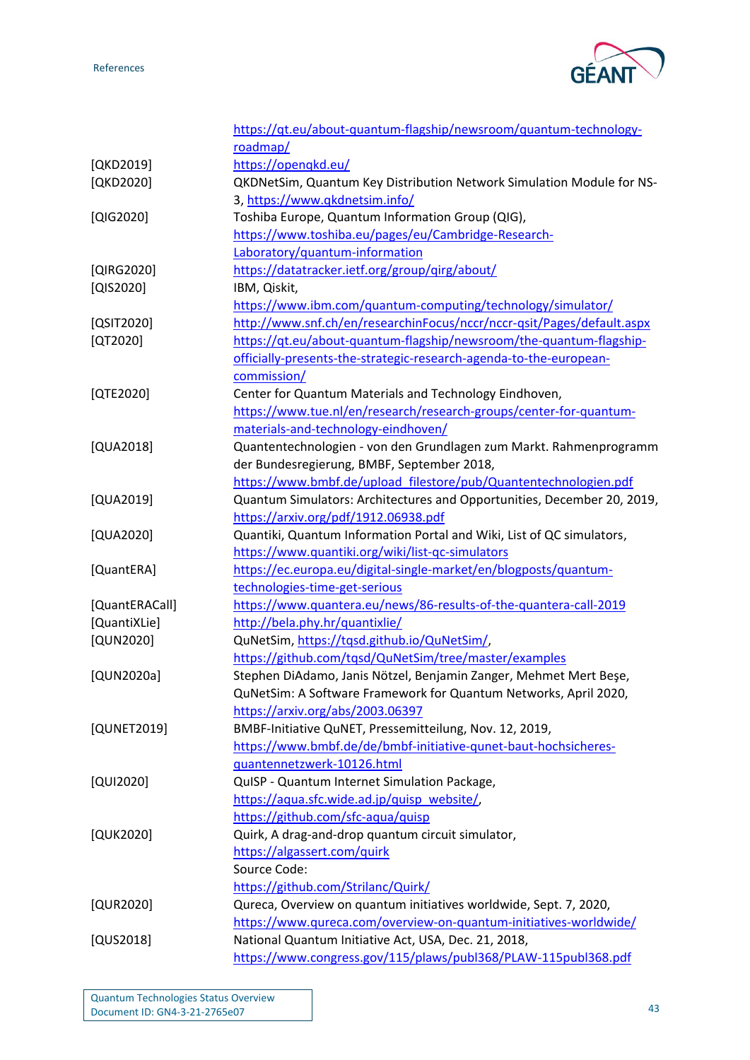https://qt.eu/about-quantum-flagship/newsroom/quantum-technology-roadmap/

| | |
|---|---|
| [QKD2019] | https://openqkd.eu/ |
| [QKD2020] | QKDNetSim, Quantum Key Distribution Network Simulation Module for NS-3, https://www.qkdnetsim.info/ |
| [QIG2020] | Toshiba Europe, Quantum Information Group (QIG), https://www.toshiba.eu/pages/eu/Cambridge-Research-Laboratory/quantum-information |
| [QIRG2020] | https://datatracker.ietf.org/group/qirg/about/ |
| [QIS2020] | IBM, Qiskit, https://www.ibm.com/quantum-computing/technology/simulator/ |
| [QSIT2020] | http://www.snf.ch/en/researchinFocus/nccr/nccr-qsit/Pages/default.aspx |
| [QT2020] | https://qt.eu/about-quantum-flagship/newsroom/the-quantum-flagship-officially-presents-the-strategic-research-agenda-to-the-european-commission/ |
| [QTE2020] | Center for Quantum Materials and Technology Eindhoven, https://www.tue.nl/en/research/research-groups/center-for-quantum-materials-and-technology-eindhoven/ |
| [QUA2018] | Quantentechnologien - von den Grundlagen zum Markt. Rahmenprogramm der Bundesregierung, BMBF, September 2018, https://www.bmbf.de/upload_filestore/pub/Quantentechnologien.pdf |
| [QUA2019] | Quantum Simulators: Architectures and Opportunities, December 20, 2019, https://arxiv.org/pdf/1912.06938.pdf |
| [QUA2020] | Quantiki, Quantum Information Portal and Wiki, List of QC simulators, https://www.quantiki.org/wiki/list-qc-simulators |
| [QuantERA] | https://ec.europa.eu/digital-single-market/en/blogposts/quantum-technologies-time-get-serious |
| [QuantERACall] | https://www.quantera.eu/news/86-results-of-the-quantera-call-2019 |
| [QuantiXLie] | http://bela.phy.hr/quantixlie/ |
| [QUN2020] | QuNetSim, https://tqsd.github.io/QuNetSim/, https://github.com/tqsd/QuNetSim/tree/master/examples |
| [QUN2020a] | Stephen DiAdamo, Janis Nötzel, Benjamin Zanger, Mehmet Mert Beşe, QuNetSim: A Software Framework for Quantum Networks, April 2020, https://arxiv.org/abs/2003.06397 |
| [QUNET2019] | BMBF-Initiative QuNET, Pressemitteilung, Nov. 12, 2019, https://www.bmbf.de/de/bmbf-initiative-qunet-baut-hochsicheres-quantennetzwerk-10126.html |
| [QUI2020] | QuISP - Quantum Internet Simulation Package, https://aqua.sfc.wide.ad.jp/quisp_website/, https://github.com/sfc-aqua/quisp |
| [QUK2020] | Quirk, A drag-and-drop quantum circuit simulator, https://algassert.com/quirk Source Code: https://github.com/Strilanc/Quirk/ |
| [QUR2020] | Qureca, Overview on quantum initiatives worldwide, Sept. 7, 2020, https://www.qureca.com/overview-on-quantum-initiatives-worldwide/ |
| [QUS2018] | National Quantum Initiative Act, USA, Dec. 21, 2018, https://www.congress.gov/115/plaws/publ368/PLAW-115publ368.pdf |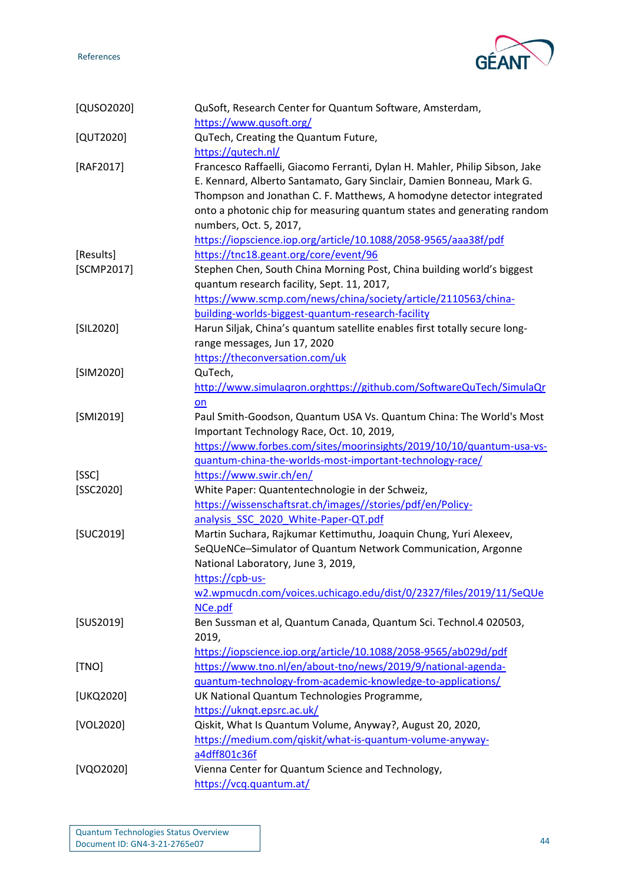| | |
|---|---|
| [QUSO2020] | QuSoft, Research Center for Quantum Software, Amsterdam, https://www.qusoft.org/ |
| [QUT2020] | QuTech, Creating the Quantum Future, https://qutech.nl/ |
| [RAF2017] | Francesco Raffaelli, Giacomo Ferranti, Dylan H. Mahler, Philip Sibson, Jake E. Kennard, Alberto Santamato, Gary Sinclair, Damien Bonneau, Mark G. Thompson and Jonathan C. F. Matthews, A homodyne detector integrated onto a photonic chip for measuring quantum states and generating random numbers, Oct. 5, 2017, https://iopscience.iop.org/article/10.1088/2058-9565/aaa38f/pdf |
| [Results] | https://tnc18.geant.org/core/event/96 |
| [SCMP2017] | Stephen Chen, South China Morning Post, China building world's biggest quantum research facility, Sept. 11, 2017, https://www.scmp.com/news/china/society/article/2110563/china-building-worlds-biggest-quantum-research-facility |
| [SIL2020] | Harun Siljak, China's quantum satellite enables first totally secure long-range messages, Jun 17, 2020 https://theconversation.com/uk |
| [SIM2020] | QuTech, http://www.simulaqron.orghttps://github.com/SoftwareQuTech/SimulaQron |
| [SMI2019] | Paul Smith-Goodson, Quantum USA Vs. Quantum China: The World's Most Important Technology Race, Oct. 10, 2019, https://www.forbes.com/sites/moorinsights/2019/10/10/quantum-usa-vs-quantum-china-the-worlds-most-important-technology-race/ |
| [SSC] | https://www.swir.ch/en/ |
| [SSC2020] | White Paper: Quantentechnologie in der Schweiz, https://wissenschaftsrat.ch/images//stories/pdf/en/Policy-analysis_SSC_2020_White-Paper-QT.pdf |
| [SUC2019] | Martin Suchara, Rajkumar Kettimuthu, Joaquin Chung, Yuri Alexeev, SeQUeNCe–Simulator of Quantum Network Communication, Argonne National Laboratory, June 3, 2019, https://cpb-us-w2.wpmucdn.com/voices.uchicago.edu/dist/0/2327/files/2019/11/SeQUeNCe.pdf |
| [SUS2019] | Ben Sussman et al, Quantum Canada, Quantum Sci. Technol.4 020503, 2019, https://iopscience.iop.org/article/10.1088/2058-9565/ab029d/pdf |
| [TNO] | https://www.tno.nl/en/about-tno/news/2019/9/national-agenda-quantum-technology-from-academic-knowledge-to-applications/ |
| [UKQ2020] | UK National Quantum Technologies Programme, https://uknqt.epsrc.ac.uk/ |
| [VOL2020] | Qiskit, What Is Quantum Volume, Anyway?, August 20, 2020, https://medium.com/qiskit/what-is-quantum-volume-anyway-a4dff801c36f |
| [VQO2020] | Vienna Center for Quantum Science and Technology, https://vcq.quantum.at/ |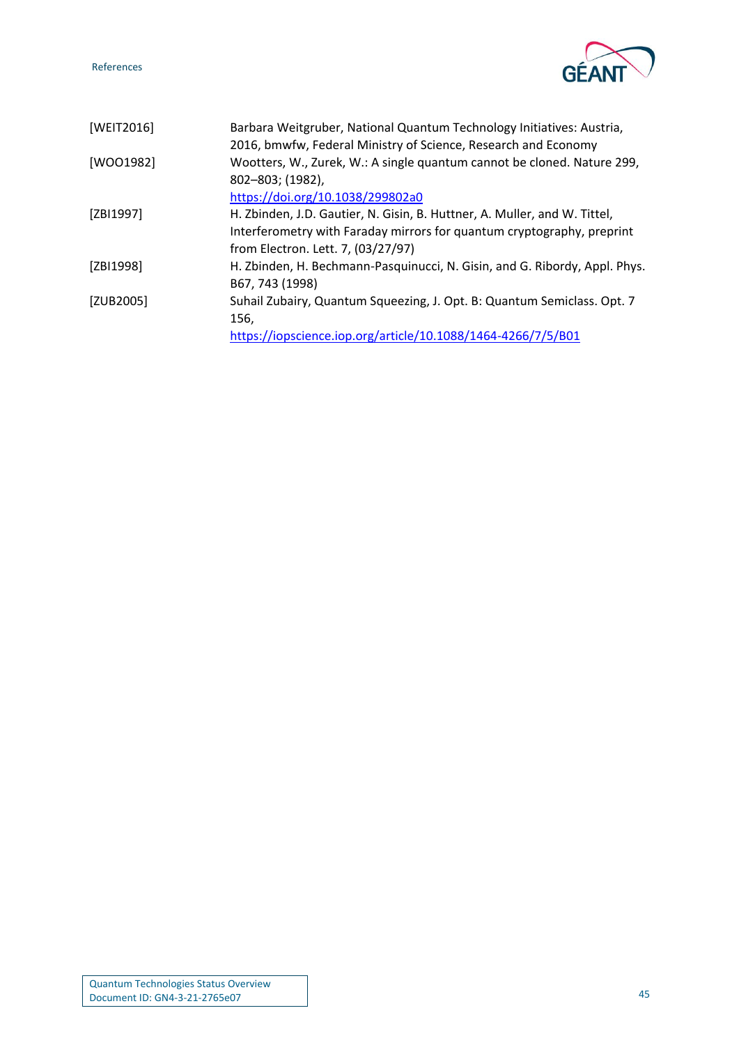| | |
|---|---|
| [WEIT2016] | Barbara Weitgruber, National Quantum Technology Initiatives: Austria, 2016, bmwfw, Federal Ministry of Science, Research and Economy |
| [WOO1982] | Wootters, W., Zurek, W.: A single quantum cannot be cloned. Nature 299, 802–803; (1982), https://doi.org/10.1038/299802a0 |
| [ZBI1997] | H. Zbinden, J.D. Gautier, N. Gisin, B. Huttner, A. Muller, and W. Tittel, Interferometry with Faraday mirrors for quantum cryptography, preprint from Electron. Lett. 7, (03/27/97) |
| [ZBI1998] | H. Zbinden, H. Bechmann-Pasquinucci, N. Gisin, and G. Ribordy, Appl. Phys. B67, 743 (1998) |
| [ZUB2005] | Suhail Zubairy, Quantum Squeezing, J. Opt. B: Quantum Semiclass. Opt. 7 156, https://iopscience.iop.org/article/10.1088/1464-4266/7/5/B01 |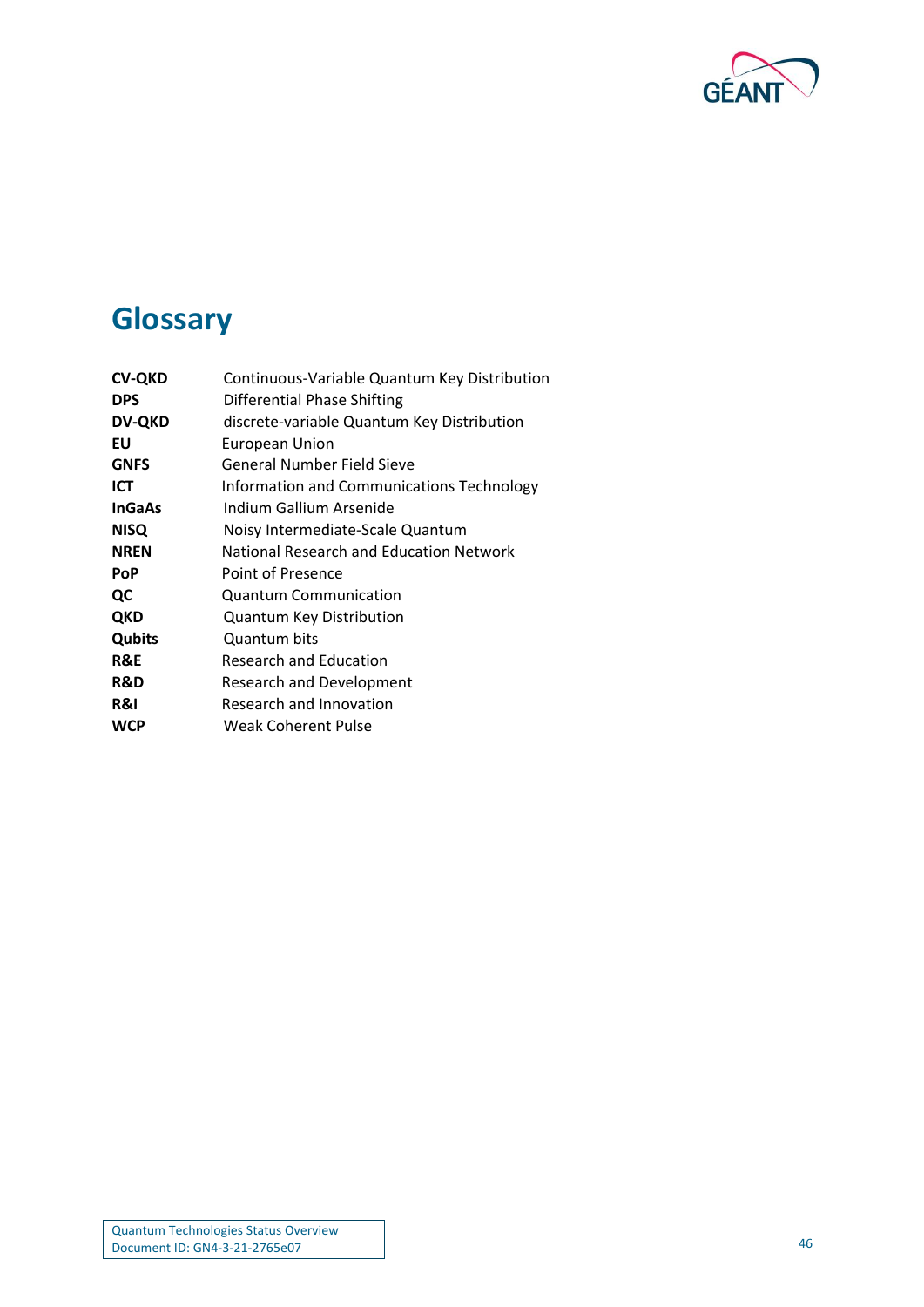# Glossary

| | |
|---|---|
| **CV-QKD** | Continuous-Variable Quantum Key Distribution |
| **DPS** | Differential Phase Shifting |
| **DV-QKD** | discrete-variable Quantum Key Distribution |
| **EU** | European Union |
| **GNFS** | General Number Field Sieve |
| **ICT** | Information and Communications Technology |
| **InGaAs** | Indium Gallium Arsenide |
| **NISQ** | Noisy Intermediate-Scale Quantum |
| **NREN** | National Research and Education Network |
| **PoP** | Point of Presence |
| **QC** | Quantum Communication |
| **QKD** | Quantum Key Distribution |
| **Qubits** | Quantum bits |
| **R&E** | Research and Education |
| **R&D** | Research and Development |
| **R&I** | Research and Innovation |
| **WCP** | Weak Coherent Pulse |